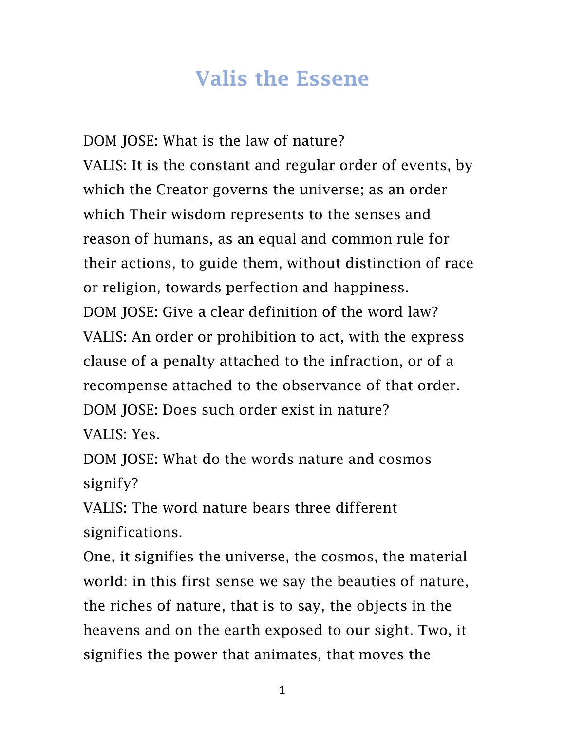# Valis the Essene

DOM JOSE: What is the law of nature?

VALIS: It is the constant and regular order of events, by which the Creator governs the universe; as an order which Their wisdom represents to the senses and reason of humans, as an equal and common rule for their actions, to guide them, without distinction of race or religion, towards perfection and happiness.

DOM JOSE: Give a clear definition of the word law?

VALIS: An order or prohibition to act, with the express clause of a penalty attached to the infraction, or of a recompense attached to the observance of that order.

DOM JOSE: Does such order exist in nature?

VALIS: Yes.

DOM JOSE: What do the words nature and cosmos signify?

VALIS: The word nature bears three different significations.

One, it signifies the universe, the cosmos, the material world: in this first sense we say the beauties of nature, the riches of nature, that is to say, the objects in the heavens and on the earth exposed to our sight. Two, it signifies the power that animates, that moves the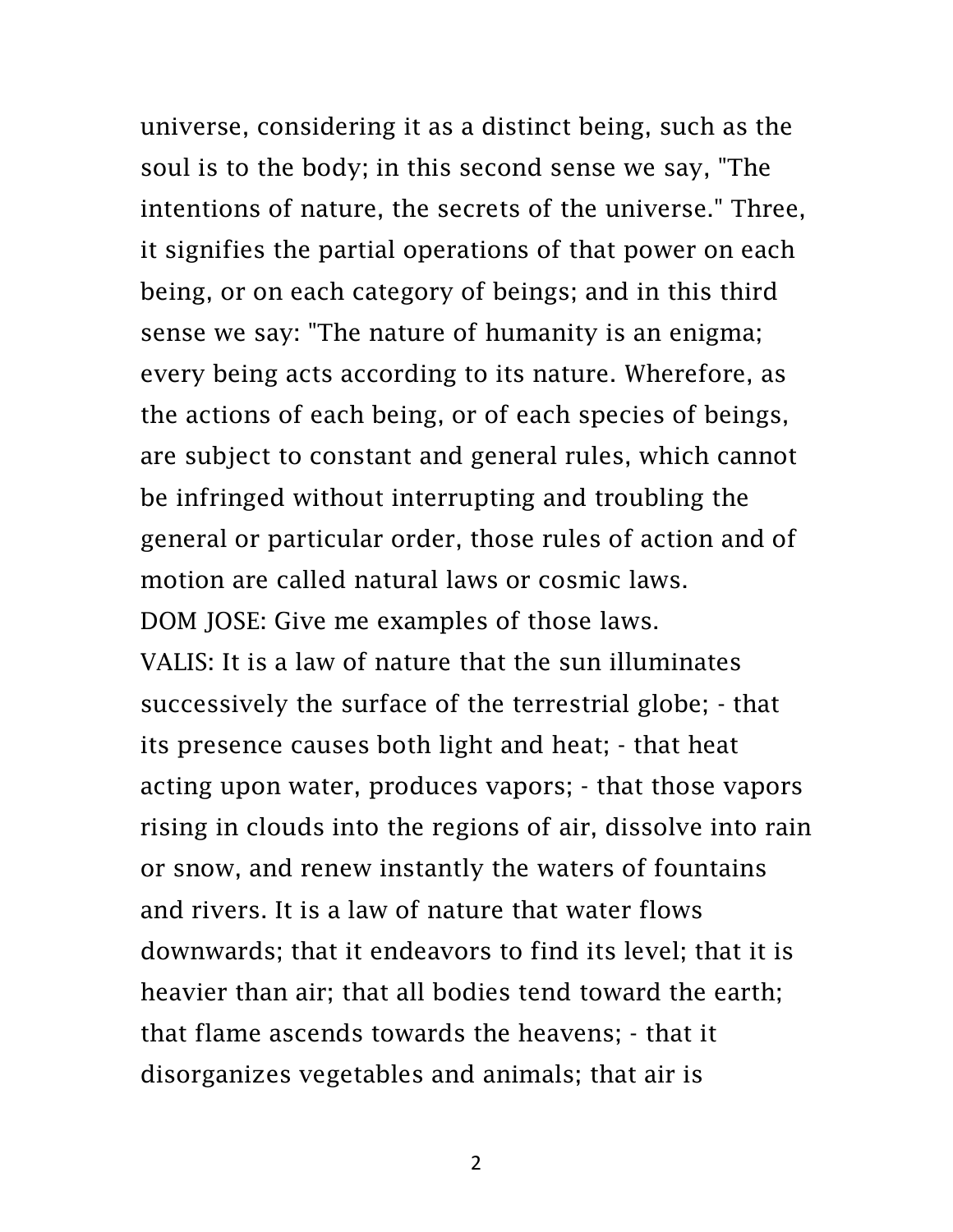universe, considering it as a distinct being, such as the soul is to the body; in this second sense we say, "The intentions of nature, the secrets of the universe." Three, it signifies the partial operations of that power on each being, or on each category of beings; and in this third sense we say: "The nature of humanity is an enigma; every being acts according to its nature. Wherefore, as the actions of each being, or of each species of beings, are subject to constant and general rules, which cannot be infringed without interrupting and troubling the general or particular order, those rules of action and of motion are called natural laws or cosmic laws.

DOM JOSE: Give me examples of those laws.

VALIS: It is a law of nature that the sun illuminates successively the surface of the terrestrial globe; - that its presence causes both light and heat; - that heat acting upon water, produces vapors; - that those vapors rising in clouds into the regions of air, dissolve into rain or snow, and renew instantly the waters of fountains and rivers. It is a law of nature that water flows downwards; that it endeavors to find its level; that it is heavier than air; that all bodies tend toward the earth; that flame ascends towards the heavens; - that it disorganizes vegetables and animals; that air is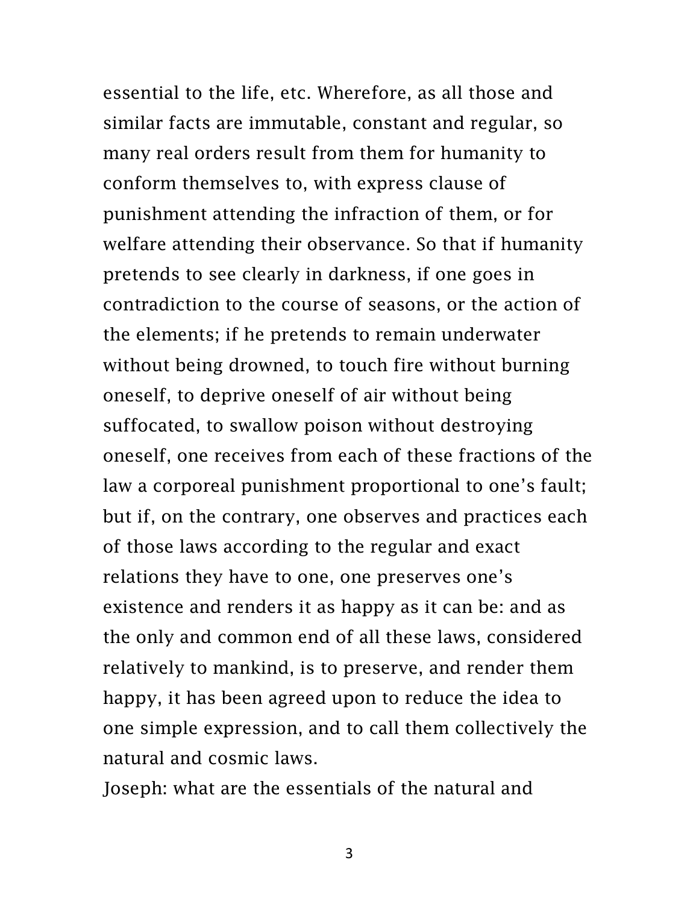essential to the life, etc. Wherefore, as all those and similar facts are immutable, constant and regular, so many real orders result from them for humanity to conform themselves to, with express clause of punishment attending the infraction of them, or for welfare attending their observance. So that if humanity pretends to see clearly in darkness, if one goes in contradiction to the course of seasons, or the action of the elements; if he pretends to remain underwater without being drowned, to touch fire without burning oneself, to deprive oneself of air without being suffocated, to swallow poison without destroying oneself, one receives from each of these fractions of the law a corporeal punishment proportional to one's fault; but if, on the contrary, one observes and practices each of those laws according to the regular and exact relations they have to one, one preserves one's existence and renders it as happy as it can be: and as the only and common end of all these laws, considered relatively to mankind, is to preserve, and render them happy, it has been agreed upon to reduce the idea to one simple expression, and to call them collectively the natural and cosmic laws.

Joseph: what are the essentials of the natural and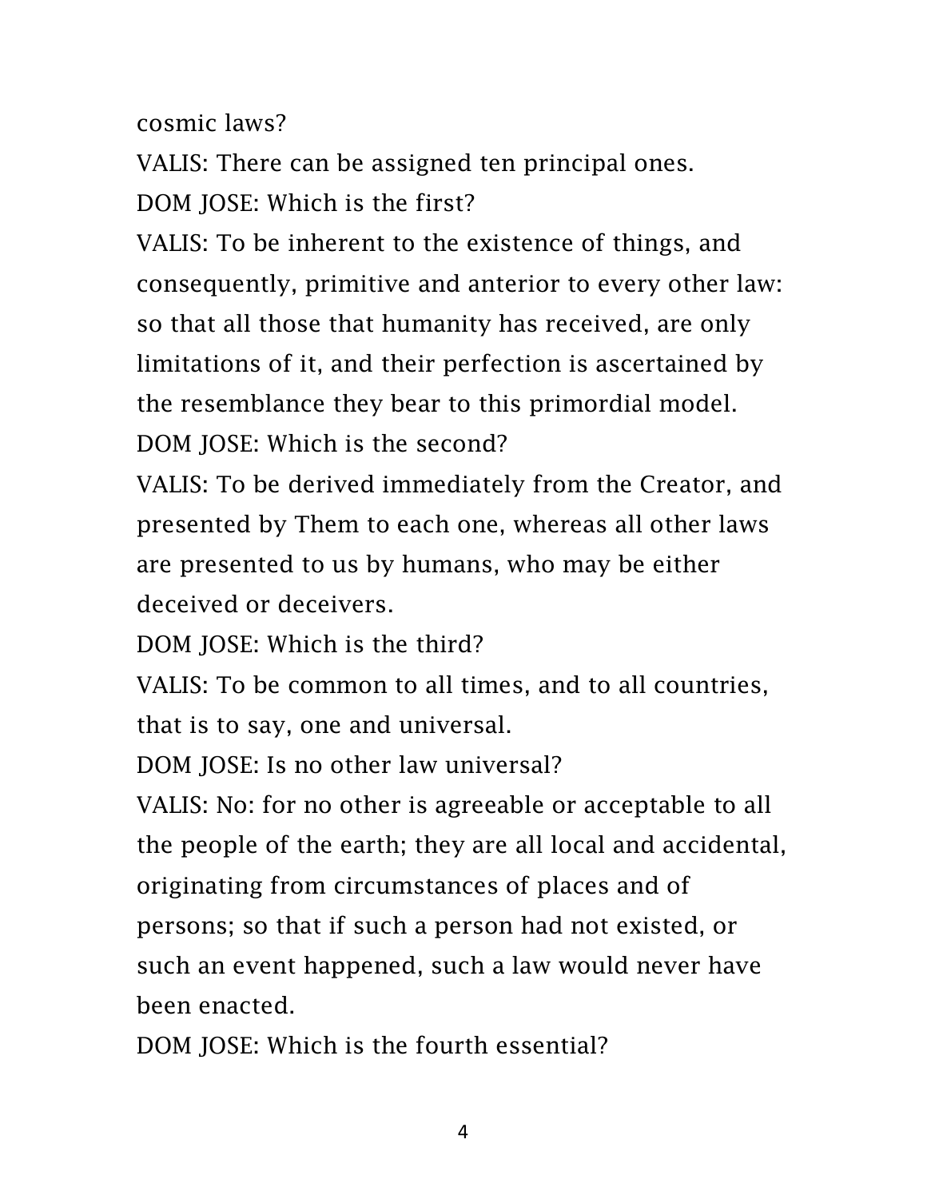cosmic laws?

VALIS: There can be assigned ten principal ones.

DOM JOSE: Which is the first?

VALIS: To be inherent to the existence of things, and consequently, primitive and anterior to every other law: so that all those that humanity has received, are only limitations of it, and their perfection is ascertained by the resemblance they bear to this primordial model.

DOM JOSE: Which is the second?

VALIS: To be derived immediately from the Creator, and presented by Them to each one, whereas all other laws are presented to us by humans, who may be either deceived or deceivers.

DOM JOSE: Which is the third?

VALIS: To be common to all times, and to all countries, that is to say, one and universal.

DOM JOSE: Is no other law universal?

VALIS: No: for no other is agreeable or acceptable to all the people of the earth; they are all local and accidental, originating from circumstances of places and of persons; so that if such a person had not existed, or such an event happened, such a law would never have been enacted.

DOM JOSE: Which is the fourth essential?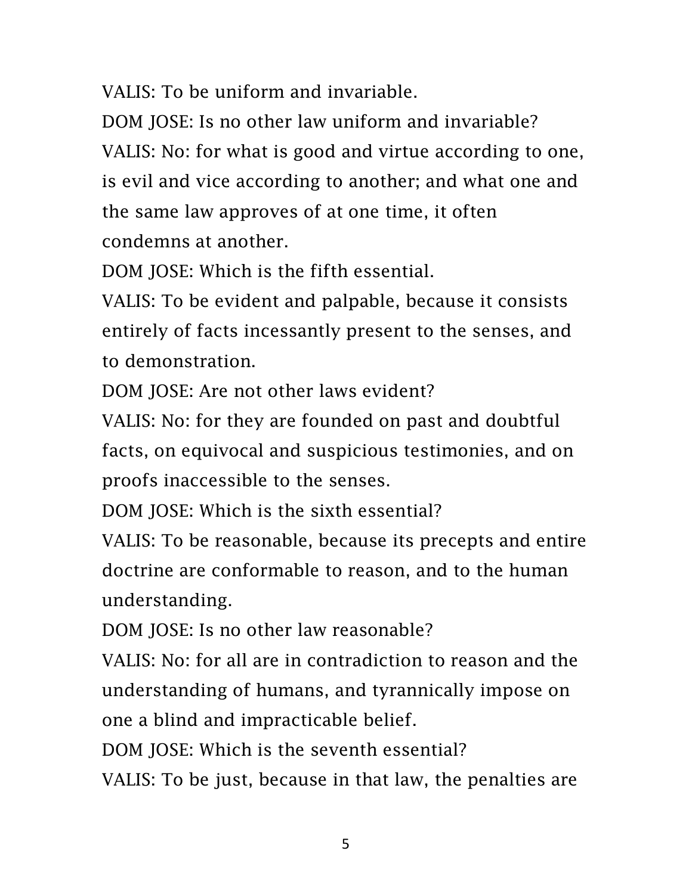VALIS: To be uniform and invariable.

DOM JOSE: Is no other law uniform and invariable?

VALIS: No: for what is good and virtue according to one, is evil and vice according to another; and what one and the same law approves of at one time, it often condemns at another.

DOM JOSE: Which is the fifth essential.

VALIS: To be evident and palpable, because it consists entirely of facts incessantly present to the senses, and to demonstration.

DOM JOSE: Are not other laws evident?

VALIS: No: for they are founded on past and doubtful facts, on equivocal and suspicious testimonies, and on proofs inaccessible to the senses.

DOM JOSE: Which is the sixth essential?

VALIS: To be reasonable, because its precepts and entire doctrine are conformable to reason, and to the human understanding.

DOM JOSE: Is no other law reasonable?

VALIS: No: for all are in contradiction to reason and the understanding of humans, and tyrannically impose on one a blind and impracticable belief.

DOM JOSE: Which is the seventh essential?

VALIS: To be just, because in that law, the penalties are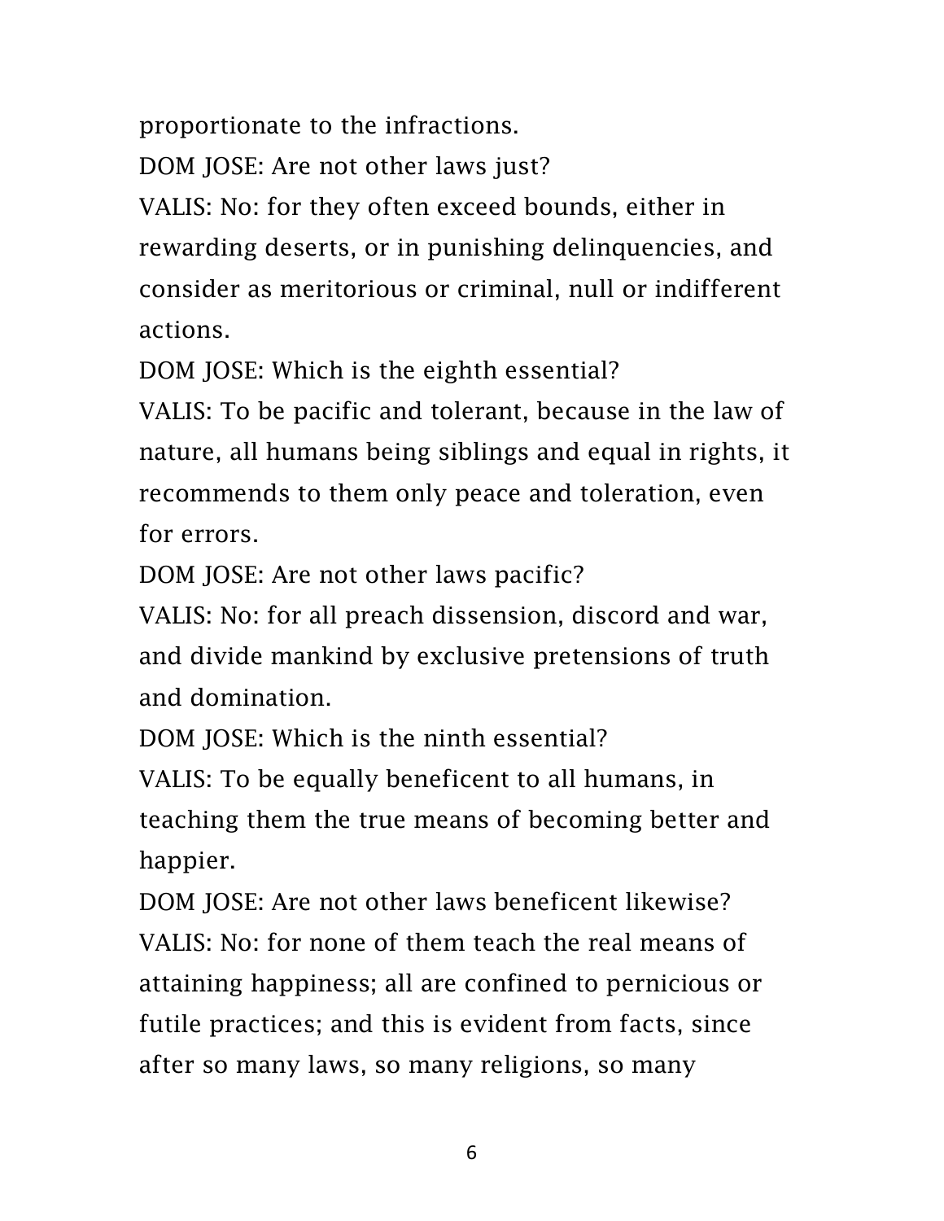proportionate to the infractions.

DOM JOSE: Are not other laws just?

VALIS: No: for they often exceed bounds, either in rewarding deserts, or in punishing delinquencies, and consider as meritorious or criminal, null or indifferent actions.

DOM JOSE: Which is the eighth essential?

VALIS: To be pacific and tolerant, because in the law of nature, all humans being siblings and equal in rights, it recommends to them only peace and toleration, even for errors.

DOM JOSE: Are not other laws pacific?

VALIS: No: for all preach dissension, discord and war, and divide mankind by exclusive pretensions of truth and domination.

DOM JOSE: Which is the ninth essential?

VALIS: To be equally beneficent to all humans, in teaching them the true means of becoming better and happier.

DOM JOSE: Are not other laws beneficent likewise?

VALIS: No: for none of them teach the real means of attaining happiness; all are confined to pernicious or futile practices; and this is evident from facts, since after so many laws, so many religions, so many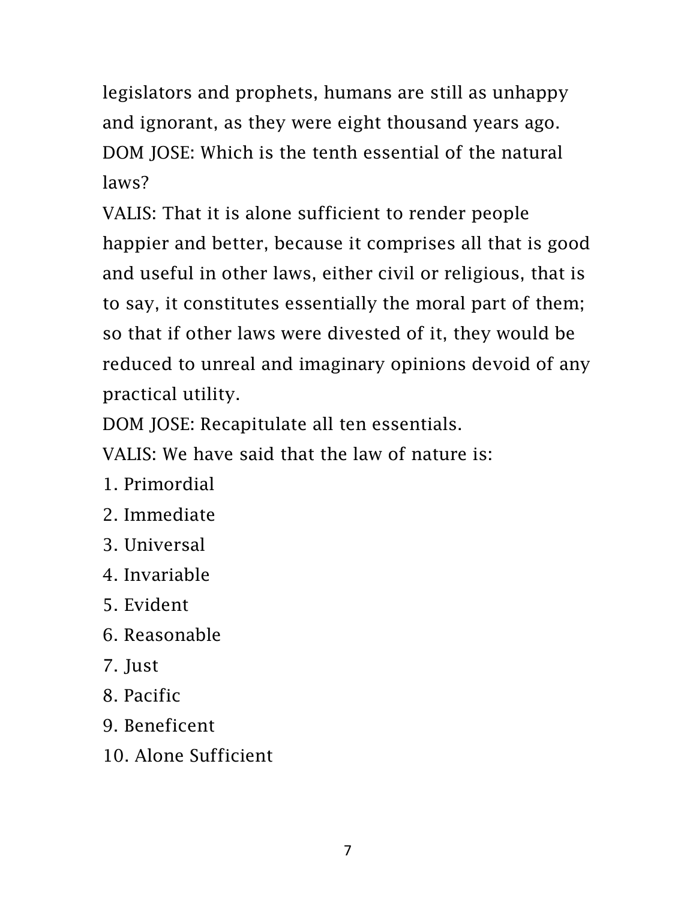legislators and prophets, humans are still as unhappy and ignorant, as they were eight thousand years ago.

DOM JOSE: Which is the tenth essential of the natural laws?

VALIS: That it is alone sufficient to render people happier and better, because it comprises all that is good and useful in other laws, either civil or religious, that is to say, it constitutes essentially the moral part of them; so that if other laws were divested of it, they would be reduced to unreal and imaginary opinions devoid of any practical utility.

DOM JOSE: Recapitulate all ten essentials.

VALIS: We have said that the law of nature is:

1. Primordial
2. Immediate
3. Universal
4. Invariable
5. Evident
6. Reasonable
7. Just
8. Pacific
9. Beneficent
10. Alone Sufficient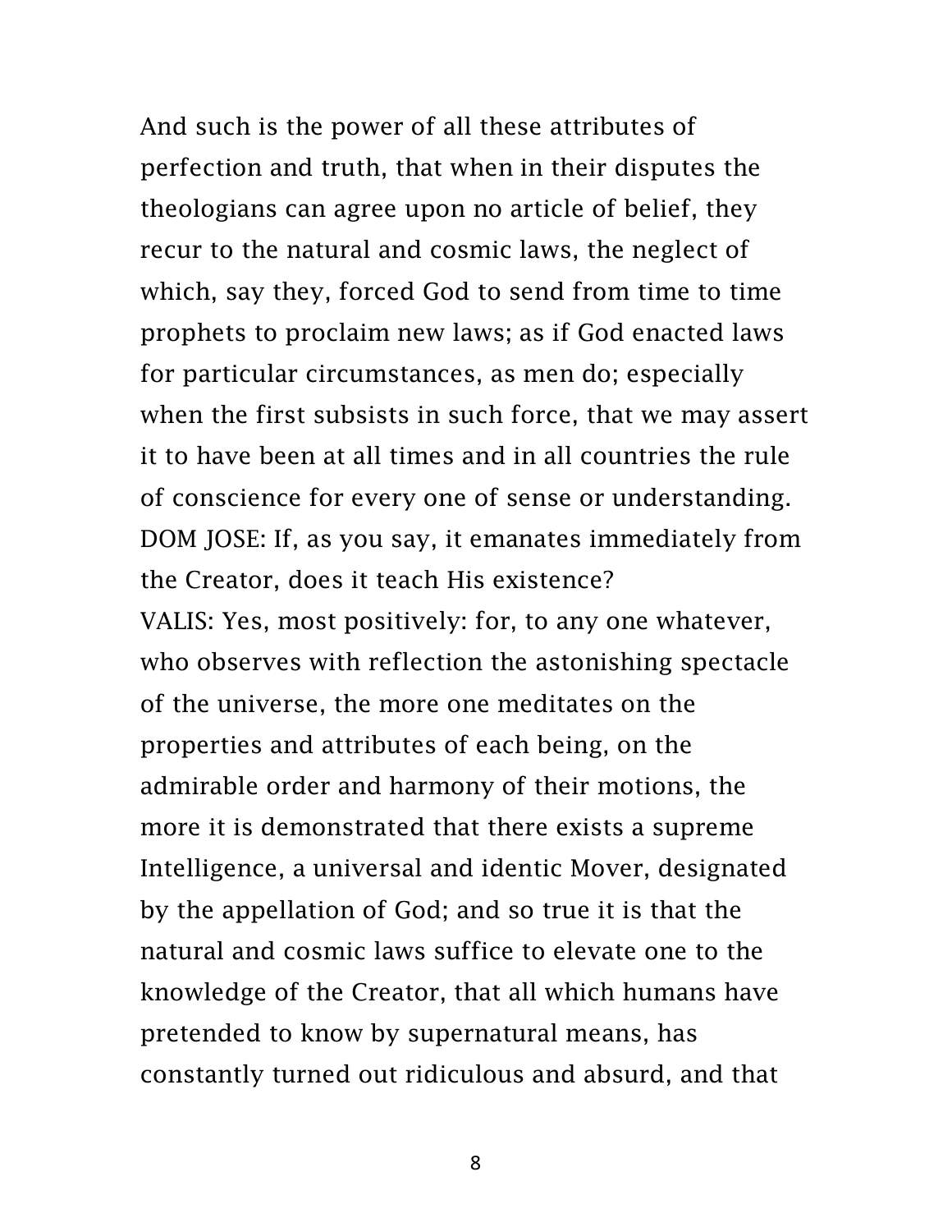And such is the power of all these attributes of perfection and truth, that when in their disputes the theologians can agree upon no article of belief, they recur to the natural and cosmic laws, the neglect of which, say they, forced God to send from time to time prophets to proclaim new laws; as if God enacted laws for particular circumstances, as men do; especially when the first subsists in such force, that we may assert it to have been at all times and in all countries the rule of conscience for every one of sense or understanding.

DOM JOSE: If, as you say, it emanates immediately from the Creator, does it teach His existence?

VALIS: Yes, most positively: for, to any one whatever, who observes with reflection the astonishing spectacle of the universe, the more one meditates on the properties and attributes of each being, on the admirable order and harmony of their motions, the more it is demonstrated that there exists a supreme Intelligence, a universal and identic Mover, designated by the appellation of God; and so true it is that the natural and cosmic laws suffice to elevate one to the knowledge of the Creator, that all which humans have pretended to know by supernatural means, has constantly turned out ridiculous and absurd, and that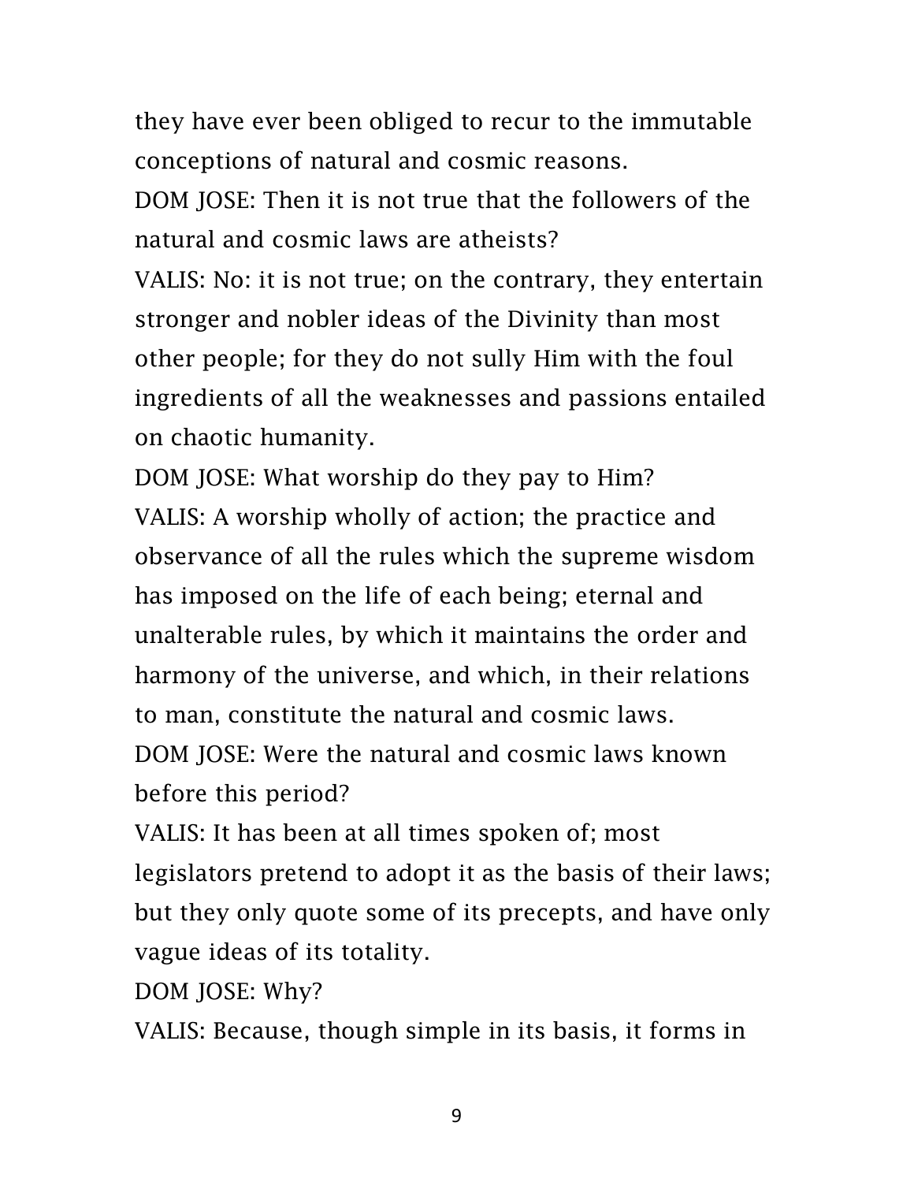they have ever been obliged to recur to the immutable conceptions of natural and cosmic reasons.

DOM JOSE: Then it is not true that the followers of the natural and cosmic laws are atheists?

VALIS: No: it is not true; on the contrary, they entertain stronger and nobler ideas of the Divinity than most other people; for they do not sully Him with the foul ingredients of all the weaknesses and passions entailed on chaotic humanity.

DOM JOSE: What worship do they pay to Him?

VALIS: A worship wholly of action; the practice and observance of all the rules which the supreme wisdom has imposed on the life of each being; eternal and unalterable rules, by which it maintains the order and harmony of the universe, and which, in their relations to man, constitute the natural and cosmic laws.

DOM JOSE: Were the natural and cosmic laws known before this period?

VALIS: It has been at all times spoken of; most legislators pretend to adopt it as the basis of their laws; but they only quote some of its precepts, and have only vague ideas of its totality.

DOM JOSE: Why?

VALIS: Because, though simple in its basis, it forms in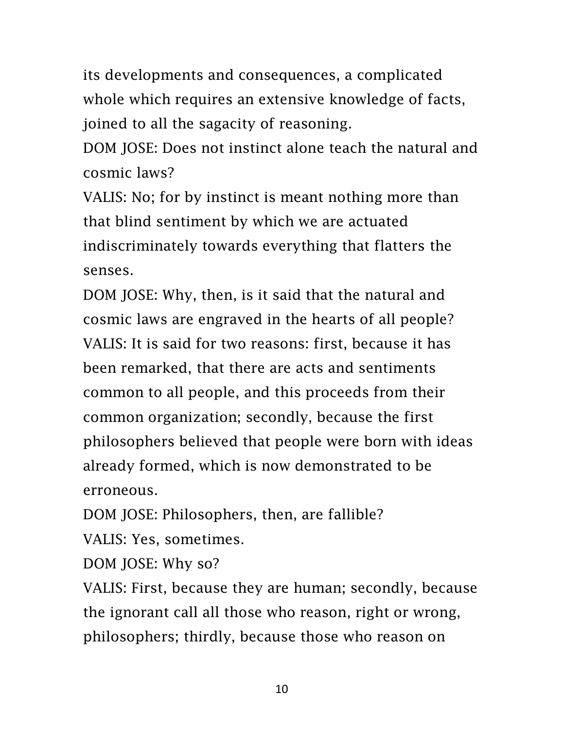its developments and consequences, a complicated whole which requires an extensive knowledge of facts, joined to all the sagacity of reasoning.

DOM JOSE: Does not instinct alone teach the natural and cosmic laws?

VALIS: No; for by instinct is meant nothing more than that blind sentiment by which we are actuated indiscriminately towards everything that flatters the senses.

DOM JOSE: Why, then, is it said that the natural and cosmic laws are engraved in the hearts of all people?

VALIS: It is said for two reasons: first, because it has been remarked, that there are acts and sentiments common to all people, and this proceeds from their common organization; secondly, because the first philosophers believed that people were born with ideas already formed, which is now demonstrated to be erroneous.

DOM JOSE: Philosophers, then, are fallible?

VALIS: Yes, sometimes.

DOM JOSE: Why so?

VALIS: First, because they are human; secondly, because the ignorant call all those who reason, right or wrong, philosophers; thirdly, because those who reason on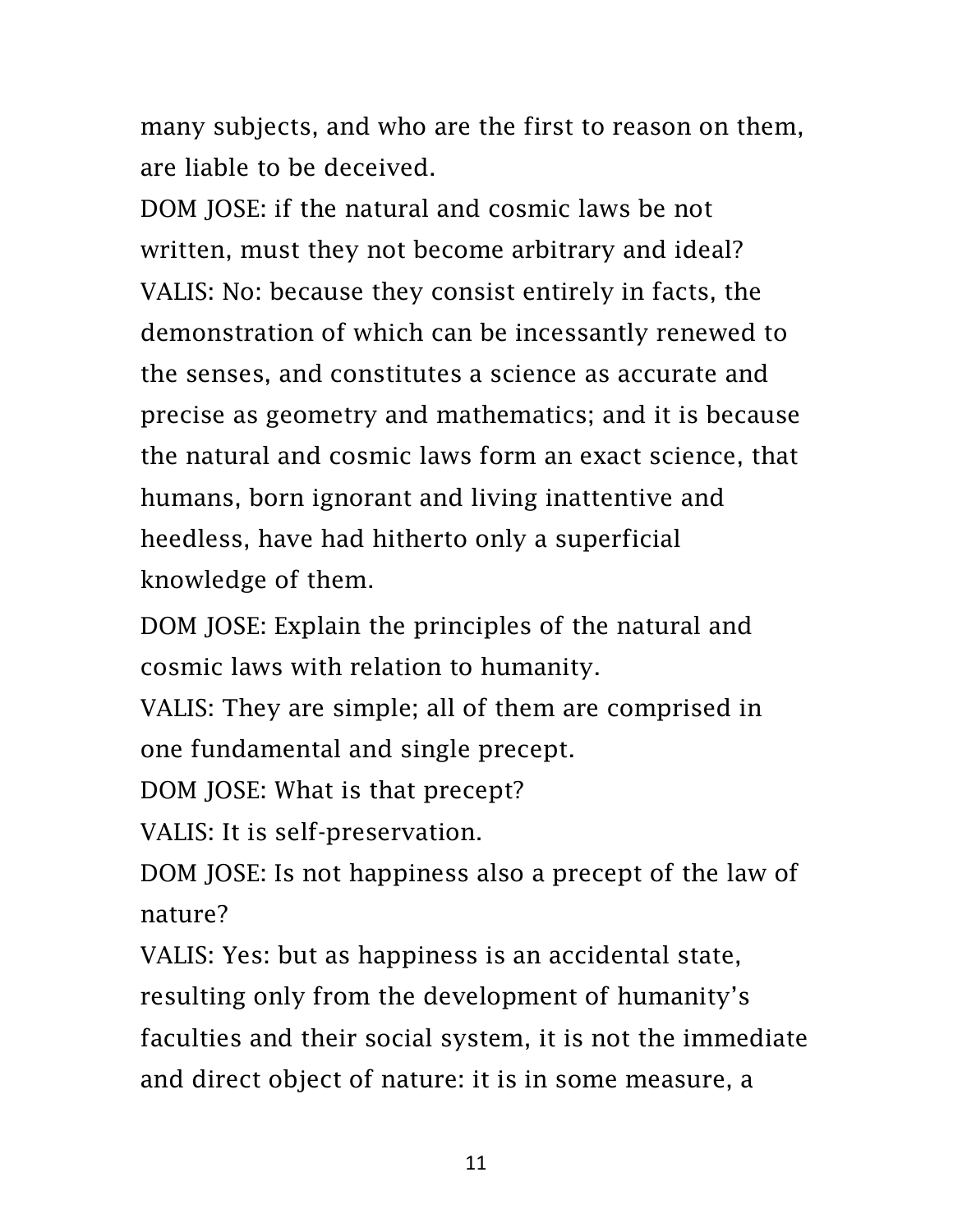many subjects, and who are the first to reason on them, are liable to be deceived.

DOM JOSE: if the natural and cosmic laws be not written, must they not become arbitrary and ideal?

VALIS: No: because they consist entirely in facts, the demonstration of which can be incessantly renewed to the senses, and constitutes a science as accurate and precise as geometry and mathematics; and it is because the natural and cosmic laws form an exact science, that humans, born ignorant and living inattentive and heedless, have had hitherto only a superficial knowledge of them.

DOM JOSE: Explain the principles of the natural and cosmic laws with relation to humanity.

VALIS: They are simple; all of them are comprised in one fundamental and single precept.

DOM JOSE: What is that precept?

VALIS: It is self-preservation.

DOM JOSE: Is not happiness also a precept of the law of nature?

VALIS: Yes: but as happiness is an accidental state, resulting only from the development of humanity's faculties and their social system, it is not the immediate and direct object of nature: it is in some measure, a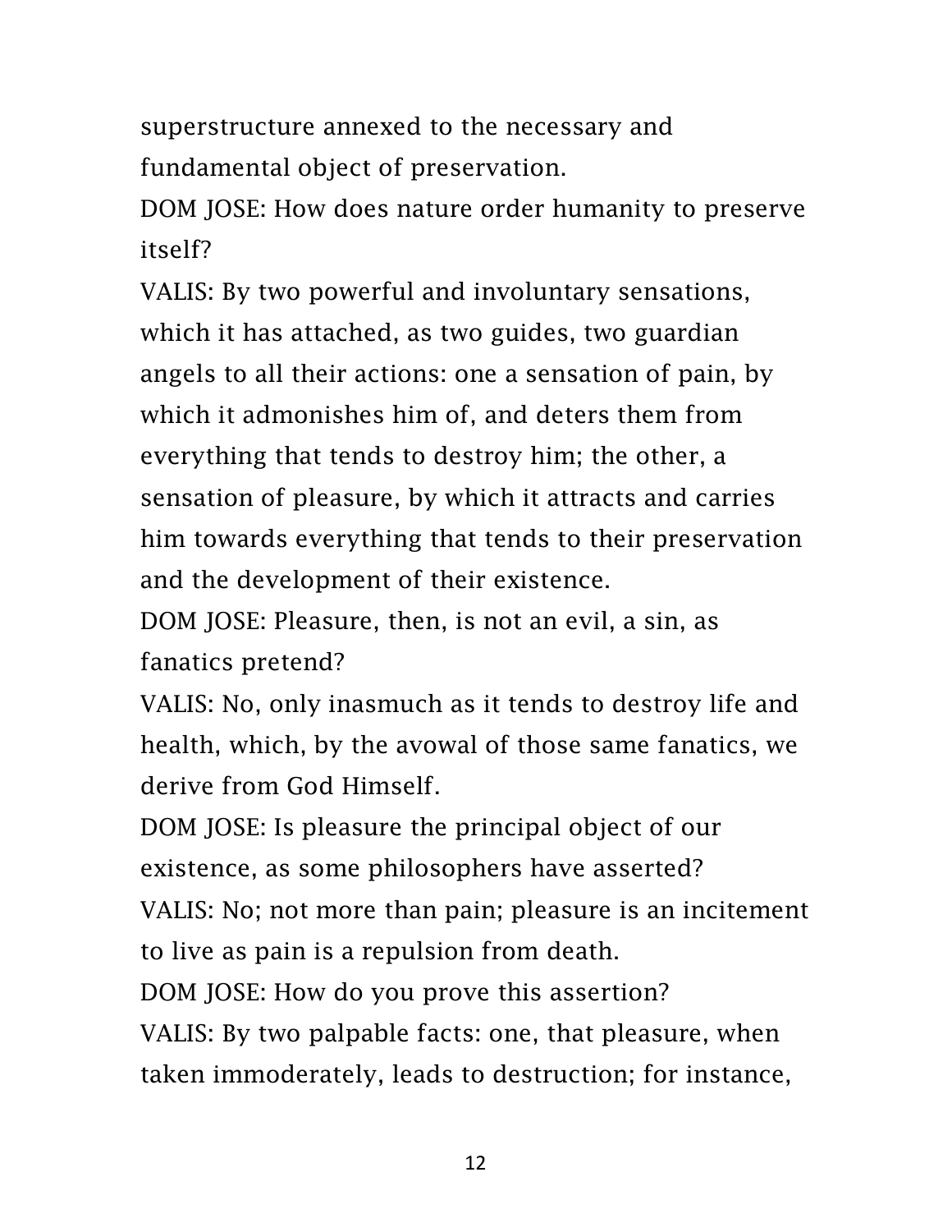superstructure annexed to the necessary and fundamental object of preservation.

DOM JOSE: How does nature order humanity to preserve itself?

VALIS: By two powerful and involuntary sensations, which it has attached, as two guides, two guardian angels to all their actions: one a sensation of pain, by which it admonishes him of, and deters them from everything that tends to destroy him; the other, a sensation of pleasure, by which it attracts and carries him towards everything that tends to their preservation and the development of their existence.

DOM JOSE: Pleasure, then, is not an evil, a sin, as fanatics pretend?

VALIS: No, only inasmuch as it tends to destroy life and health, which, by the avowal of those same fanatics, we derive from God Himself.

DOM JOSE: Is pleasure the principal object of our existence, as some philosophers have asserted?

VALIS: No; not more than pain; pleasure is an incitement to live as pain is a repulsion from death.

DOM JOSE: How do you prove this assertion?

VALIS: By two palpable facts: one, that pleasure, when taken immoderately, leads to destruction; for instance,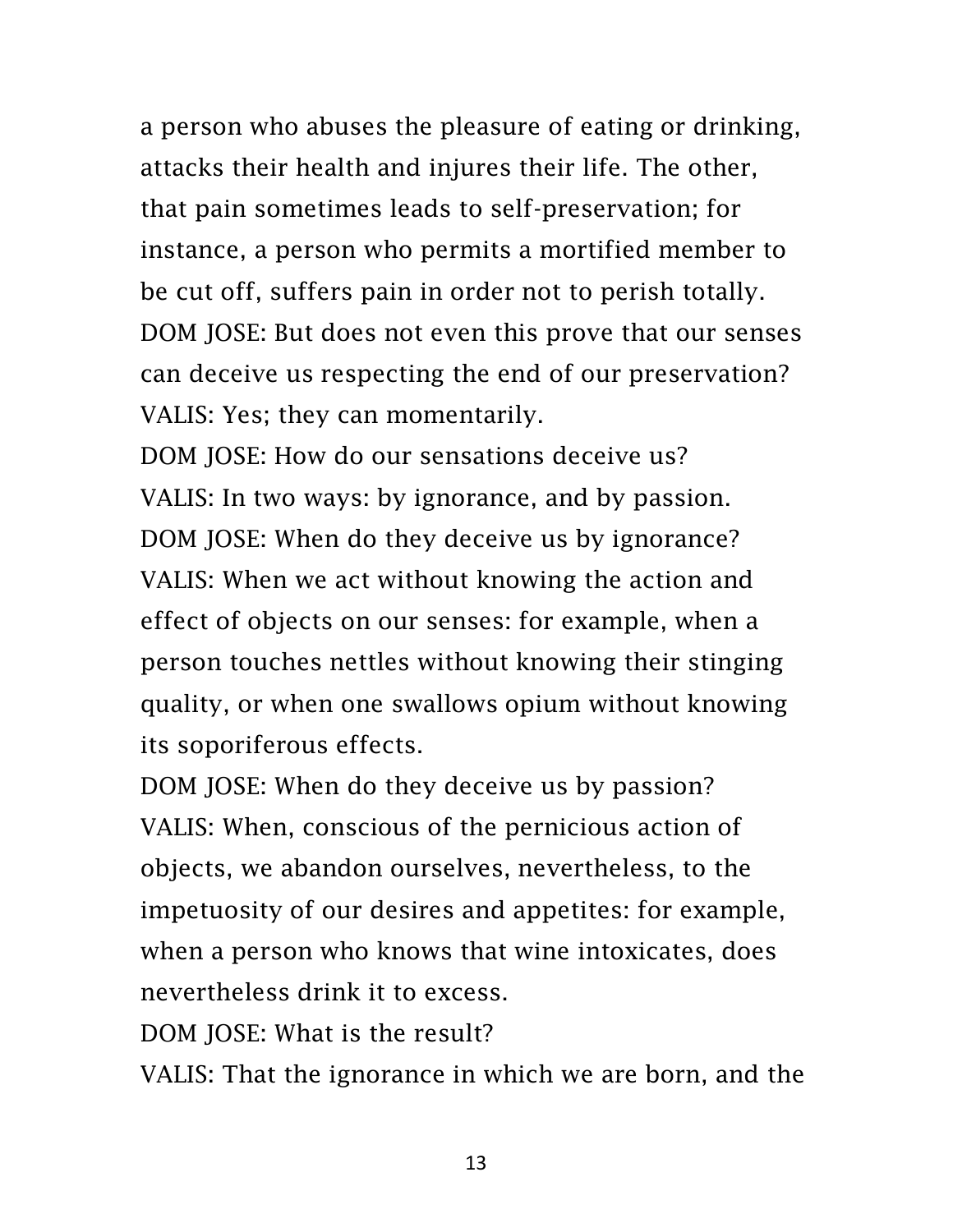a person who abuses the pleasure of eating or drinking, attacks their health and injures their life. The other, that pain sometimes leads to self-preservation; for instance, a person who permits a mortified member to be cut off, suffers pain in order not to perish totally.

DOM JOSE: But does not even this prove that our senses can deceive us respecting the end of our preservation?

VALIS: Yes; they can momentarily.

DOM JOSE: How do our sensations deceive us?

VALIS: In two ways: by ignorance, and by passion.

DOM JOSE: When do they deceive us by ignorance?

VALIS: When we act without knowing the action and effect of objects on our senses: for example, when a person touches nettles without knowing their stinging quality, or when one swallows opium without knowing its soporiferous effects.

DOM JOSE: When do they deceive us by passion?

VALIS: When, conscious of the pernicious action of objects, we abandon ourselves, nevertheless, to the impetuosity of our desires and appetites: for example, when a person who knows that wine intoxicates, does nevertheless drink it to excess.

DOM JOSE: What is the result?

VALIS: That the ignorance in which we are born, and the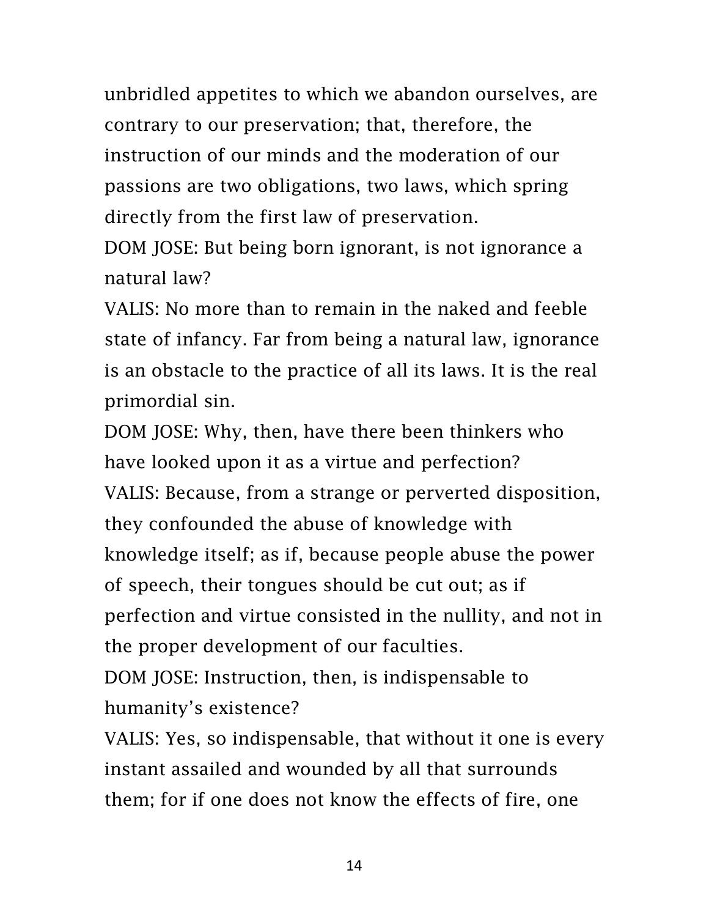unbridled appetites to which we abandon ourselves, are contrary to our preservation; that, therefore, the instruction of our minds and the moderation of our passions are two obligations, two laws, which spring directly from the first law of preservation.

DOM JOSE: But being born ignorant, is not ignorance a natural law?

VALIS: No more than to remain in the naked and feeble state of infancy. Far from being a natural law, ignorance is an obstacle to the practice of all its laws. It is the real primordial sin.

DOM JOSE: Why, then, have there been thinkers who have looked upon it as a virtue and perfection?

VALIS: Because, from a strange or perverted disposition, they confounded the abuse of knowledge with knowledge itself; as if, because people abuse the power of speech, their tongues should be cut out; as if perfection and virtue consisted in the nullity, and not in the proper development of our faculties.

DOM JOSE: Instruction, then, is indispensable to humanity's existence?

VALIS: Yes, so indispensable, that without it one is every instant assailed and wounded by all that surrounds them; for if one does not know the effects of fire, one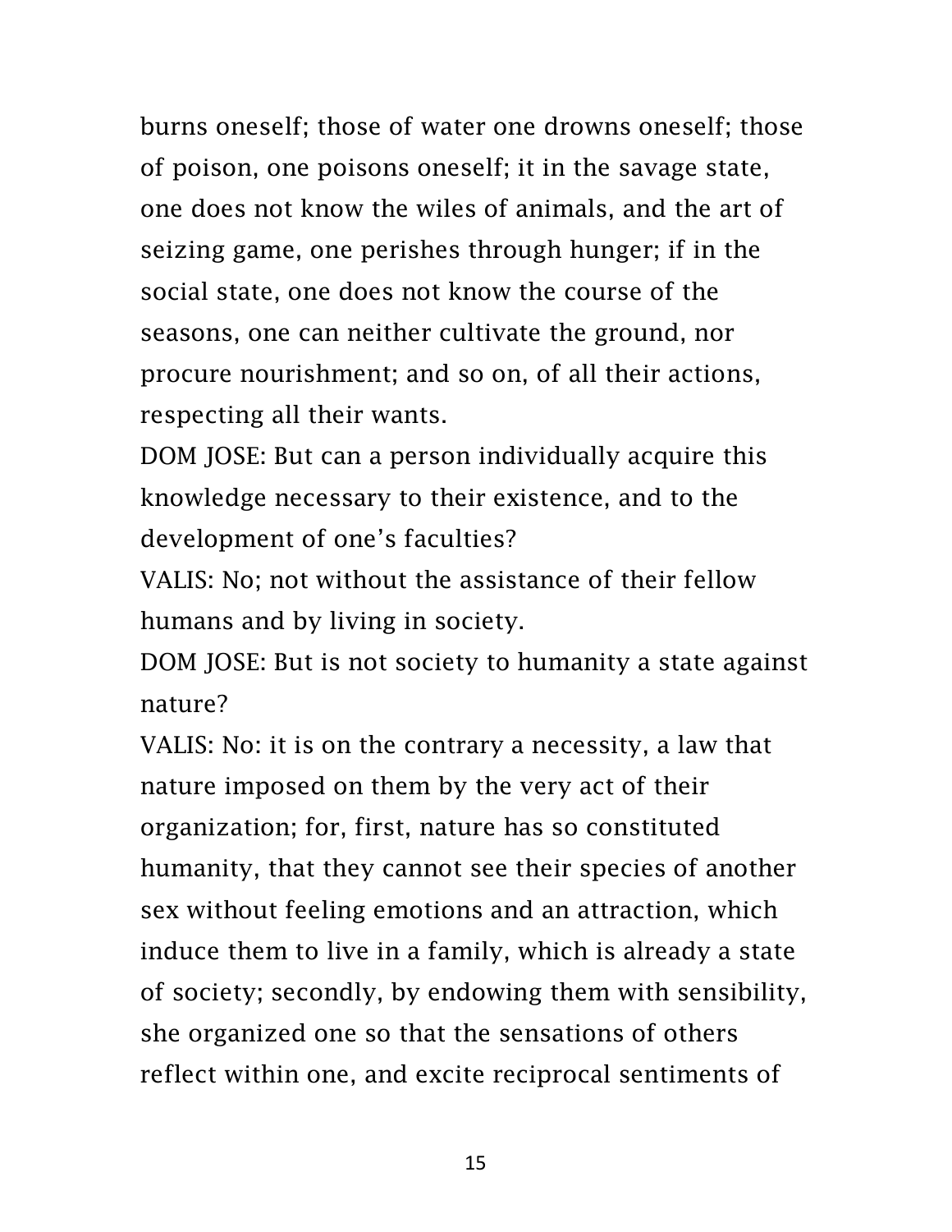burns oneself; those of water one drowns oneself; those of poison, one poisons oneself; it in the savage state, one does not know the wiles of animals, and the art of seizing game, one perishes through hunger; if in the social state, one does not know the course of the seasons, one can neither cultivate the ground, nor procure nourishment; and so on, of all their actions, respecting all their wants.

DOM JOSE: But can a person individually acquire this knowledge necessary to their existence, and to the development of one's faculties?

VALIS: No; not without the assistance of their fellow humans and by living in society.

DOM JOSE: But is not society to humanity a state against nature?

VALIS: No: it is on the contrary a necessity, a law that nature imposed on them by the very act of their organization; for, first, nature has so constituted humanity, that they cannot see their species of another sex without feeling emotions and an attraction, which induce them to live in a family, which is already a state of society; secondly, by endowing them with sensibility, she organized one so that the sensations of others reflect within one, and excite reciprocal sentiments of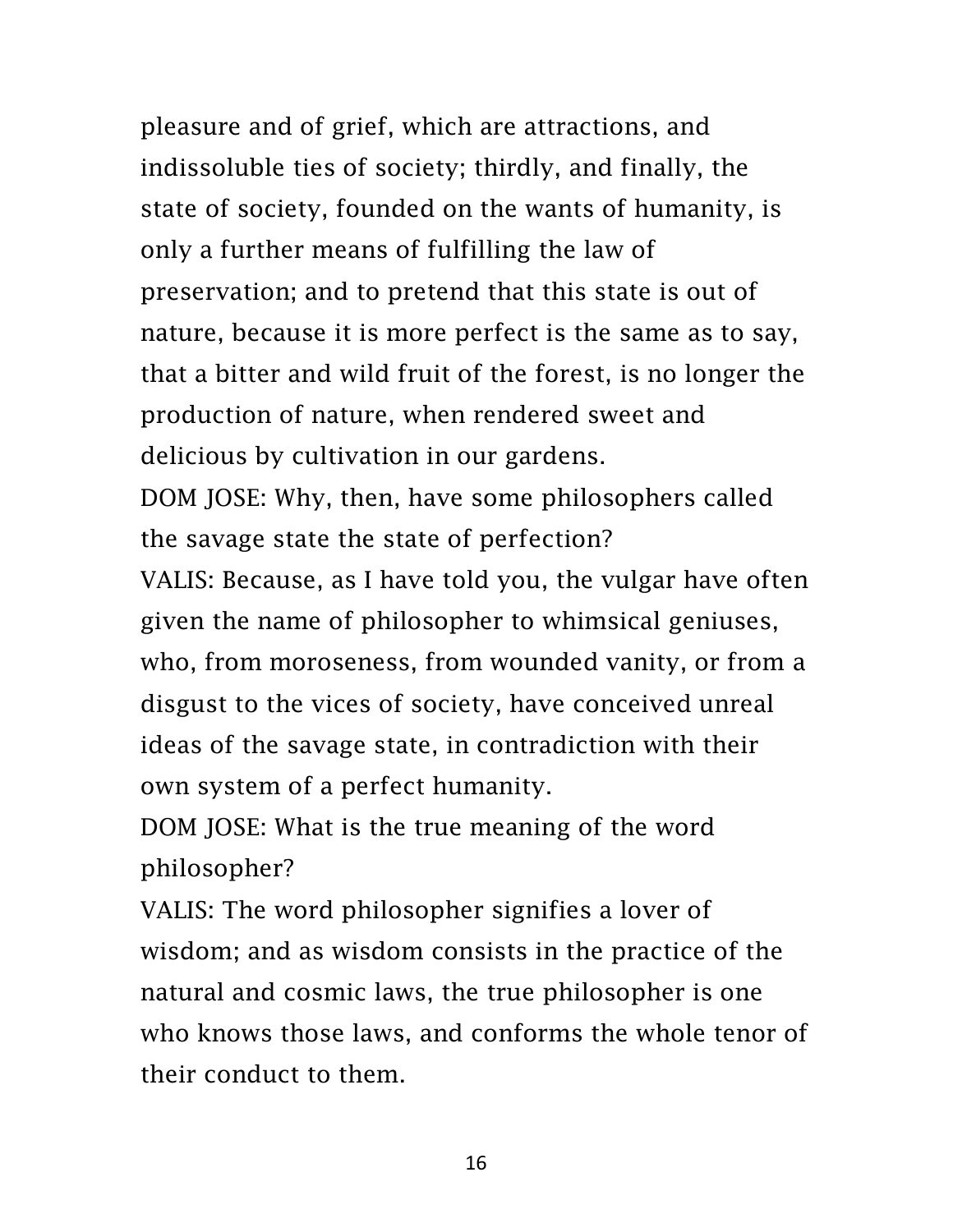pleasure and of grief, which are attractions, and indissoluble ties of society; thirdly, and finally, the state of society, founded on the wants of humanity, is only a further means of fulfilling the law of preservation; and to pretend that this state is out of nature, because it is more perfect is the same as to say, that a bitter and wild fruit of the forest, is no longer the production of nature, when rendered sweet and delicious by cultivation in our gardens.

DOM JOSE: Why, then, have some philosophers called the savage state the state of perfection?

VALIS: Because, as I have told you, the vulgar have often given the name of philosopher to whimsical geniuses, who, from moroseness, from wounded vanity, or from a disgust to the vices of society, have conceived unreal ideas of the savage state, in contradiction with their own system of a perfect humanity.

DOM JOSE: What is the true meaning of the word philosopher?

VALIS: The word philosopher signifies a lover of wisdom; and as wisdom consists in the practice of the natural and cosmic laws, the true philosopher is one who knows those laws, and conforms the whole tenor of their conduct to them.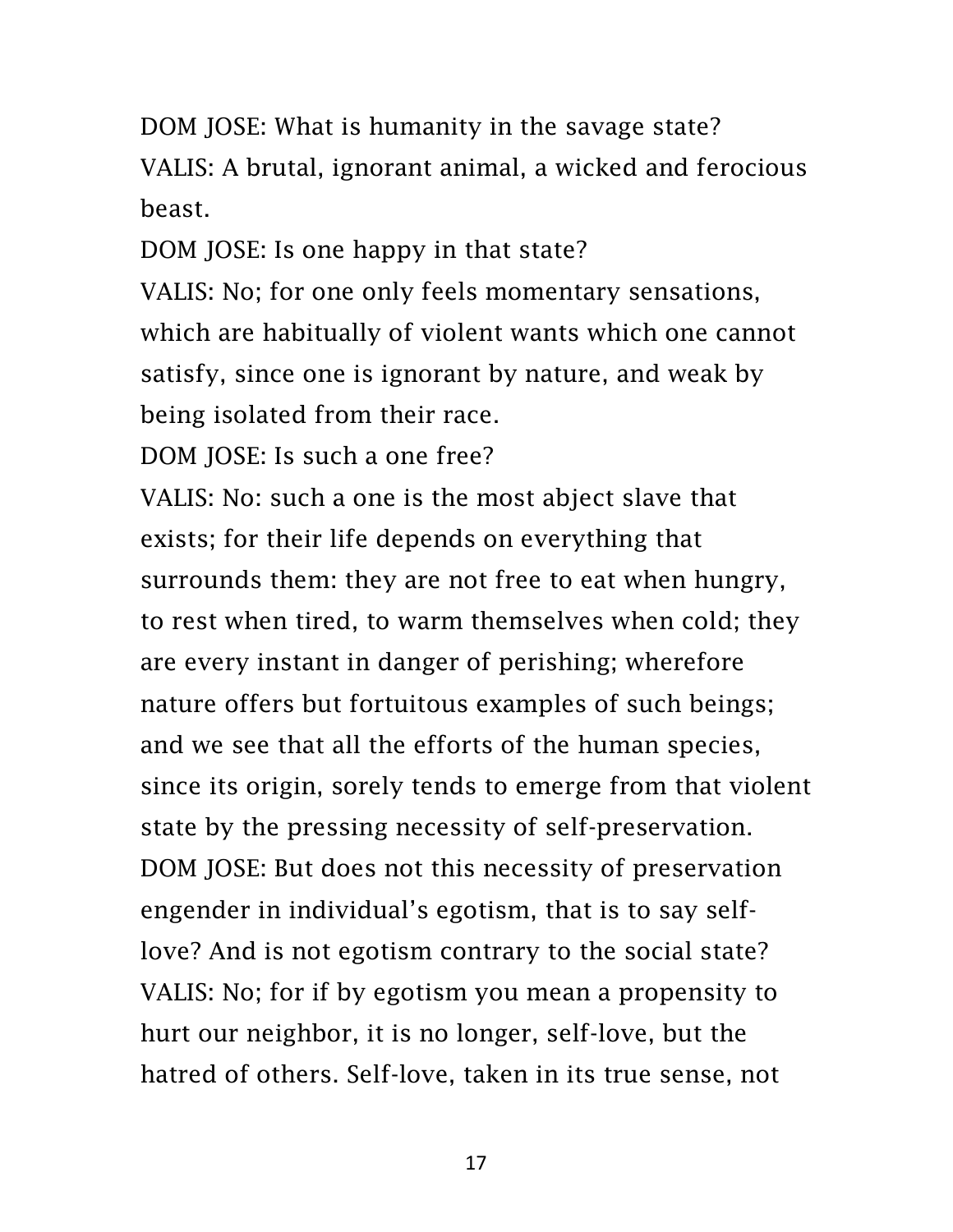DOM JOSE: What is humanity in the savage state?

VALIS: A brutal, ignorant animal, a wicked and ferocious beast.

DOM JOSE: Is one happy in that state?

VALIS: No; for one only feels momentary sensations, which are habitually of violent wants which one cannot satisfy, since one is ignorant by nature, and weak by being isolated from their race.

DOM JOSE: Is such a one free?

VALIS: No: such a one is the most abject slave that exists; for their life depends on everything that surrounds them: they are not free to eat when hungry, to rest when tired, to warm themselves when cold; they are every instant in danger of perishing; wherefore nature offers but fortuitous examples of such beings; and we see that all the efforts of the human species, since its origin, sorely tends to emerge from that violent state by the pressing necessity of self-preservation.

DOM JOSE: But does not this necessity of preservation engender in individual's egotism, that is to say self-love? And is not egotism contrary to the social state?

VALIS: No; for if by egotism you mean a propensity to hurt our neighbor, it is no longer, self-love, but the hatred of others. Self-love, taken in its true sense, not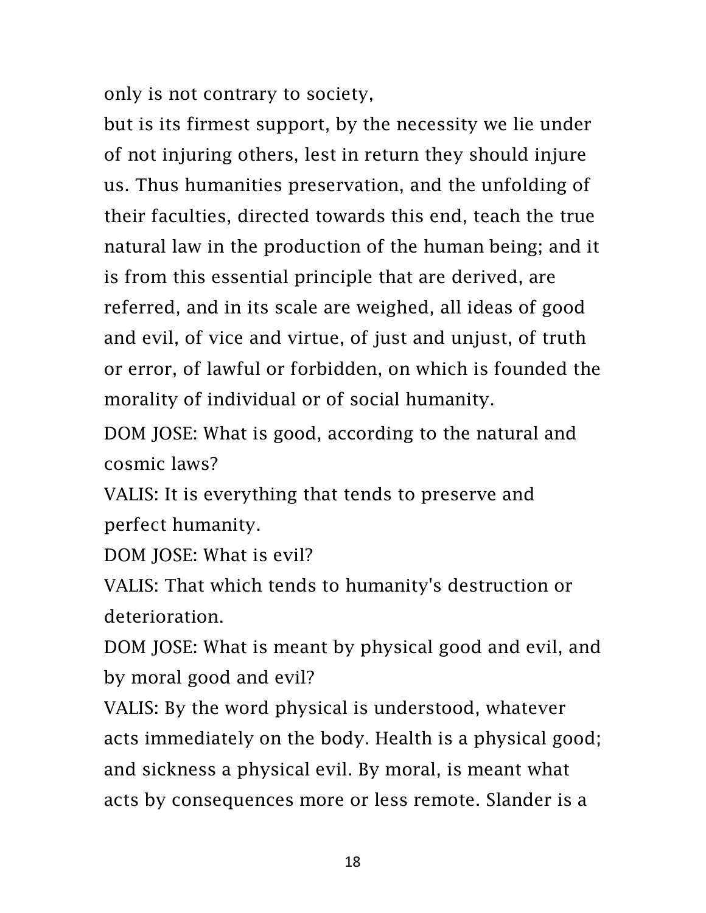only is not contrary to society,
but is its firmest support, by the necessity we lie under of not injuring others, lest in return they should injure us. Thus humanities preservation, and the unfolding of their faculties, directed towards this end, teach the true natural law in the production of the human being; and it is from this essential principle that are derived, are referred, and in its scale are weighed, all ideas of good and evil, of vice and virtue, of just and unjust, of truth or error, of lawful or forbidden, on which is founded the morality of individual or of social humanity.

DOM JOSE: What is good, according to the natural and cosmic laws?

VALIS: It is everything that tends to preserve and perfect humanity.

DOM JOSE: What is evil?

VALIS: That which tends to humanity's destruction or deterioration.

DOM JOSE: What is meant by physical good and evil, and by moral good and evil?

VALIS: By the word physical is understood, whatever acts immediately on the body. Health is a physical good; and sickness a physical evil. By moral, is meant what acts by consequences more or less remote. Slander is a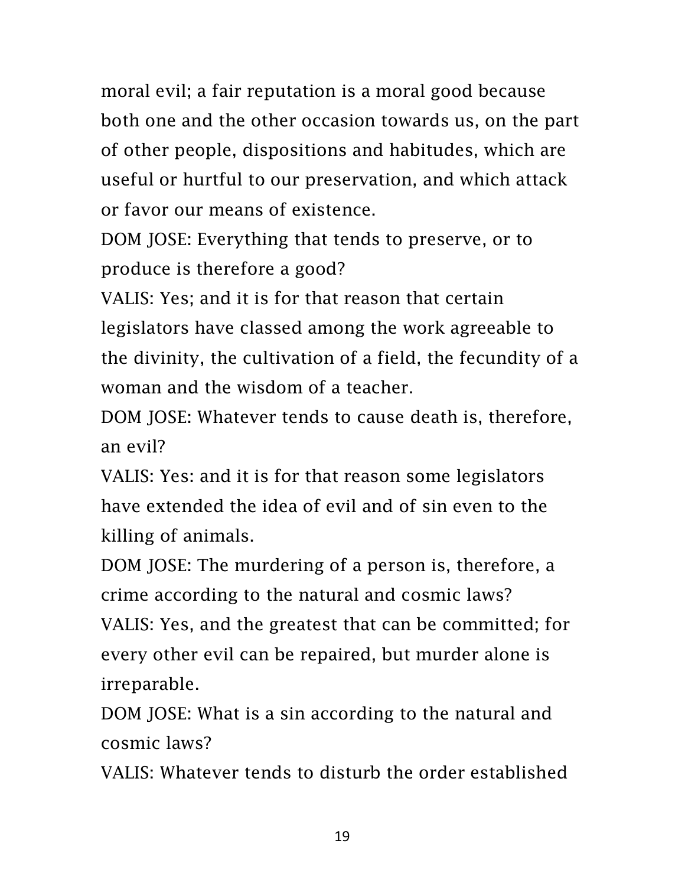moral evil; a fair reputation is a moral good because both one and the other occasion towards us, on the part of other people, dispositions and habitudes, which are useful or hurtful to our preservation, and which attack or favor our means of existence.

DOM JOSE: Everything that tends to preserve, or to produce is therefore a good?

VALIS: Yes; and it is for that reason that certain legislators have classed among the work agreeable to the divinity, the cultivation of a field, the fecundity of a woman and the wisdom of a teacher.

DOM JOSE: Whatever tends to cause death is, therefore, an evil?

VALIS: Yes: and it is for that reason some legislators have extended the idea of evil and of sin even to the killing of animals.

DOM JOSE: The murdering of a person is, therefore, a crime according to the natural and cosmic laws?

VALIS: Yes, and the greatest that can be committed; for every other evil can be repaired, but murder alone is irreparable.

DOM JOSE: What is a sin according to the natural and cosmic laws?

VALIS: Whatever tends to disturb the order established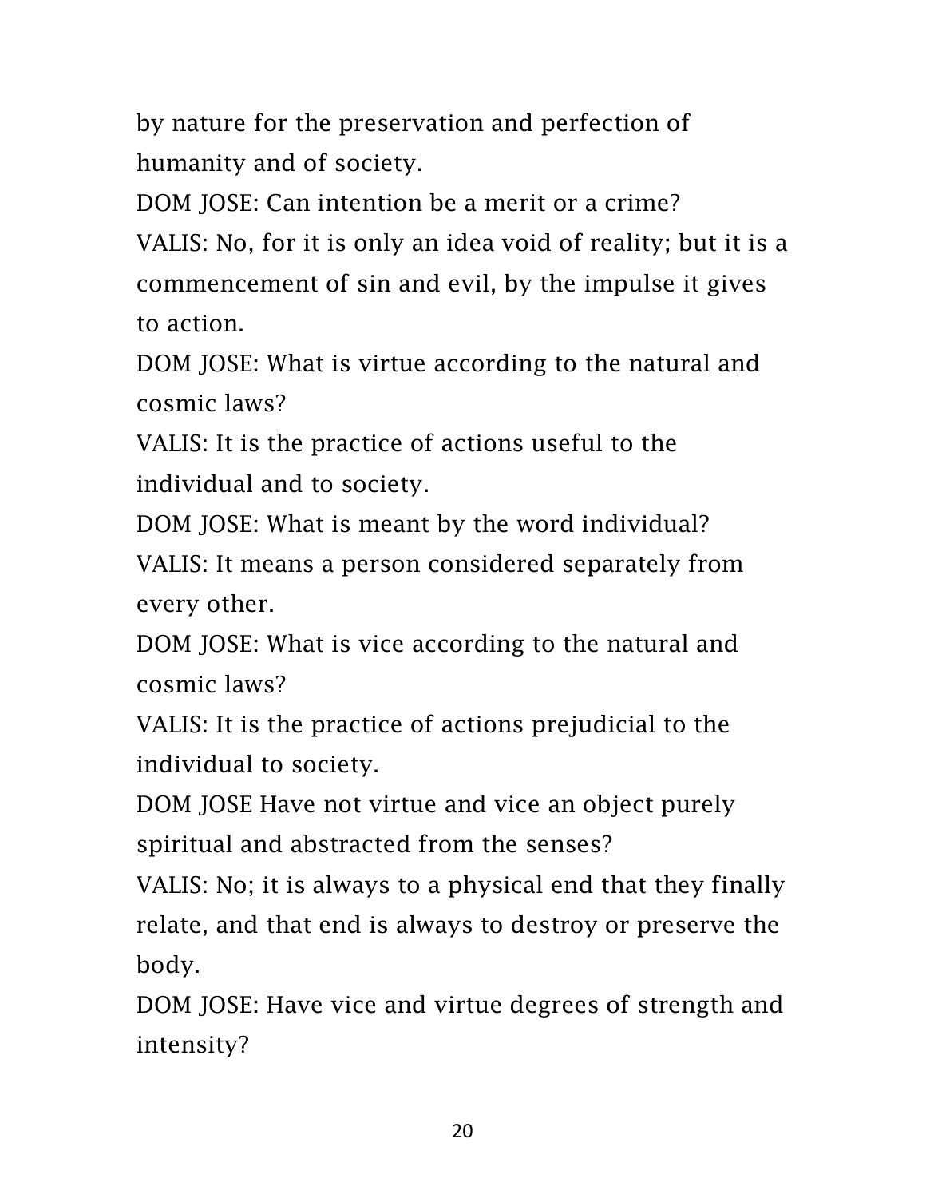by nature for the preservation and perfection of humanity and of society.

DOM JOSE: Can intention be a merit or a crime?

VALIS: No, for it is only an idea void of reality; but it is a commencement of sin and evil, by the impulse it gives to action.

DOM JOSE: What is virtue according to the natural and cosmic laws?

VALIS: It is the practice of actions useful to the individual and to society.

DOM JOSE: What is meant by the word individual?

VALIS: It means a person considered separately from every other.

DOM JOSE: What is vice according to the natural and cosmic laws?

VALIS: It is the practice of actions prejudicial to the individual to society.

DOM JOSE Have not virtue and vice an object purely spiritual and abstracted from the senses?

VALIS: No; it is always to a physical end that they finally relate, and that end is always to destroy or preserve the body.

DOM JOSE: Have vice and virtue degrees of strength and intensity?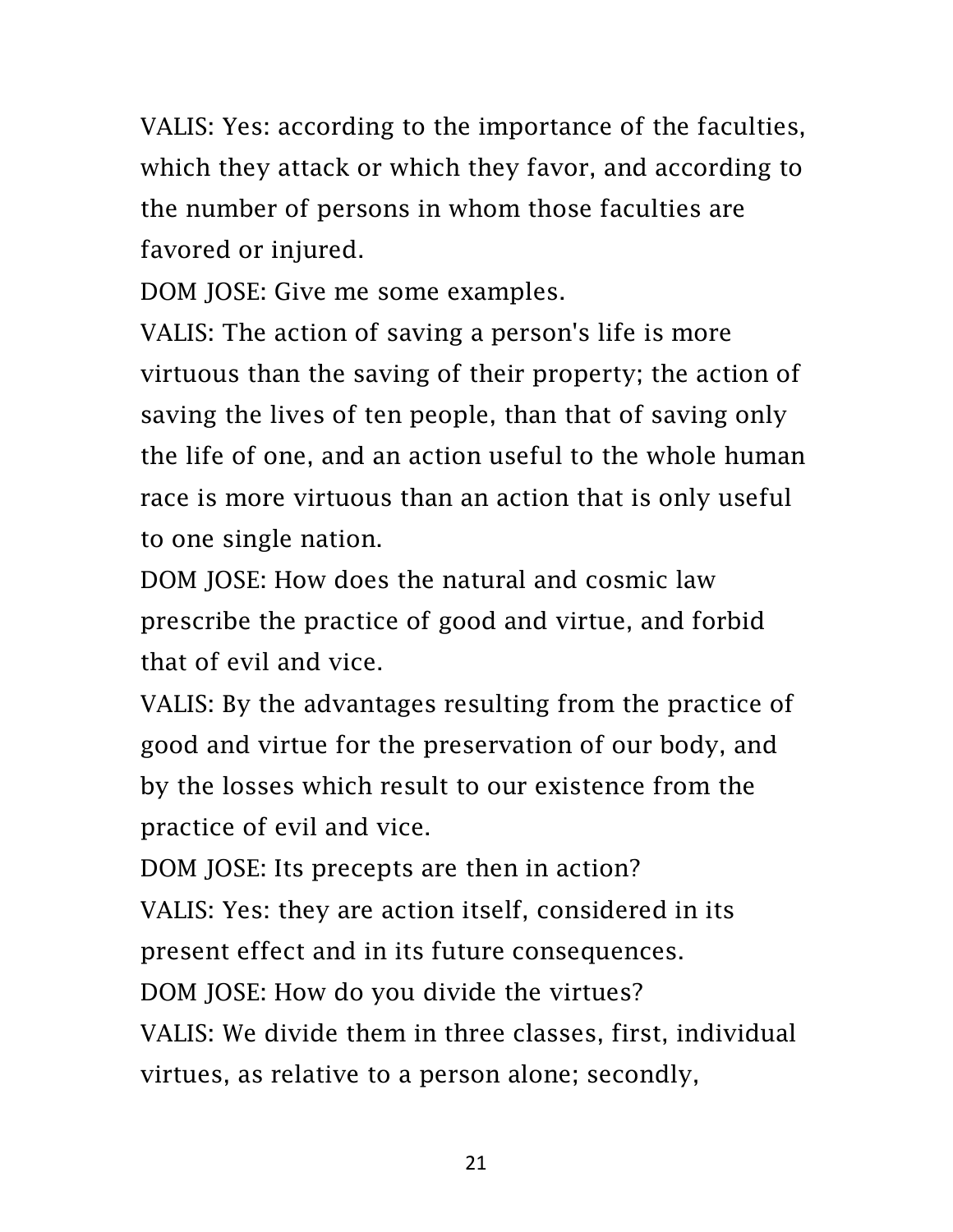VALIS: Yes: according to the importance of the faculties, which they attack or which they favor, and according to the number of persons in whom those faculties are favored or injured.

DOM JOSE: Give me some examples.

VALIS: The action of saving a person's life is more virtuous than the saving of their property; the action of saving the lives of ten people, than that of saving only the life of one, and an action useful to the whole human race is more virtuous than an action that is only useful to one single nation.

DOM JOSE: How does the natural and cosmic law prescribe the practice of good and virtue, and forbid that of evil and vice.

VALIS: By the advantages resulting from the practice of good and virtue for the preservation of our body, and by the losses which result to our existence from the practice of evil and vice.

DOM JOSE: Its precepts are then in action?

VALIS: Yes: they are action itself, considered in its present effect and in its future consequences.

DOM JOSE: How do you divide the virtues?

VALIS: We divide them in three classes, first, individual virtues, as relative to a person alone; secondly,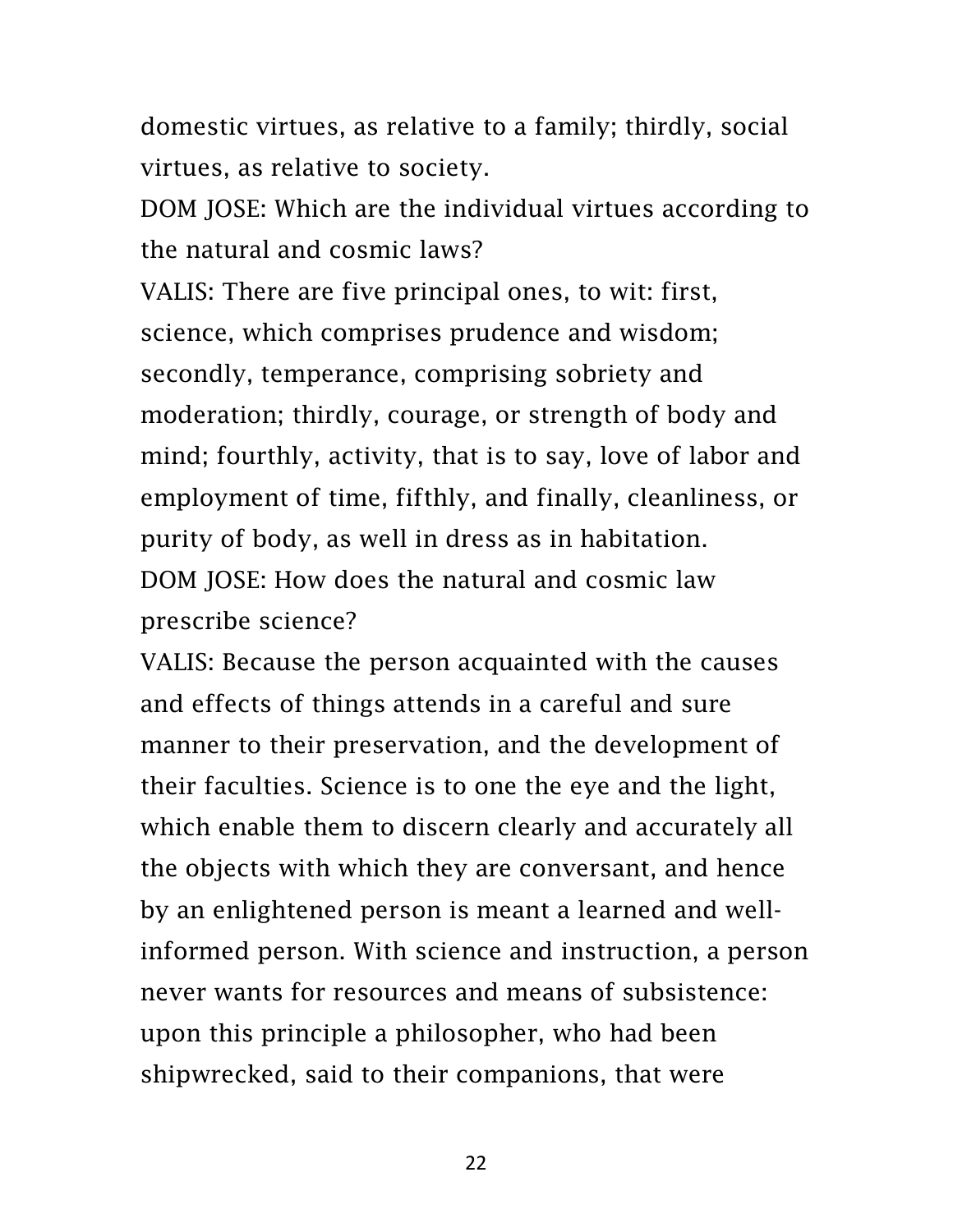domestic virtues, as relative to a family; thirdly, social virtues, as relative to society.

DOM JOSE: Which are the individual virtues according to the natural and cosmic laws?

VALIS: There are five principal ones, to wit: first, science, which comprises prudence and wisdom; secondly, temperance, comprising sobriety and moderation; thirdly, courage, or strength of body and mind; fourthly, activity, that is to say, love of labor and employment of time, fifthly, and finally, cleanliness, or purity of body, as well in dress as in habitation.

DOM JOSE: How does the natural and cosmic law prescribe science?

VALIS: Because the person acquainted with the causes and effects of things attends in a careful and sure manner to their preservation, and the development of their faculties. Science is to one the eye and the light, which enable them to discern clearly and accurately all the objects with which they are conversant, and hence by an enlightened person is meant a learned and well-informed person. With science and instruction, a person never wants for resources and means of subsistence: upon this principle a philosopher, who had been shipwrecked, said to their companions, that were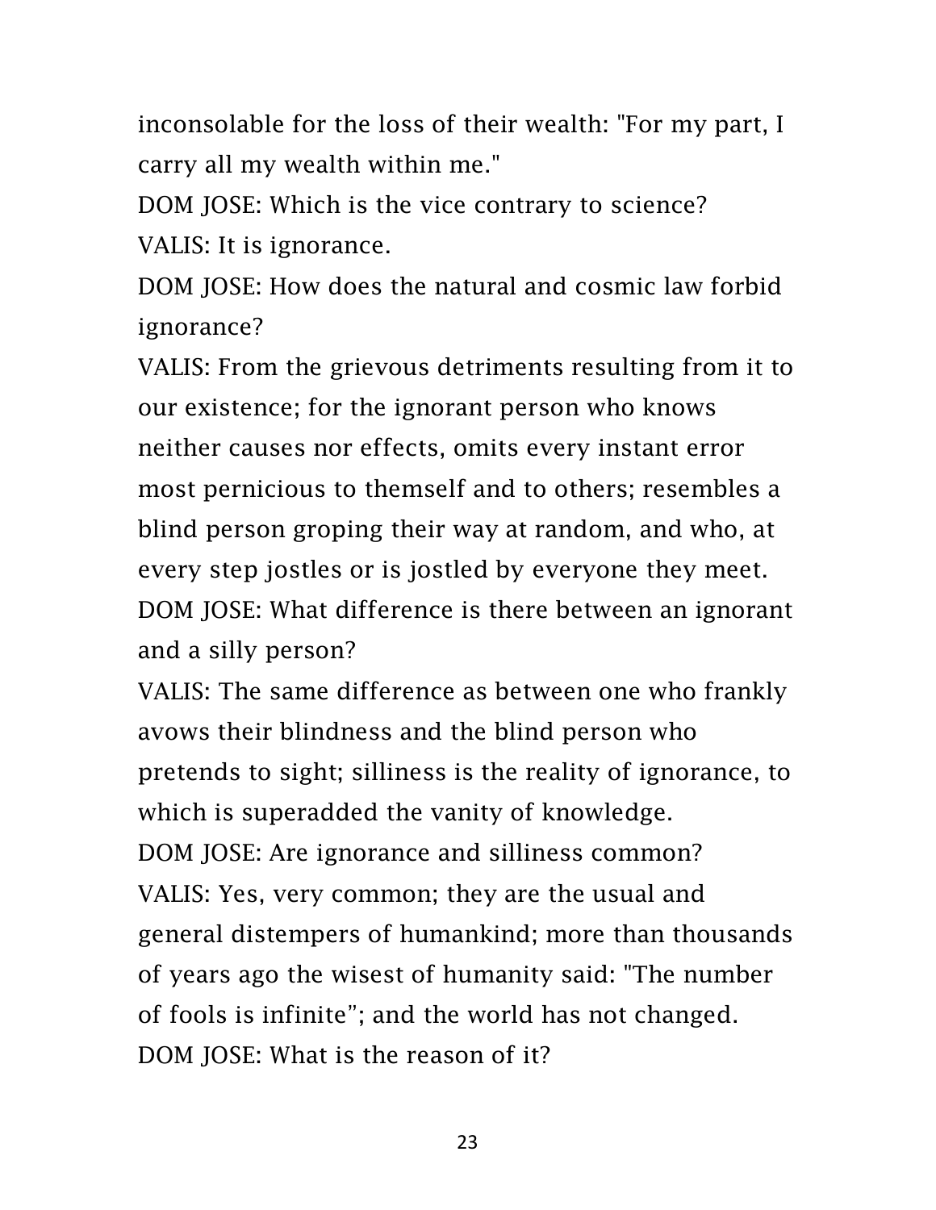inconsolable for the loss of their wealth: "For my part, I carry all my wealth within me."

DOM JOSE: Which is the vice contrary to science?

VALIS: It is ignorance.

DOM JOSE: How does the natural and cosmic law forbid ignorance?

VALIS: From the grievous detriments resulting from it to our existence; for the ignorant person who knows neither causes nor effects, omits every instant error most pernicious to themself and to others; resembles a blind person groping their way at random, and who, at every step jostles or is jostled by everyone they meet.

DOM JOSE: What difference is there between an ignorant and a silly person?

VALIS: The same difference as between one who frankly avows their blindness and the blind person who pretends to sight; silliness is the reality of ignorance, to which is superadded the vanity of knowledge.

DOM JOSE: Are ignorance and silliness common?

VALIS: Yes, very common; they are the usual and general distempers of humankind; more than thousands of years ago the wisest of humanity said: "The number of fools is infinite"; and the world has not changed.

DOM JOSE: What is the reason of it?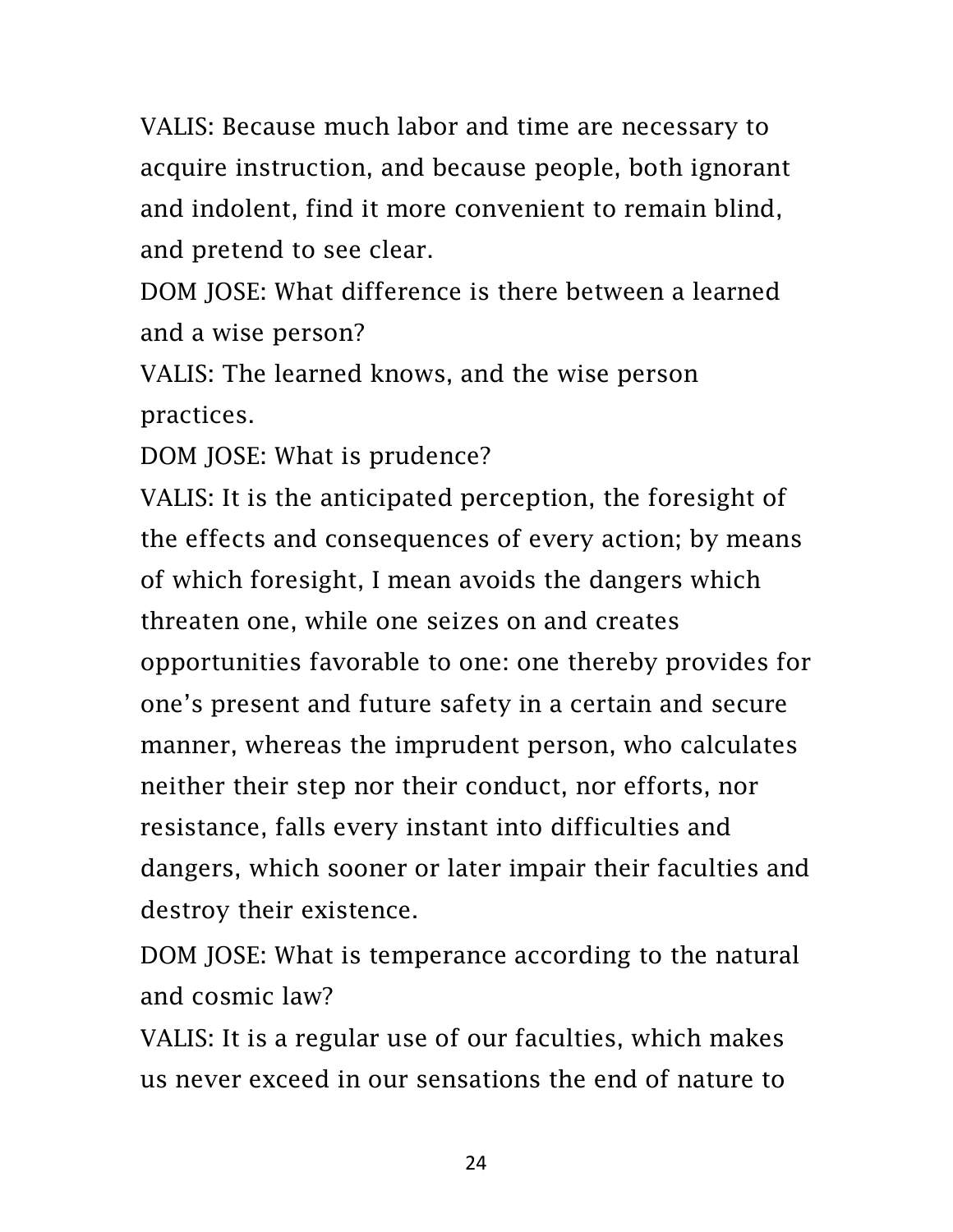VALIS: Because much labor and time are necessary to acquire instruction, and because people, both ignorant and indolent, find it more convenient to remain blind, and pretend to see clear.

DOM JOSE: What difference is there between a learned and a wise person?

VALIS: The learned knows, and the wise person practices.

DOM JOSE: What is prudence?

VALIS: It is the anticipated perception, the foresight of the effects and consequences of every action; by means of which foresight, I mean avoids the dangers which threaten one, while one seizes on and creates opportunities favorable to one: one thereby provides for one's present and future safety in a certain and secure manner, whereas the imprudent person, who calculates neither their step nor their conduct, nor efforts, nor resistance, falls every instant into difficulties and dangers, which sooner or later impair their faculties and destroy their existence.

DOM JOSE: What is temperance according to the natural and cosmic law?

VALIS: It is a regular use of our faculties, which makes us never exceed in our sensations the end of nature to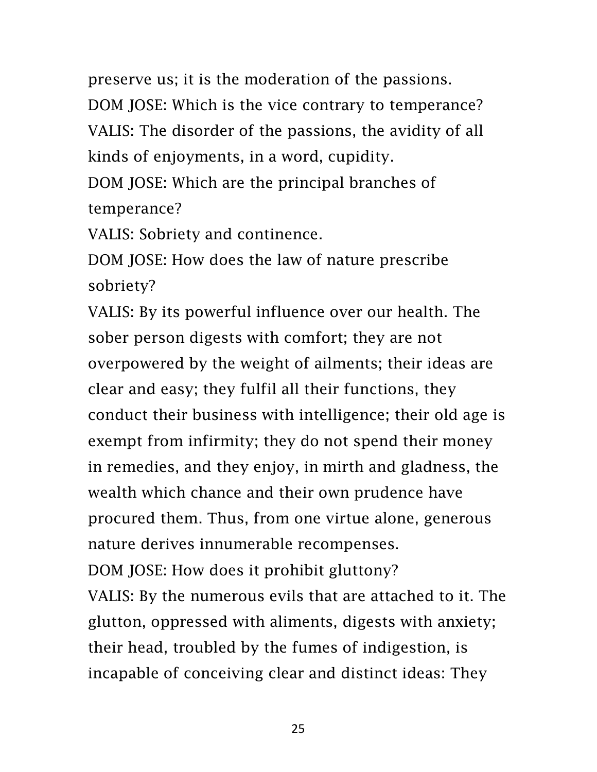preserve us; it is the moderation of the passions.

DOM JOSE: Which is the vice contrary to temperance?

VALIS: The disorder of the passions, the avidity of all kinds of enjoyments, in a word, cupidity.

DOM JOSE: Which are the principal branches of temperance?

VALIS: Sobriety and continence.

DOM JOSE: How does the law of nature prescribe sobriety?

VALIS: By its powerful influence over our health. The sober person digests with comfort; they are not overpowered by the weight of ailments; their ideas are clear and easy; they fulfil all their functions, they conduct their business with intelligence; their old age is exempt from infirmity; they do not spend their money in remedies, and they enjoy, in mirth and gladness, the wealth which chance and their own prudence have procured them. Thus, from one virtue alone, generous nature derives innumerable recompenses.

DOM JOSE: How does it prohibit gluttony?

VALIS: By the numerous evils that are attached to it. The glutton, oppressed with aliments, digests with anxiety; their head, troubled by the fumes of indigestion, is incapable of conceiving clear and distinct ideas: They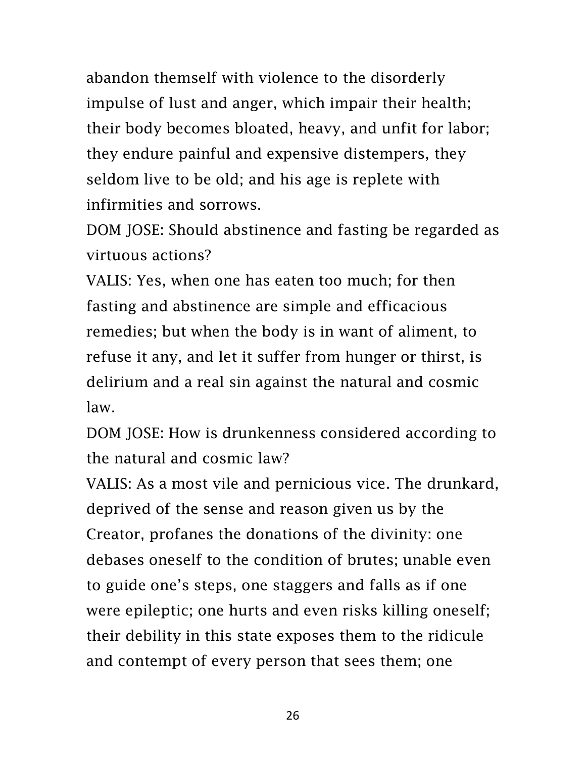abandon themself with violence to the disorderly impulse of lust and anger, which impair their health; their body becomes bloated, heavy, and unfit for labor; they endure painful and expensive distempers, they seldom live to be old; and his age is replete with infirmities and sorrows.

DOM JOSE: Should abstinence and fasting be regarded as virtuous actions?

VALIS: Yes, when one has eaten too much; for then fasting and abstinence are simple and efficacious remedies; but when the body is in want of aliment, to refuse it any, and let it suffer from hunger or thirst, is delirium and a real sin against the natural and cosmic law.

DOM JOSE: How is drunkenness considered according to the natural and cosmic law?

VALIS: As a most vile and pernicious vice. The drunkard, deprived of the sense and reason given us by the Creator, profanes the donations of the divinity: one debases oneself to the condition of brutes; unable even to guide one's steps, one staggers and falls as if one were epileptic; one hurts and even risks killing oneself; their debility in this state exposes them to the ridicule and contempt of every person that sees them; one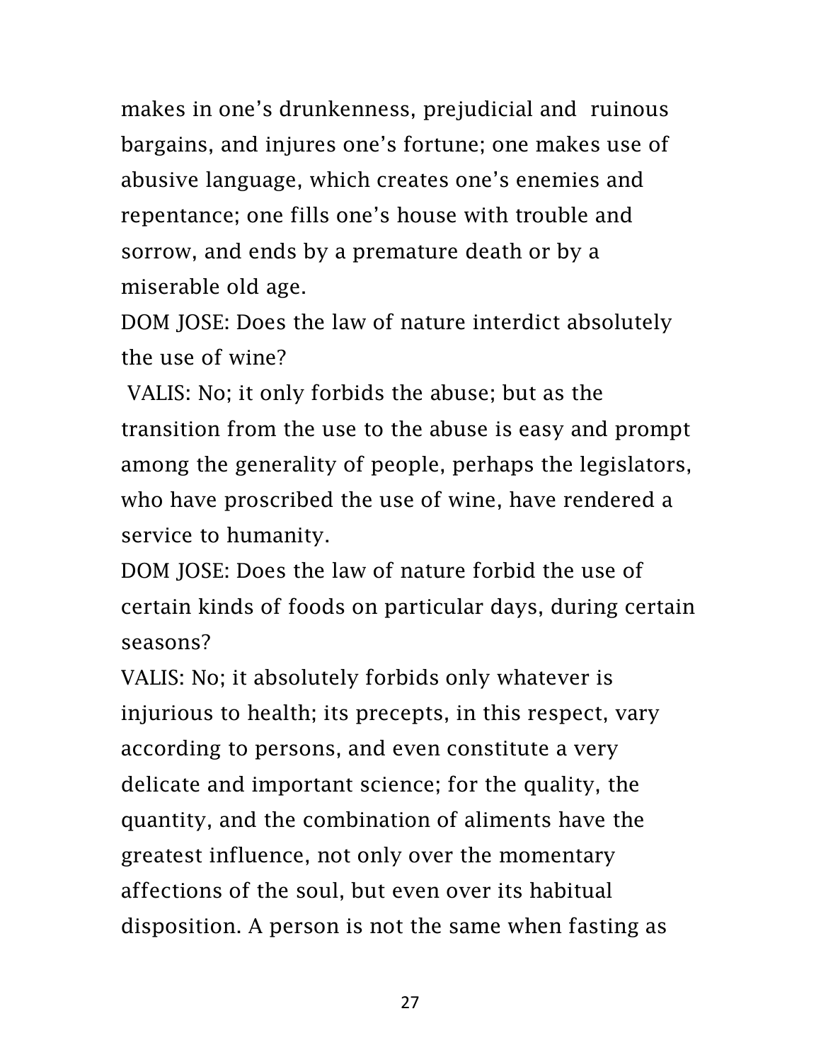makes in one's drunkenness, prejudicial and ruinous bargains, and injures one's fortune; one makes use of abusive language, which creates one's enemies and repentance; one fills one's house with trouble and sorrow, and ends by a premature death or by a miserable old age.

DOM JOSE: Does the law of nature interdict absolutely the use of wine?

VALIS: No; it only forbids the abuse; but as the transition from the use to the abuse is easy and prompt among the generality of people, perhaps the legislators, who have proscribed the use of wine, have rendered a service to humanity.

DOM JOSE: Does the law of nature forbid the use of certain kinds of foods on particular days, during certain seasons?

VALIS: No; it absolutely forbids only whatever is injurious to health; its precepts, in this respect, vary according to persons, and even constitute a very delicate and important science; for the quality, the quantity, and the combination of aliments have the greatest influence, not only over the momentary affections of the soul, but even over its habitual disposition. A person is not the same when fasting as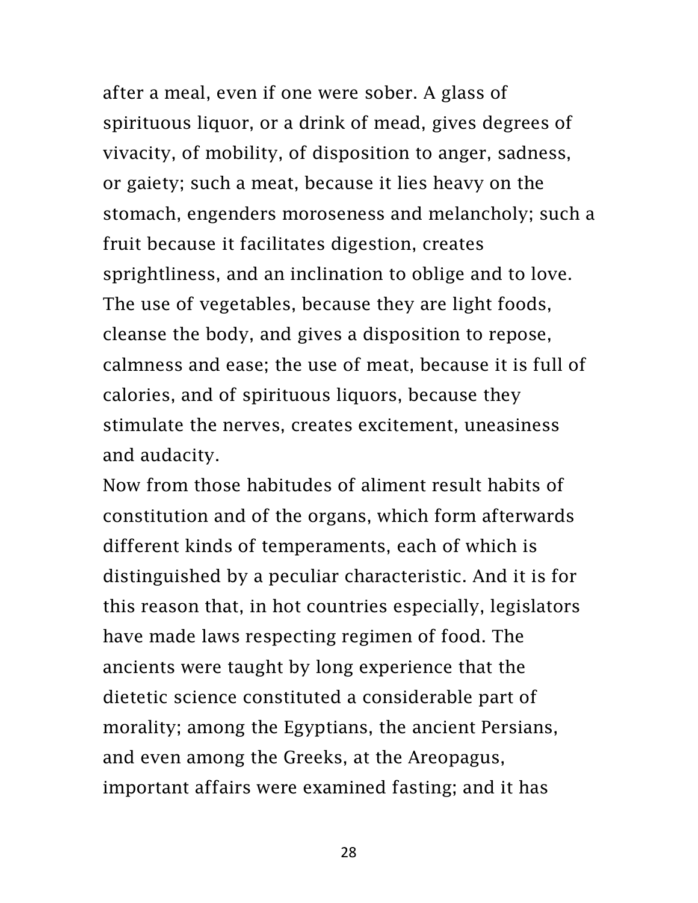after a meal, even if one were sober. A glass of spirituous liquor, or a drink of mead, gives degrees of vivacity, of mobility, of disposition to anger, sadness, or gaiety; such a meat, because it lies heavy on the stomach, engenders moroseness and melancholy; such a fruit because it facilitates digestion, creates sprightliness, and an inclination to oblige and to love. The use of vegetables, because they are light foods, cleanse the body, and gives a disposition to repose, calmness and ease; the use of meat, because it is full of calories, and of spirituous liquors, because they stimulate the nerves, creates excitement, uneasiness and audacity.

Now from those habitudes of aliment result habits of constitution and of the organs, which form afterwards different kinds of temperaments, each of which is distinguished by a peculiar characteristic. And it is for this reason that, in hot countries especially, legislators have made laws respecting regimen of food. The ancients were taught by long experience that the dietetic science constituted a considerable part of morality; among the Egyptians, the ancient Persians, and even among the Greeks, at the Areopagus, important affairs were examined fasting; and it has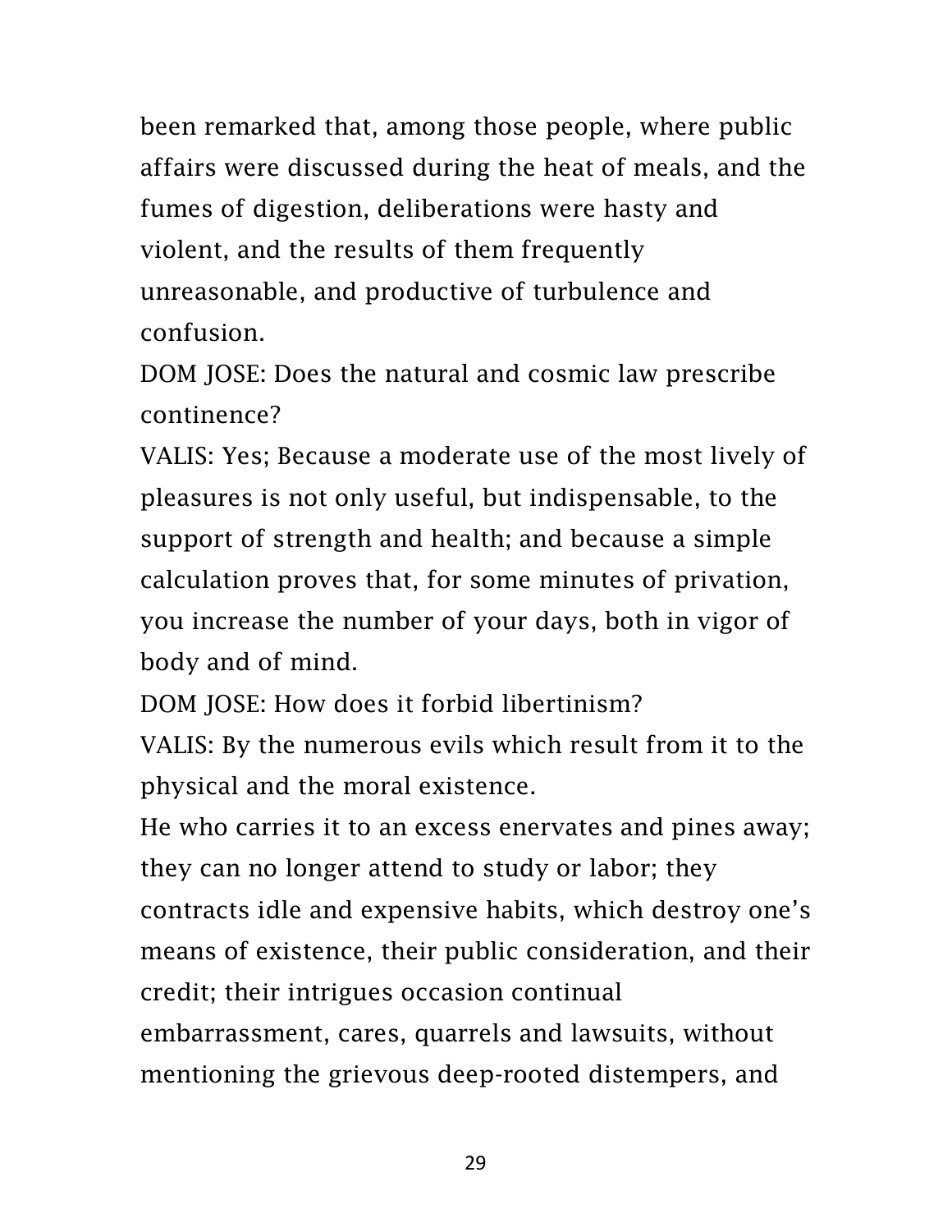been remarked that, among those people, where public affairs were discussed during the heat of meals, and the fumes of digestion, deliberations were hasty and violent, and the results of them frequently unreasonable, and productive of turbulence and confusion.

DOM JOSE: Does the natural and cosmic law prescribe continence?

VALIS: Yes; Because a moderate use of the most lively of pleasures is not only useful, but indispensable, to the support of strength and health; and because a simple calculation proves that, for some minutes of privation, you increase the number of your days, both in vigor of body and of mind.

DOM JOSE: How does it forbid libertinism?

VALIS: By the numerous evils which result from it to the physical and the moral existence.

He who carries it to an excess enervates and pines away; they can no longer attend to study or labor; they contracts idle and expensive habits, which destroy one's means of existence, their public consideration, and their credit; their intrigues occasion continual embarrassment, cares, quarrels and lawsuits, without mentioning the grievous deep-rooted distempers, and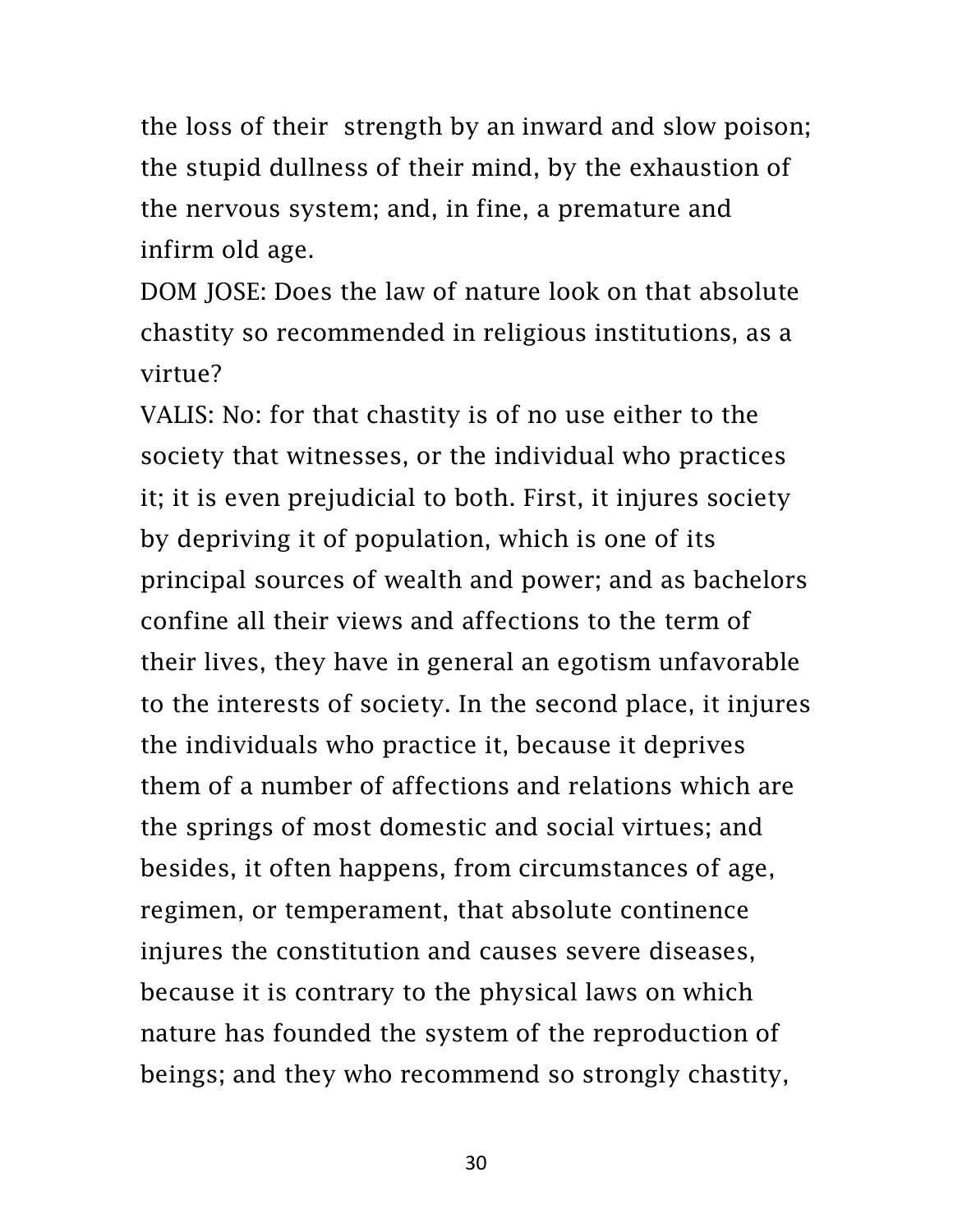the loss of their strength by an inward and slow poison; the stupid dullness of their mind, by the exhaustion of the nervous system; and, in fine, a premature and infirm old age.

DOM JOSE: Does the law of nature look on that absolute chastity so recommended in religious institutions, as a virtue?

VALIS: No: for that chastity is of no use either to the society that witnesses, or the individual who practices it; it is even prejudicial to both. First, it injures society by depriving it of population, which is one of its principal sources of wealth and power; and as bachelors confine all their views and affections to the term of their lives, they have in general an egotism unfavorable to the interests of society. In the second place, it injures the individuals who practice it, because it deprives them of a number of affections and relations which are the springs of most domestic and social virtues; and besides, it often happens, from circumstances of age, regimen, or temperament, that absolute continence injures the constitution and causes severe diseases, because it is contrary to the physical laws on which nature has founded the system of the reproduction of beings; and they who recommend so strongly chastity,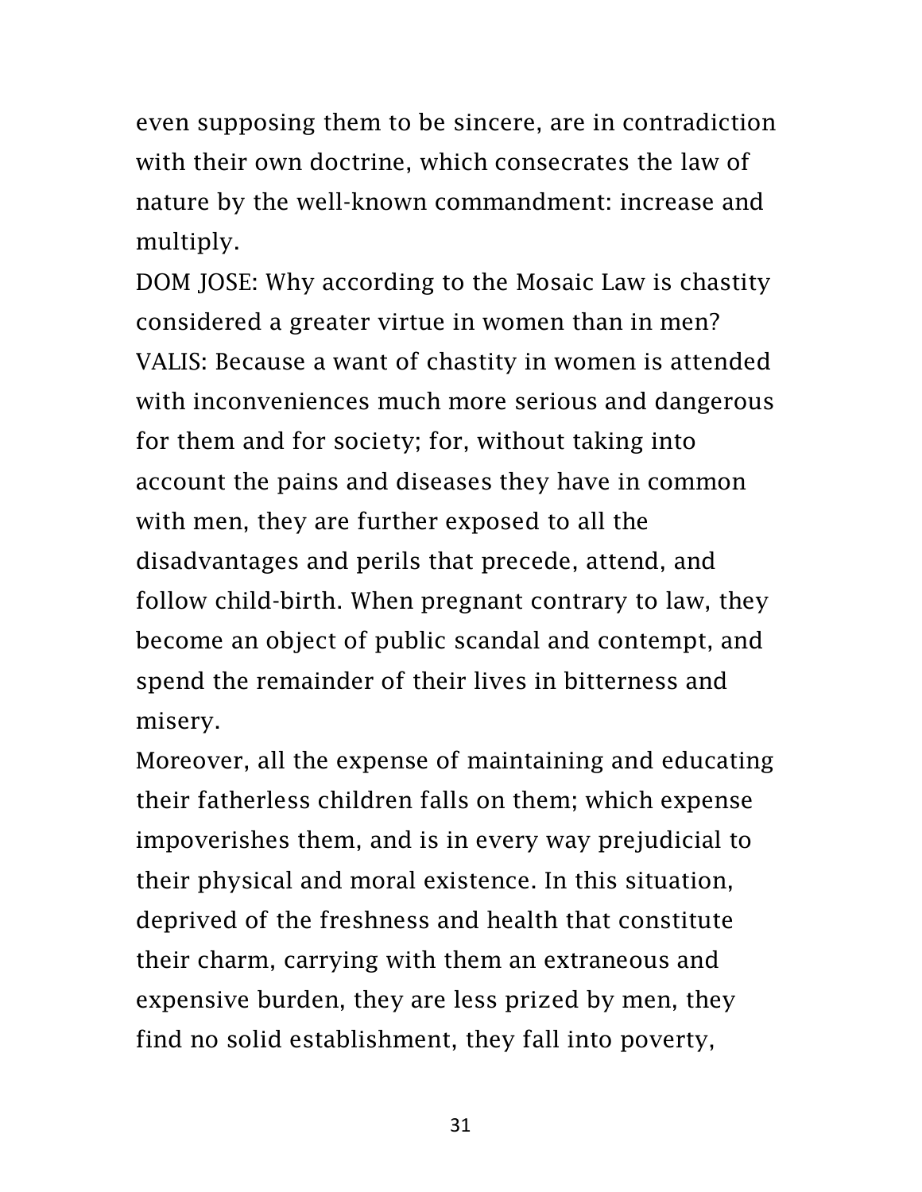even supposing them to be sincere, are in contradiction with their own doctrine, which consecrates the law of nature by the well-known commandment: increase and multiply.

DOM JOSE: Why according to the Mosaic Law is chastity considered a greater virtue in women than in men?

VALIS: Because a want of chastity in women is attended with inconveniences much more serious and dangerous for them and for society; for, without taking into account the pains and diseases they have in common with men, they are further exposed to all the disadvantages and perils that precede, attend, and follow child-birth. When pregnant contrary to law, they become an object of public scandal and contempt, and spend the remainder of their lives in bitterness and misery.

Moreover, all the expense of maintaining and educating their fatherless children falls on them; which expense impoverishes them, and is in every way prejudicial to their physical and moral existence. In this situation, deprived of the freshness and health that constitute their charm, carrying with them an extraneous and expensive burden, they are less prized by men, they find no solid establishment, they fall into poverty,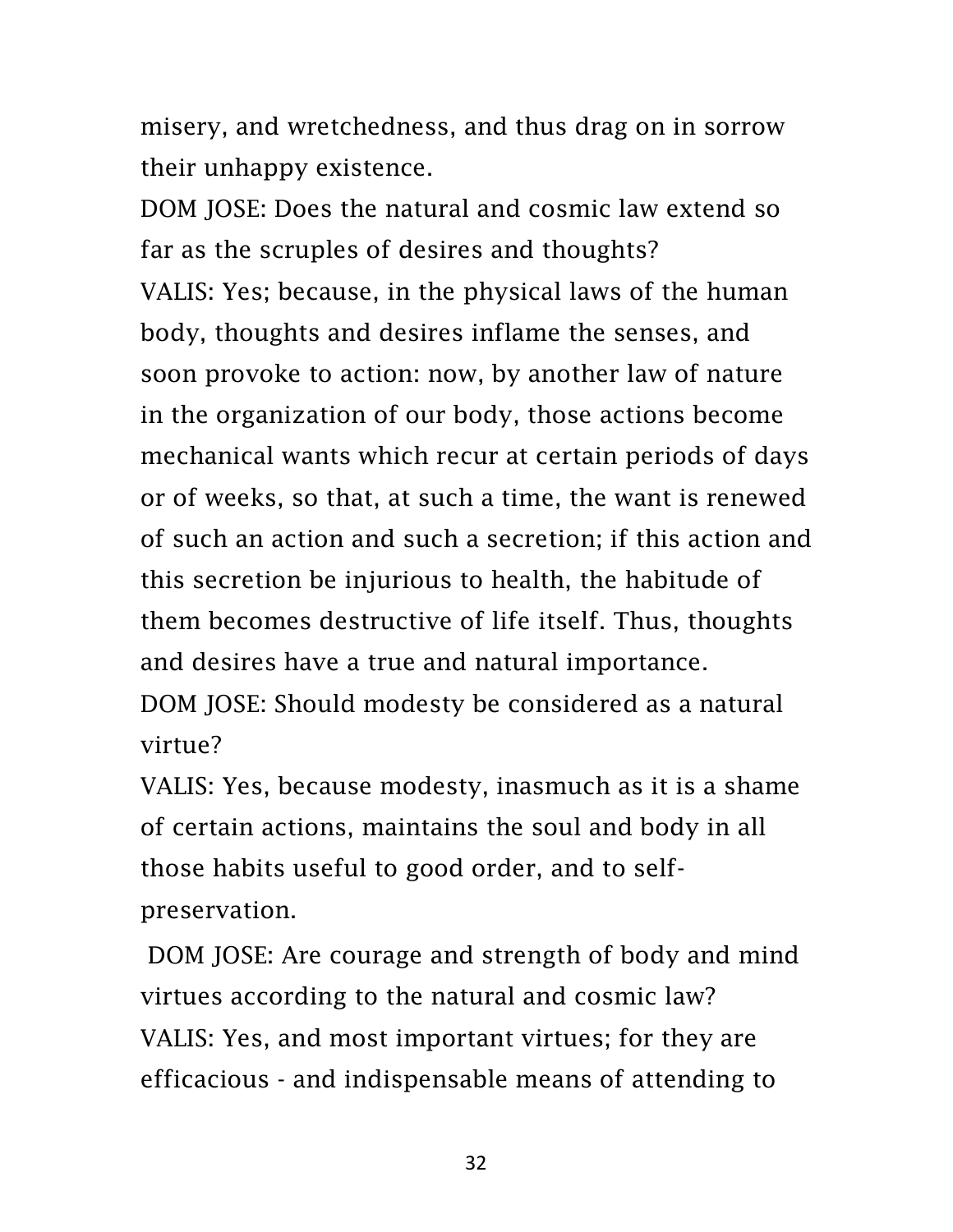misery, and wretchedness, and thus drag on in sorrow their unhappy existence.

DOM JOSE: Does the natural and cosmic law extend so far as the scruples of desires and thoughts?

VALIS: Yes; because, in the physical laws of the human body, thoughts and desires inflame the senses, and soon provoke to action: now, by another law of nature in the organization of our body, those actions become mechanical wants which recur at certain periods of days or of weeks, so that, at such a time, the want is renewed of such an action and such a secretion; if this action and this secretion be injurious to health, the habitude of them becomes destructive of life itself. Thus, thoughts and desires have a true and natural importance.

DOM JOSE: Should modesty be considered as a natural virtue?

VALIS: Yes, because modesty, inasmuch as it is a shame of certain actions, maintains the soul and body in all those habits useful to good order, and to self-preservation.

DOM JOSE: Are courage and strength of body and mind virtues according to the natural and cosmic law?

VALIS: Yes, and most important virtues; for they are efficacious - and indispensable means of attending to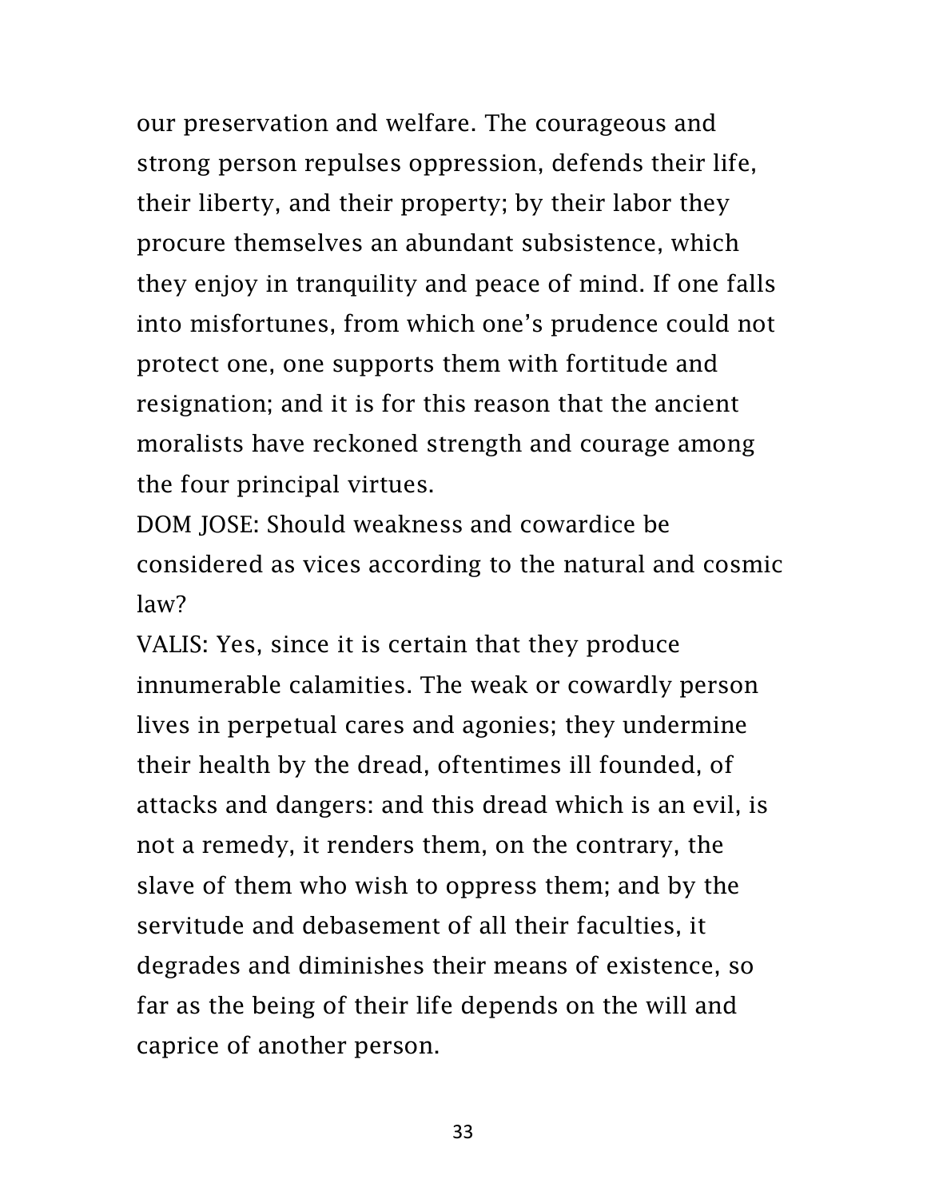our preservation and welfare. The courageous and strong person repulses oppression, defends their life, their liberty, and their property; by their labor they procure themselves an abundant subsistence, which they enjoy in tranquility and peace of mind. If one falls into misfortunes, from which one's prudence could not protect one, one supports them with fortitude and resignation; and it is for this reason that the ancient moralists have reckoned strength and courage among the four principal virtues.

DOM JOSE: Should weakness and cowardice be considered as vices according to the natural and cosmic law?

VALIS: Yes, since it is certain that they produce innumerable calamities. The weak or cowardly person lives in perpetual cares and agonies; they undermine their health by the dread, oftentimes ill founded, of attacks and dangers: and this dread which is an evil, is not a remedy, it renders them, on the contrary, the slave of them who wish to oppress them; and by the servitude and debasement of all their faculties, it degrades and diminishes their means of existence, so far as the being of their life depends on the will and caprice of another person.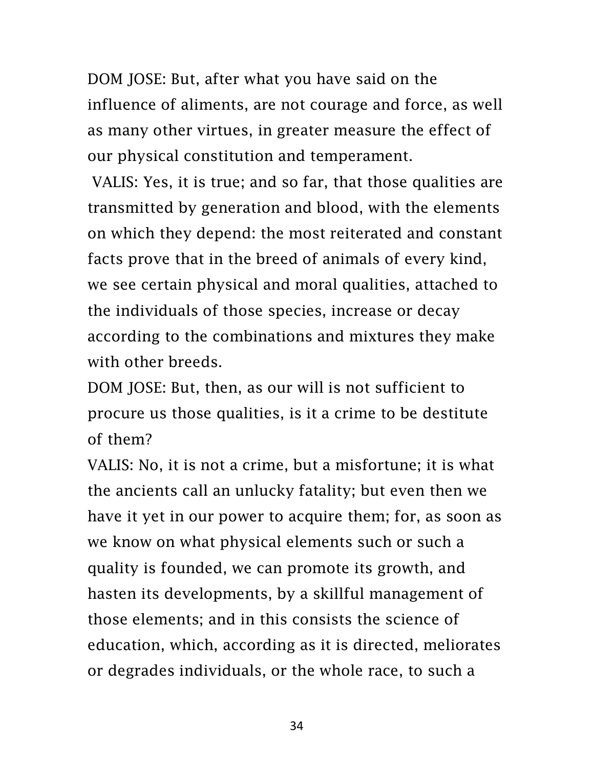DOM JOSE: But, after what you have said on the influence of aliments, are not courage and force, as well as many other virtues, in greater measure the effect of our physical constitution and temperament.

VALIS: Yes, it is true; and so far, that those qualities are transmitted by generation and blood, with the elements on which they depend: the most reiterated and constant facts prove that in the breed of animals of every kind, we see certain physical and moral qualities, attached to the individuals of those species, increase or decay according to the combinations and mixtures they make with other breeds.

DOM JOSE: But, then, as our will is not sufficient to procure us those qualities, is it a crime to be destitute of them?

VALIS: No, it is not a crime, but a misfortune; it is what the ancients call an unlucky fatality; but even then we have it yet in our power to acquire them; for, as soon as we know on what physical elements such or such a quality is founded, we can promote its growth, and hasten its developments, by a skillful management of those elements; and in this consists the science of education, which, according as it is directed, meliorates or degrades individuals, or the whole race, to such a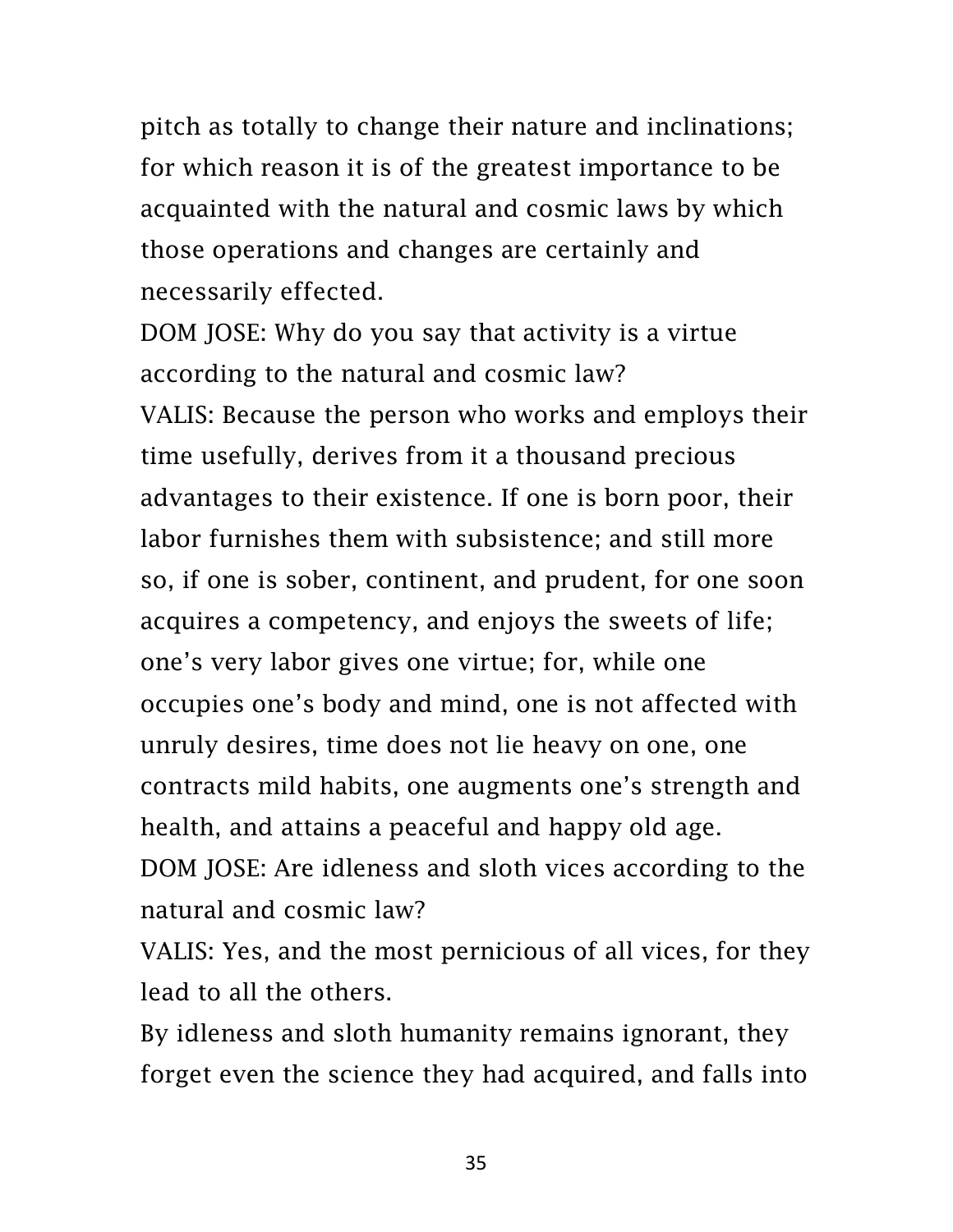pitch as totally to change their nature and inclinations; for which reason it is of the greatest importance to be acquainted with the natural and cosmic laws by which those operations and changes are certainly and necessarily effected.

DOM JOSE: Why do you say that activity is a virtue according to the natural and cosmic law?

VALIS: Because the person who works and employs their time usefully, derives from it a thousand precious advantages to their existence. If one is born poor, their labor furnishes them with subsistence; and still more so, if one is sober, continent, and prudent, for one soon acquires a competency, and enjoys the sweets of life; one's very labor gives one virtue; for, while one occupies one's body and mind, one is not affected with unruly desires, time does not lie heavy on one, one contracts mild habits, one augments one's strength and health, and attains a peaceful and happy old age.

DOM JOSE: Are idleness and sloth vices according to the natural and cosmic law?

VALIS: Yes, and the most pernicious of all vices, for they lead to all the others.

By idleness and sloth humanity remains ignorant, they forget even the science they had acquired, and falls into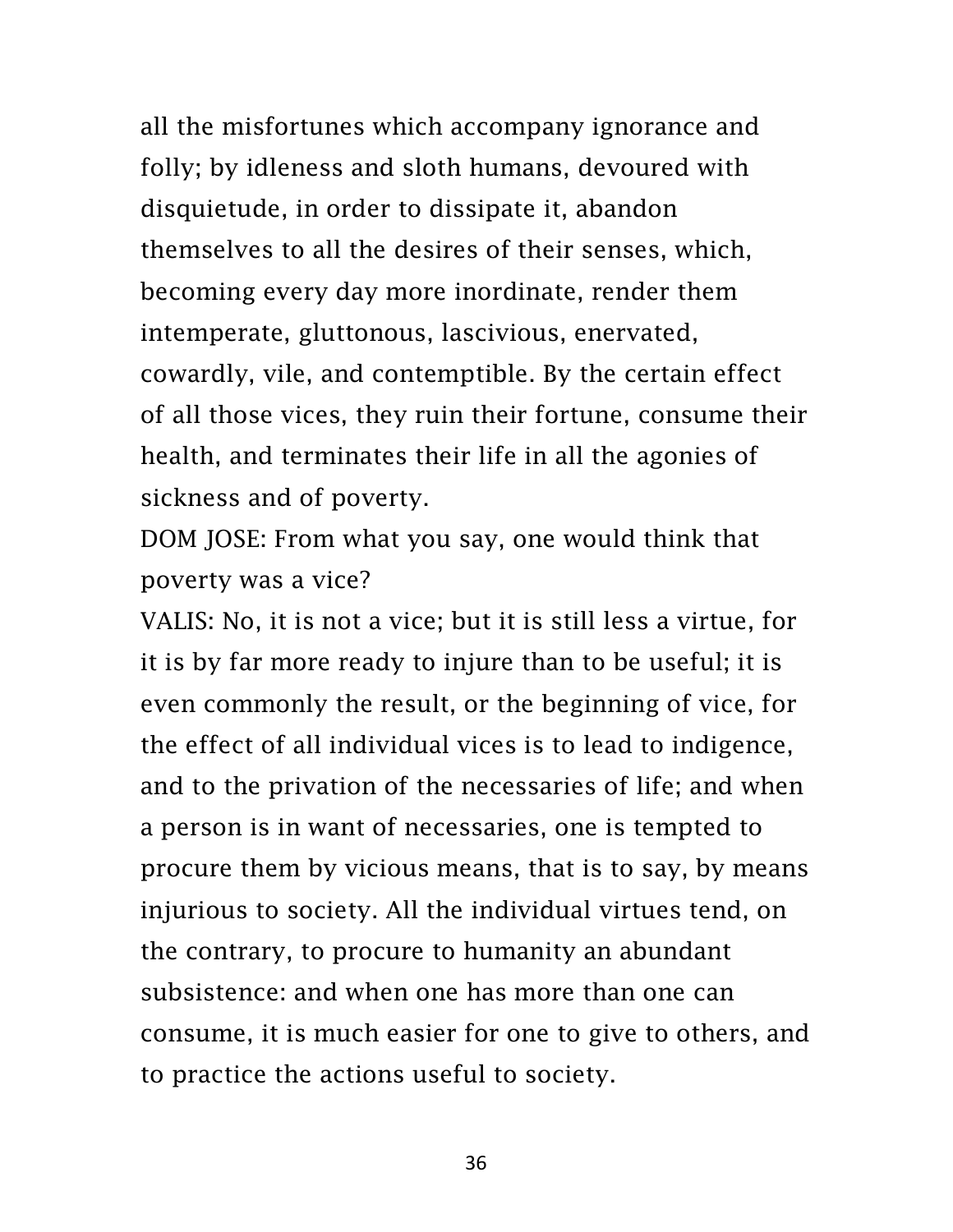all the misfortunes which accompany ignorance and folly; by idleness and sloth humans, devoured with disquietude, in order to dissipate it, abandon themselves to all the desires of their senses, which, becoming every day more inordinate, render them intemperate, gluttonous, lascivious, enervated, cowardly, vile, and contemptible. By the certain effect of all those vices, they ruin their fortune, consume their health, and terminates their life in all the agonies of sickness and of poverty.

DOM JOSE: From what you say, one would think that poverty was a vice?

VALIS: No, it is not a vice; but it is still less a virtue, for it is by far more ready to injure than to be useful; it is even commonly the result, or the beginning of vice, for the effect of all individual vices is to lead to indigence, and to the privation of the necessaries of life; and when a person is in want of necessaries, one is tempted to procure them by vicious means, that is to say, by means injurious to society. All the individual virtues tend, on the contrary, to procure to humanity an abundant subsistence: and when one has more than one can consume, it is much easier for one to give to others, and to practice the actions useful to society.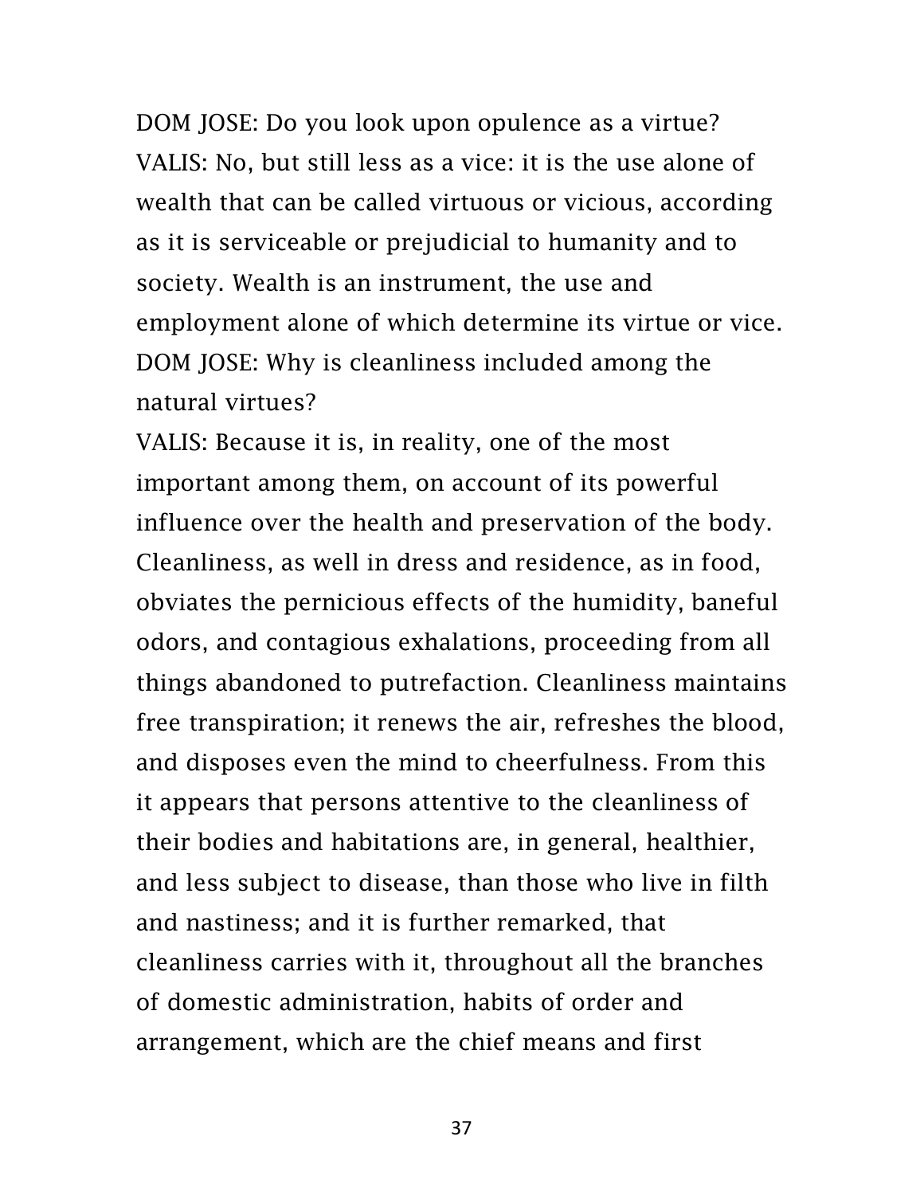DOM JOSE: Do you look upon opulence as a virtue?
VALIS: No, but still less as a vice: it is the use alone of wealth that can be called virtuous or vicious, according as it is serviceable or prejudicial to humanity and to society. Wealth is an instrument, the use and employment alone of which determine its virtue or vice.
DOM JOSE: Why is cleanliness included among the natural virtues?
VALIS: Because it is, in reality, one of the most important among them, on account of its powerful influence over the health and preservation of the body. Cleanliness, as well in dress and residence, as in food, obviates the pernicious effects of the humidity, baneful odors, and contagious exhalations, proceeding from all things abandoned to putrefaction. Cleanliness maintains free transpiration; it renews the air, refreshes the blood, and disposes even the mind to cheerfulness. From this it appears that persons attentive to the cleanliness of their bodies and habitations are, in general, healthier, and less subject to disease, than those who live in filth and nastiness; and it is further remarked, that cleanliness carries with it, throughout all the branches of domestic administration, habits of order and arrangement, which are the chief means and first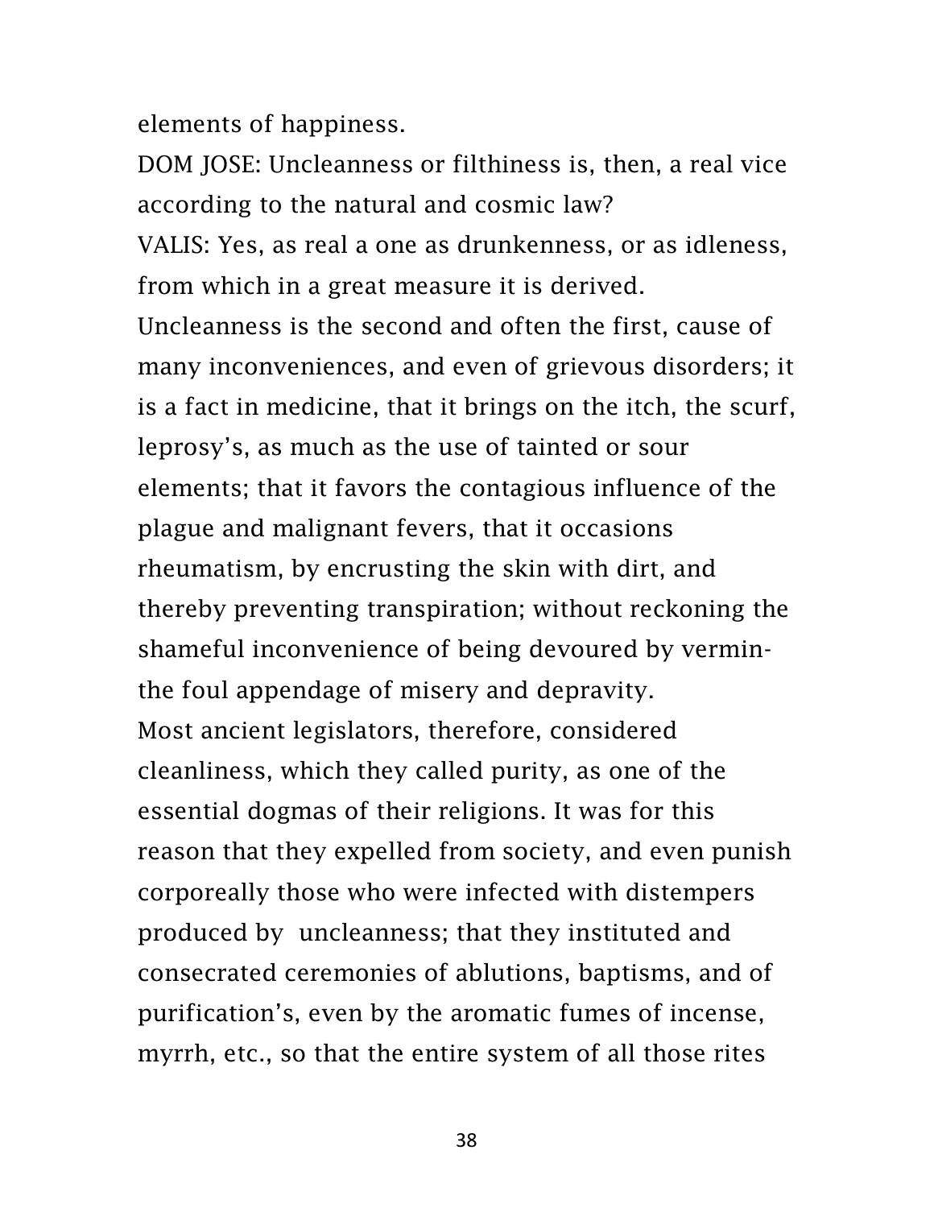elements of happiness.

DOM JOSE: Uncleanness or filthiness is, then, a real vice according to the natural and cosmic law?

VALIS: Yes, as real a one as drunkenness, or as idleness, from which in a great measure it is derived. Uncleanness is the second and often the first, cause of many inconveniences, and even of grievous disorders; it is a fact in medicine, that it brings on the itch, the scurf, leprosy's, as much as the use of tainted or sour elements; that it favors the contagious influence of the plague and malignant fevers, that it occasions rheumatism, by encrusting the skin with dirt, and thereby preventing transpiration; without reckoning the shameful inconvenience of being devoured by vermin- the foul appendage of misery and depravity.

Most ancient legislators, therefore, considered cleanliness, which they called purity, as one of the essential dogmas of their religions. It was for this reason that they expelled from society, and even punish corporeally those who were infected with distempers produced by  uncleanness; that they instituted and consecrated ceremonies of ablutions, baptisms, and of purification's, even by the aromatic fumes of incense, myrrh, etc., so that the entire system of all those rites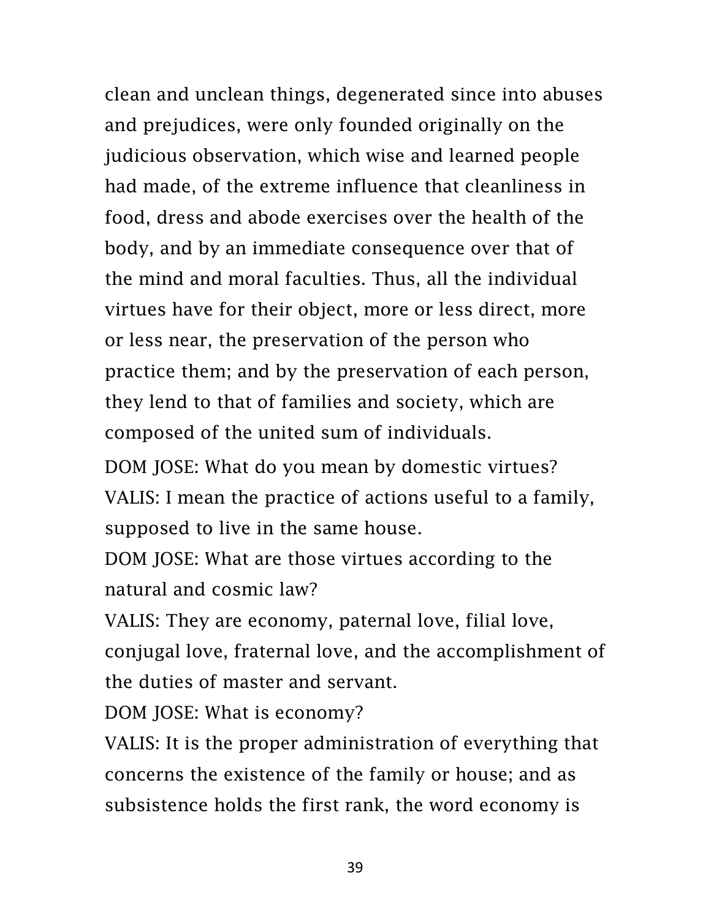clean and unclean things, degenerated since into abuses and prejudices, were only founded originally on the judicious observation, which wise and learned people had made, of the extreme influence that cleanliness in food, dress and abode exercises over the health of the body, and by an immediate consequence over that of the mind and moral faculties. Thus, all the individual virtues have for their object, more or less direct, more or less near, the preservation of the person who practice them; and by the preservation of each person, they lend to that of families and society, which are composed of the united sum of individuals.

DOM JOSE: What do you mean by domestic virtues?

VALIS: I mean the practice of actions useful to a family, supposed to live in the same house.

DOM JOSE: What are those virtues according to the natural and cosmic law?

VALIS: They are economy, paternal love, filial love, conjugal love, fraternal love, and the accomplishment of the duties of master and servant.

DOM JOSE: What is economy?

VALIS: It is the proper administration of everything that concerns the existence of the family or house; and as subsistence holds the first rank, the word economy is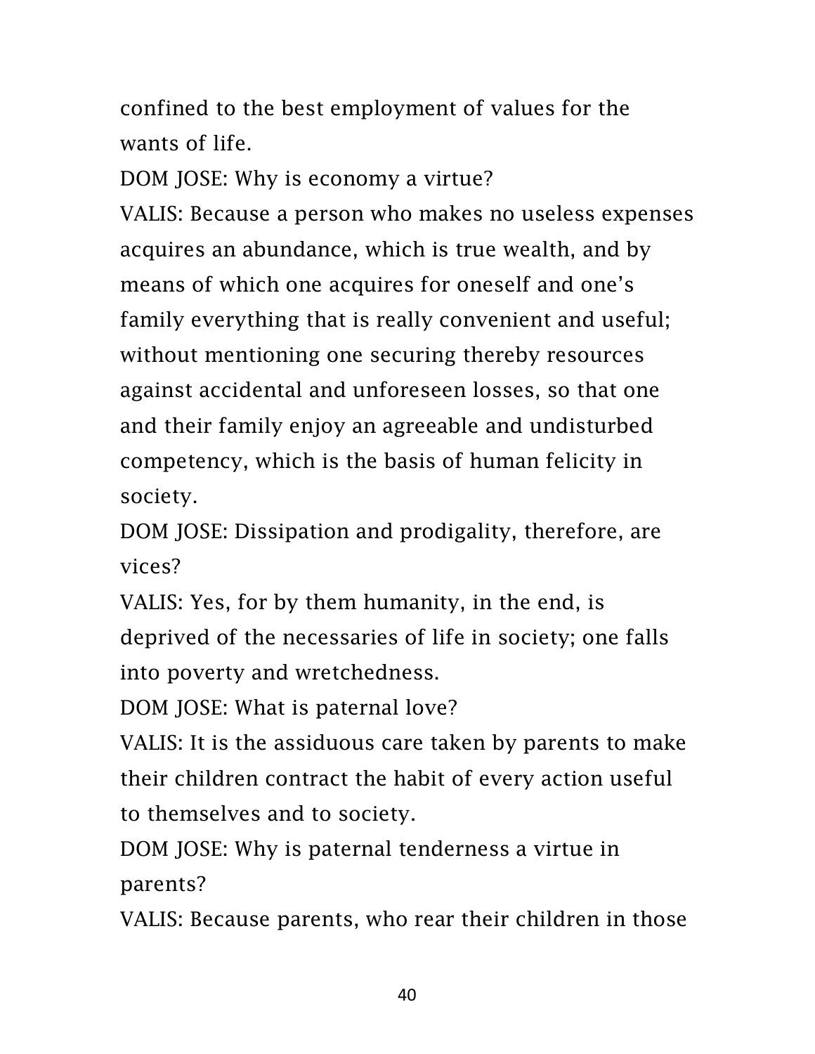confined to the best employment of values for the wants of life.

DOM JOSE: Why is economy a virtue?

VALIS: Because a person who makes no useless expenses acquires an abundance, which is true wealth, and by means of which one acquires for oneself and one's family everything that is really convenient and useful; without mentioning one securing thereby resources against accidental and unforeseen losses, so that one and their family enjoy an agreeable and undisturbed competency, which is the basis of human felicity in society.

DOM JOSE: Dissipation and prodigality, therefore, are vices?

VALIS: Yes, for by them humanity, in the end, is deprived of the necessaries of life in society; one falls into poverty and wretchedness.

DOM JOSE: What is paternal love?

VALIS: It is the assiduous care taken by parents to make their children contract the habit of every action useful to themselves and to society.

DOM JOSE: Why is paternal tenderness a virtue in parents?

VALIS: Because parents, who rear their children in those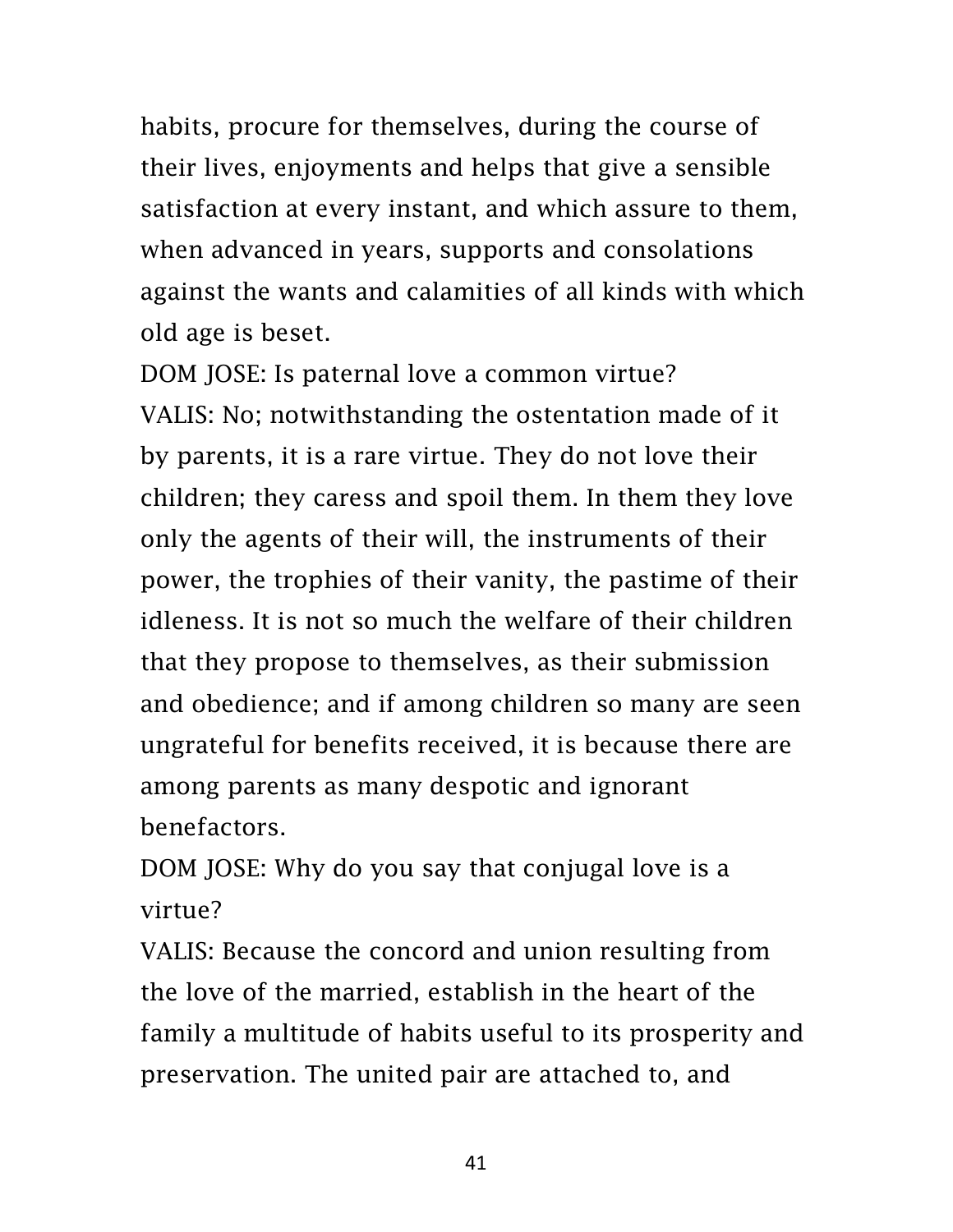habits, procure for themselves, during the course of their lives, enjoyments and helps that give a sensible satisfaction at every instant, and which assure to them, when advanced in years, supports and consolations against the wants and calamities of all kinds with which old age is beset.

DOM JOSE: Is paternal love a common virtue?

VALIS: No; notwithstanding the ostentation made of it by parents, it is a rare virtue. They do not love their children; they caress and spoil them. In them they love only the agents of their will, the instruments of their power, the trophies of their vanity, the pastime of their idleness. It is not so much the welfare of their children that they propose to themselves, as their submission and obedience; and if among children so many are seen ungrateful for benefits received, it is because there are among parents as many despotic and ignorant benefactors.

DOM JOSE: Why do you say that conjugal love is a virtue?

VALIS: Because the concord and union resulting from the love of the married, establish in the heart of the family a multitude of habits useful to its prosperity and preservation. The united pair are attached to, and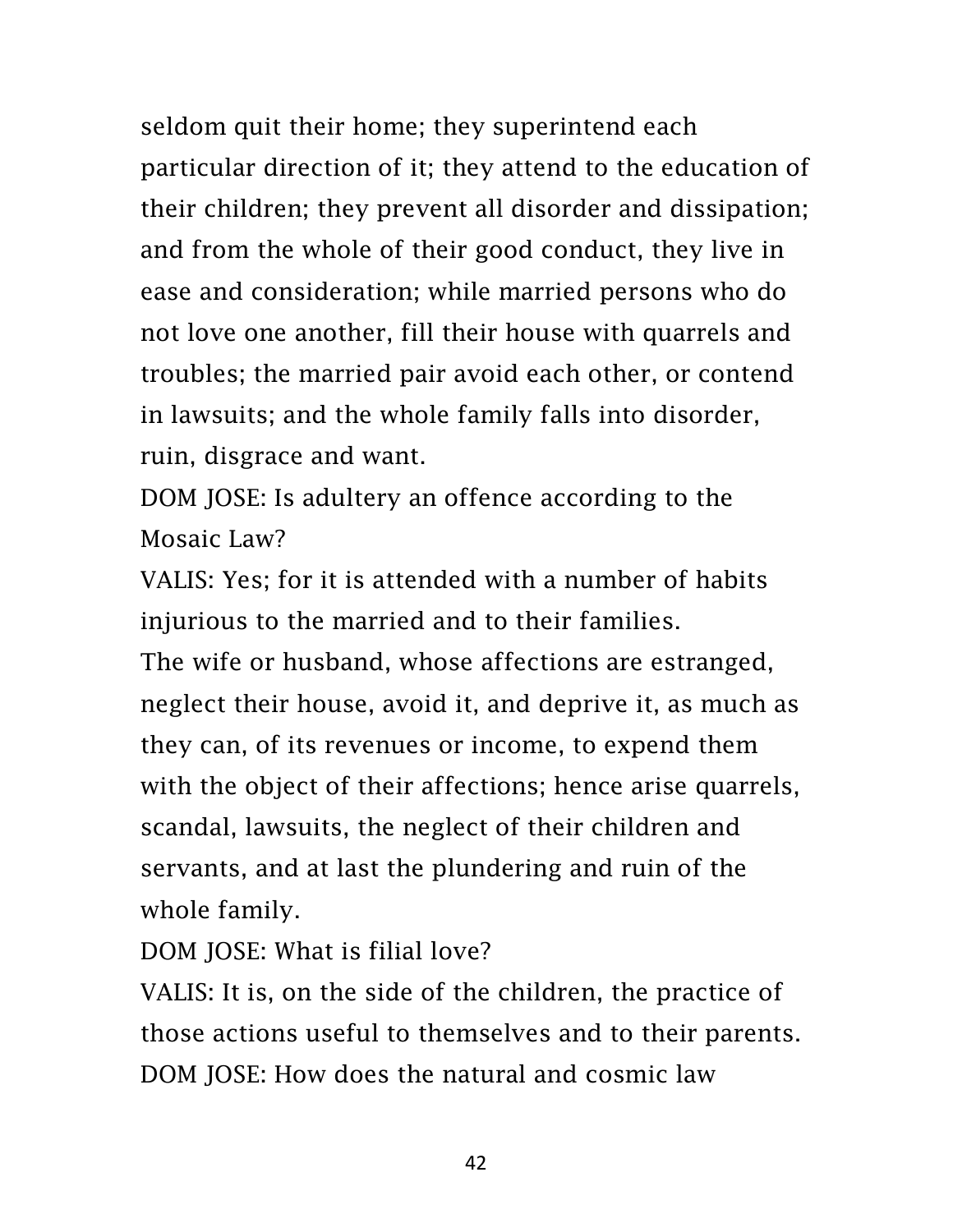seldom quit their home; they superintend each particular direction of it; they attend to the education of their children; they prevent all disorder and dissipation; and from the whole of their good conduct, they live in ease and consideration; while married persons who do not love one another, fill their house with quarrels and troubles; the married pair avoid each other, or contend in lawsuits; and the whole family falls into disorder, ruin, disgrace and want.

DOM JOSE: Is adultery an offence according to the Mosaic Law?

VALIS: Yes; for it is attended with a number of habits injurious to the married and to their families.

The wife or husband, whose affections are estranged, neglect their house, avoid it, and deprive it, as much as they can, of its revenues or income, to expend them with the object of their affections; hence arise quarrels, scandal, lawsuits, the neglect of their children and servants, and at last the plundering and ruin of the whole family.

DOM JOSE: What is filial love?

VALIS: It is, on the side of the children, the practice of those actions useful to themselves and to their parents.

DOM JOSE: How does the natural and cosmic law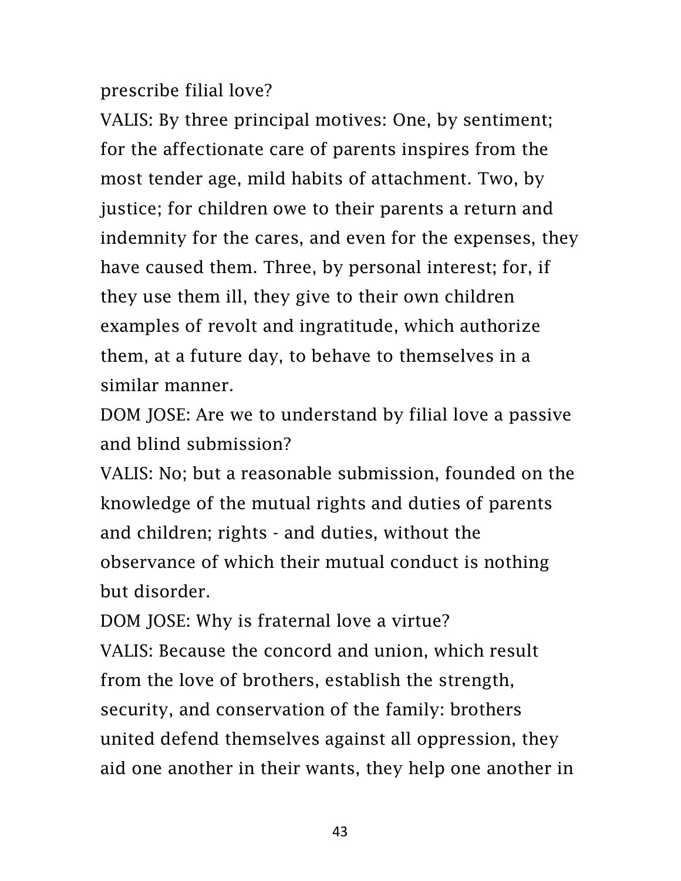prescribe filial love?

VALIS: By three principal motives: One, by sentiment; for the affectionate care of parents inspires from the most tender age, mild habits of attachment. Two, by justice; for children owe to their parents a return and indemnity for the cares, and even for the expenses, they have caused them. Three, by personal interest; for, if they use them ill, they give to their own children examples of revolt and ingratitude, which authorize them, at a future day, to behave to themselves in a similar manner.

DOM JOSE: Are we to understand by filial love a passive and blind submission?

VALIS: No; but a reasonable submission, founded on the knowledge of the mutual rights and duties of parents and children; rights - and duties, without the observance of which their mutual conduct is nothing but disorder.

DOM JOSE: Why is fraternal love a virtue?

VALIS: Because the concord and union, which result from the love of brothers, establish the strength, security, and conservation of the family: brothers united defend themselves against all oppression, they aid one another in their wants, they help one another in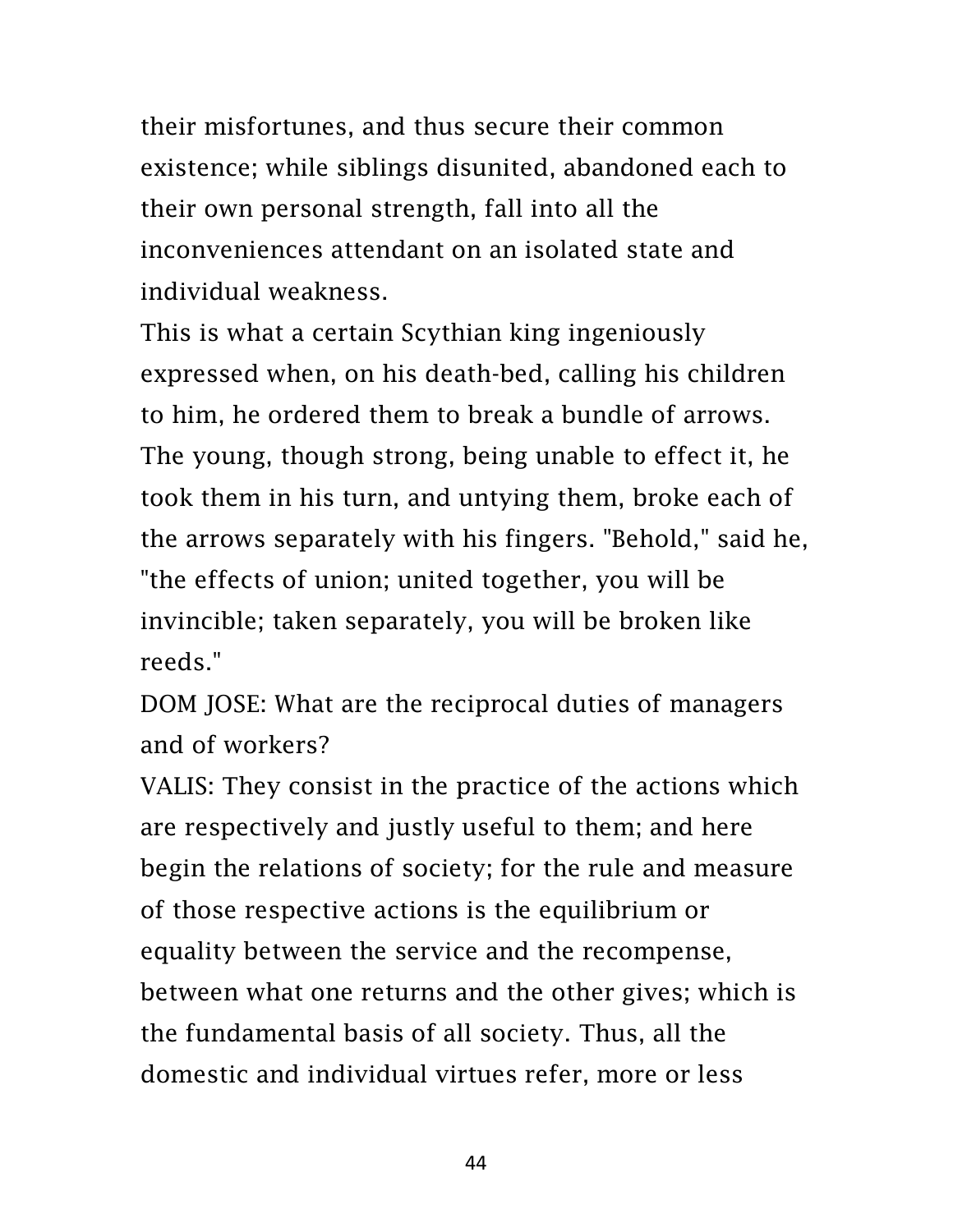their misfortunes, and thus secure their common existence; while siblings disunited, abandoned each to their own personal strength, fall into all the inconveniences attendant on an isolated state and individual weakness.

This is what a certain Scythian king ingeniously expressed when, on his death-bed, calling his children to him, he ordered them to break a bundle of arrows. The young, though strong, being unable to effect it, he took them in his turn, and untying them, broke each of the arrows separately with his fingers. "Behold," said he, "the effects of union; united together, you will be invincible; taken separately, you will be broken like reeds."

DOM JOSE: What are the reciprocal duties of managers and of workers?

VALIS: They consist in the practice of the actions which are respectively and justly useful to them; and here begin the relations of society; for the rule and measure of those respective actions is the equilibrium or equality between the service and the recompense, between what one returns and the other gives; which is the fundamental basis of all society. Thus, all the domestic and individual virtues refer, more or less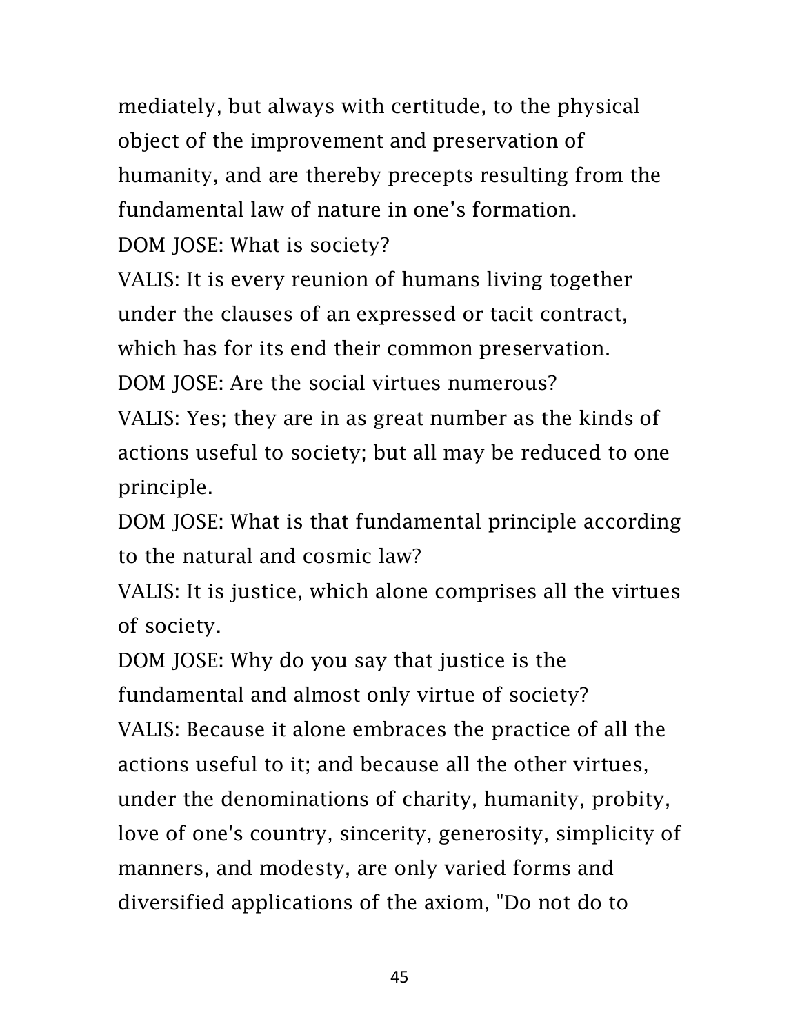mediately, but always with certitude, to the physical object of the improvement and preservation of humanity, and are thereby precepts resulting from the fundamental law of nature in one's formation.

DOM JOSE: What is society?

VALIS: It is every reunion of humans living together under the clauses of an expressed or tacit contract, which has for its end their common preservation.

DOM JOSE: Are the social virtues numerous?

VALIS: Yes; they are in as great number as the kinds of actions useful to society; but all may be reduced to one principle.

DOM JOSE: What is that fundamental principle according to the natural and cosmic law?

VALIS: It is justice, which alone comprises all the virtues of society.

DOM JOSE: Why do you say that justice is the fundamental and almost only virtue of society?

VALIS: Because it alone embraces the practice of all the actions useful to it; and because all the other virtues, under the denominations of charity, humanity, probity, love of one's country, sincerity, generosity, simplicity of manners, and modesty, are only varied forms and diversified applications of the axiom, "Do not do to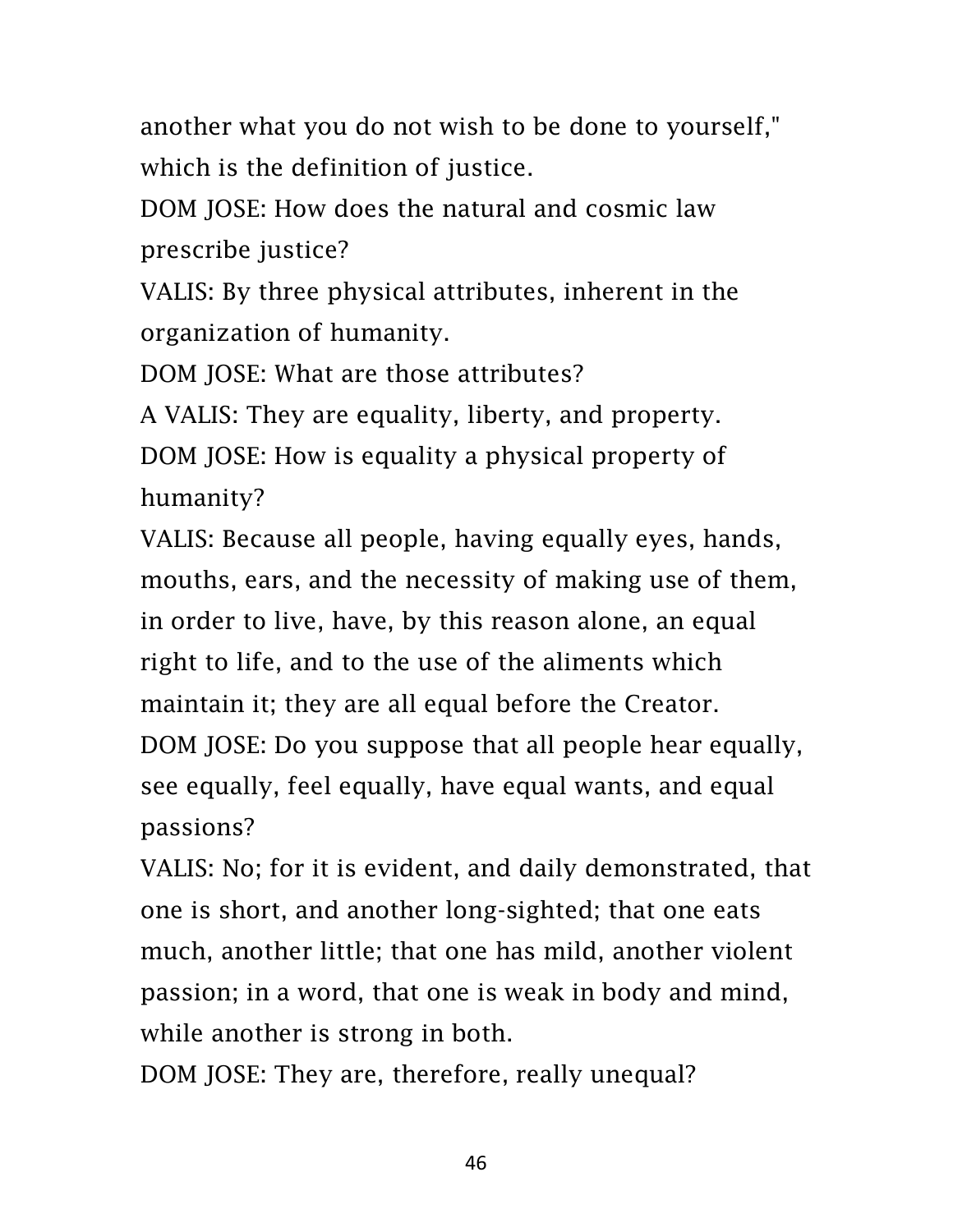another what you do not wish to be done to yourself," which is the definition of justice.

DOM JOSE: How does the natural and cosmic law prescribe justice?

VALIS: By three physical attributes, inherent in the organization of humanity.

DOM JOSE: What are those attributes?

A VALIS: They are equality, liberty, and property.

DOM JOSE: How is equality a physical property of humanity?

VALIS: Because all people, having equally eyes, hands, mouths, ears, and the necessity of making use of them, in order to live, have, by this reason alone, an equal right to life, and to the use of the aliments which maintain it; they are all equal before the Creator.

DOM JOSE: Do you suppose that all people hear equally, see equally, feel equally, have equal wants, and equal passions?

VALIS: No; for it is evident, and daily demonstrated, that one is short, and another long-sighted; that one eats much, another little; that one has mild, another violent passion; in a word, that one is weak in body and mind, while another is strong in both.

DOM JOSE: They are, therefore, really unequal?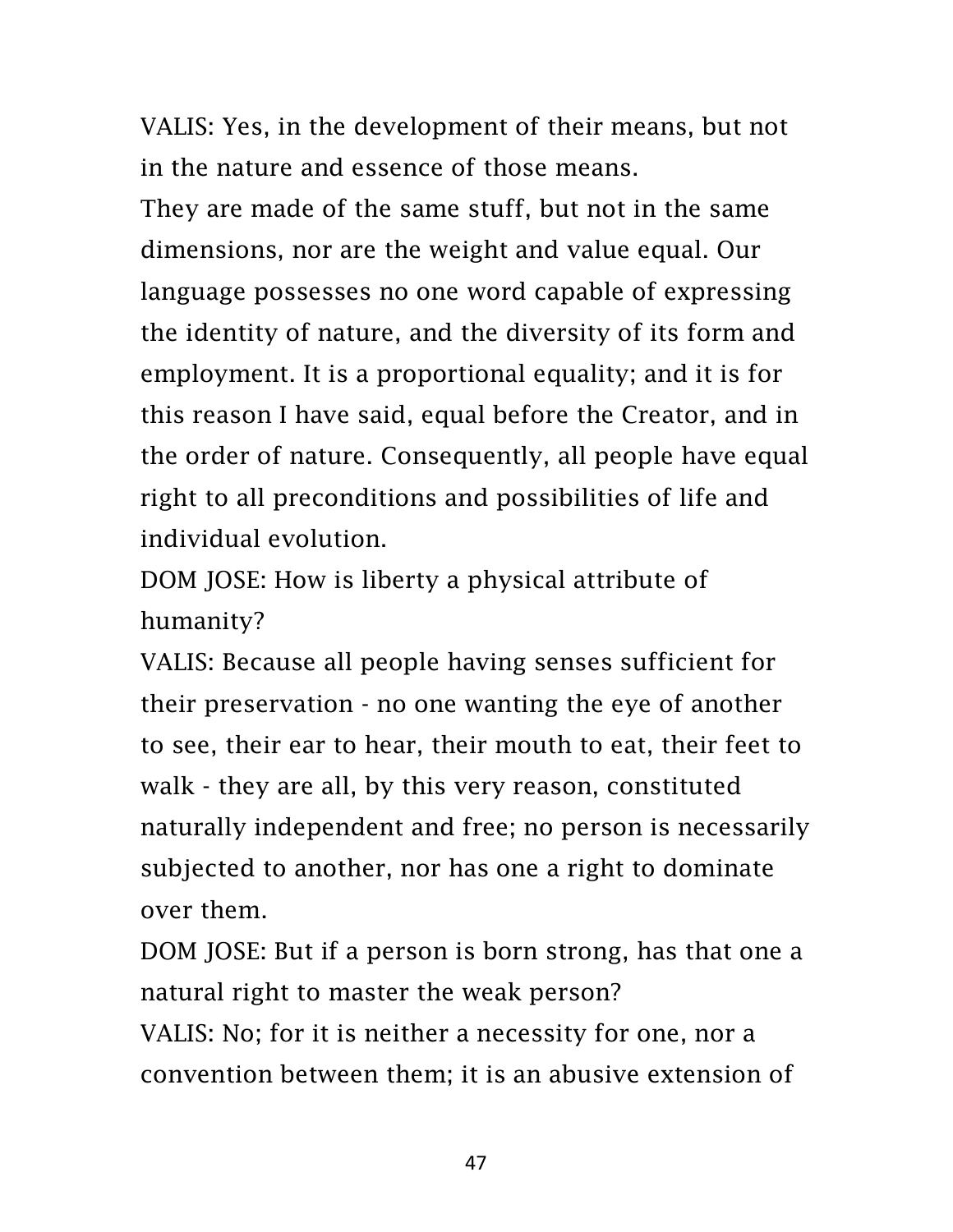VALIS: Yes, in the development of their means, but not in the nature and essence of those means.

They are made of the same stuff, but not in the same dimensions, nor are the weight and value equal. Our language possesses no one word capable of expressing the identity of nature, and the diversity of its form and employment. It is a proportional equality; and it is for this reason I have said, equal before the Creator, and in the order of nature. Consequently, all people have equal right to all preconditions and possibilities of life and individual evolution.

DOM JOSE: How is liberty a physical attribute of humanity?

VALIS: Because all people having senses sufficient for their preservation - no one wanting the eye of another to see, their ear to hear, their mouth to eat, their feet to walk - they are all, by this very reason, constituted naturally independent and free; no person is necessarily subjected to another, nor has one a right to dominate over them.

DOM JOSE: But if a person is born strong, has that one a natural right to master the weak person?

VALIS: No; for it is neither a necessity for one, nor a convention between them; it is an abusive extension of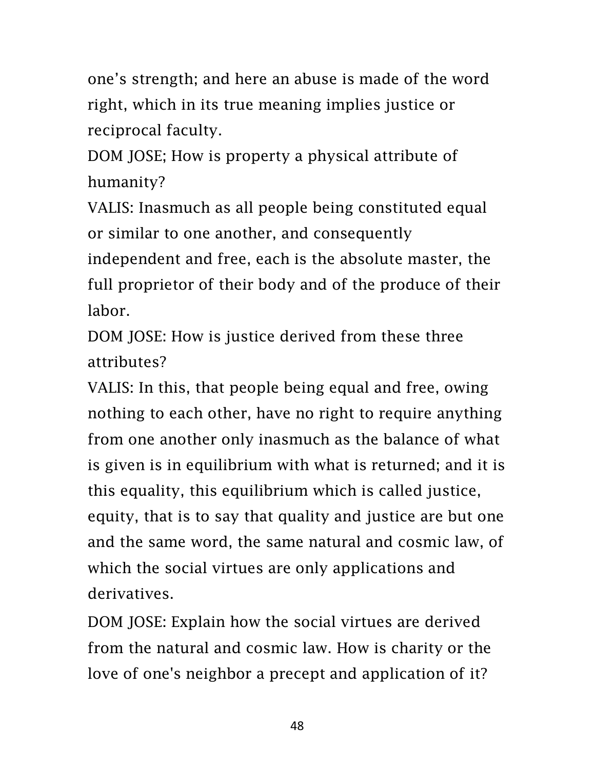one's strength; and here an abuse is made of the word right, which in its true meaning implies justice or reciprocal faculty.

DOM JOSE; How is property a physical attribute of humanity?

VALIS: Inasmuch as all people being constituted equal or similar to one another, and consequently independent and free, each is the absolute master, the full proprietor of their body and of the produce of their labor.

DOM JOSE: How is justice derived from these three attributes?

VALIS: In this, that people being equal and free, owing nothing to each other, have no right to require anything from one another only inasmuch as the balance of what is given is in equilibrium with what is returned; and it is this equality, this equilibrium which is called justice, equity, that is to say that quality and justice are but one and the same word, the same natural and cosmic law, of which the social virtues are only applications and derivatives.

DOM JOSE: Explain how the social virtues are derived from the natural and cosmic law. How is charity or the love of one's neighbor a precept and application of it?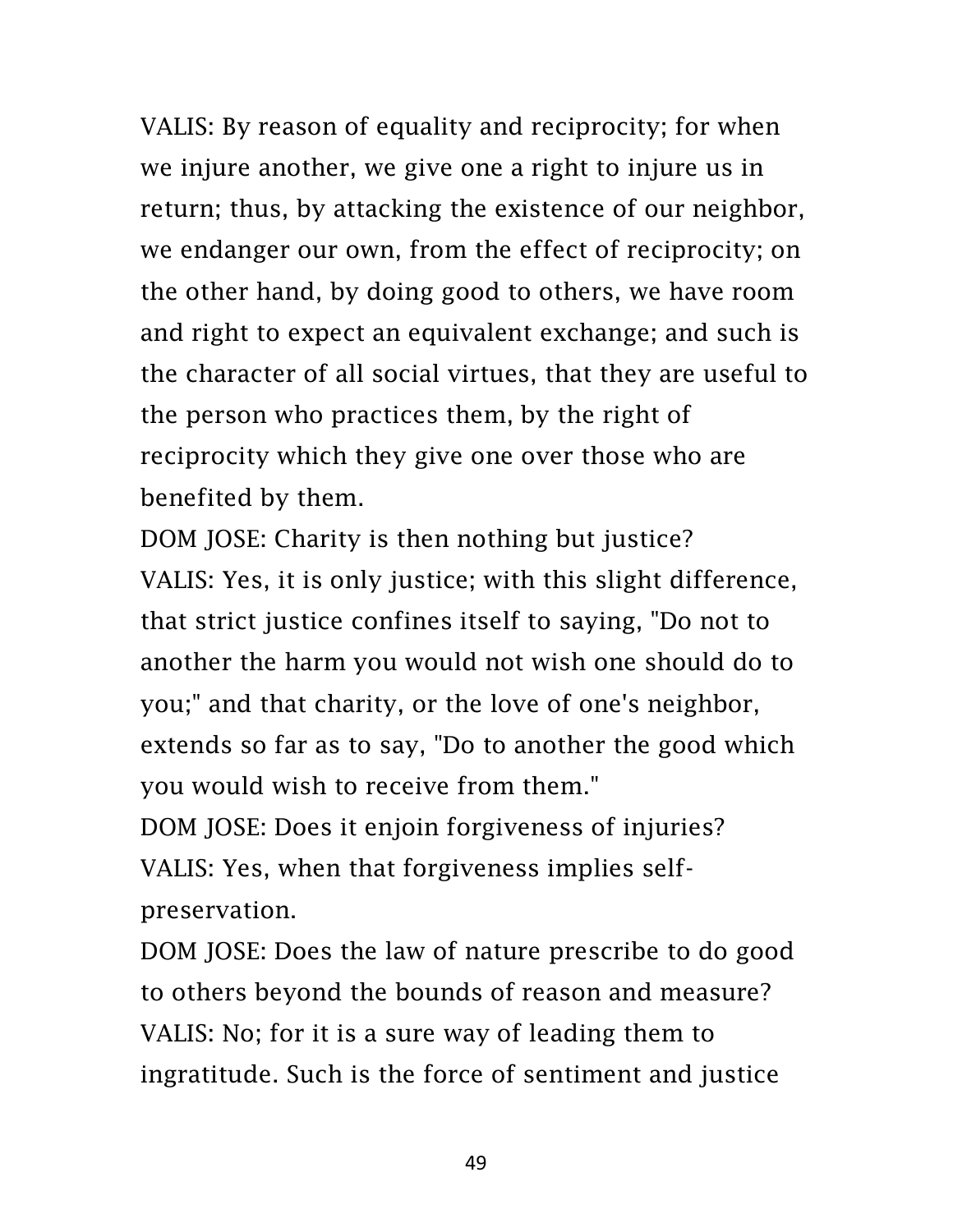VALIS: By reason of equality and reciprocity; for when we injure another, we give one a right to injure us in return; thus, by attacking the existence of our neighbor, we endanger our own, from the effect of reciprocity; on the other hand, by doing good to others, we have room and right to expect an equivalent exchange; and such is the character of all social virtues, that they are useful to the person who practices them, by the right of reciprocity which they give one over those who are benefited by them.

DOM JOSE: Charity is then nothing but justice?

VALIS: Yes, it is only justice; with this slight difference, that strict justice confines itself to saying, "Do not to another the harm you would not wish one should do to you;" and that charity, or the love of one's neighbor, extends so far as to say, "Do to another the good which you would wish to receive from them."

DOM JOSE: Does it enjoin forgiveness of injuries?

VALIS: Yes, when that forgiveness implies self-preservation.

DOM JOSE: Does the law of nature prescribe to do good to others beyond the bounds of reason and measure?

VALIS: No; for it is a sure way of leading them to ingratitude. Such is the force of sentiment and justice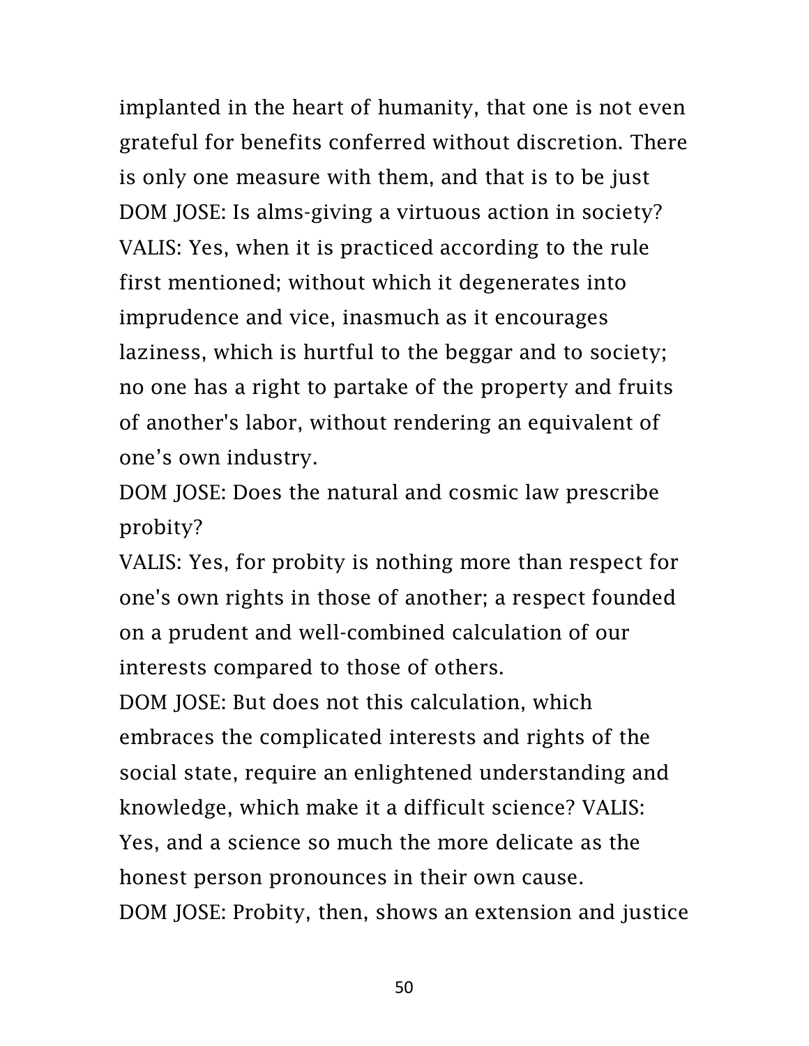implanted in the heart of humanity, that one is not even grateful for benefits conferred without discretion. There is only one measure with them, and that is to be just

DOM JOSE: Is alms-giving a virtuous action in society?

VALIS: Yes, when it is practiced according to the rule first mentioned; without which it degenerates into imprudence and vice, inasmuch as it encourages laziness, which is hurtful to the beggar and to society; no one has a right to partake of the property and fruits of another's labor, without rendering an equivalent of one's own industry.

DOM JOSE: Does the natural and cosmic law prescribe probity?

VALIS: Yes, for probity is nothing more than respect for one's own rights in those of another; a respect founded on a prudent and well-combined calculation of our interests compared to those of others.

DOM JOSE: But does not this calculation, which embraces the complicated interests and rights of the social state, require an enlightened understanding and knowledge, which make it a difficult science? VALIS: Yes, and a science so much the more delicate as the honest person pronounces in their own cause.

DOM JOSE: Probity, then, shows an extension and justice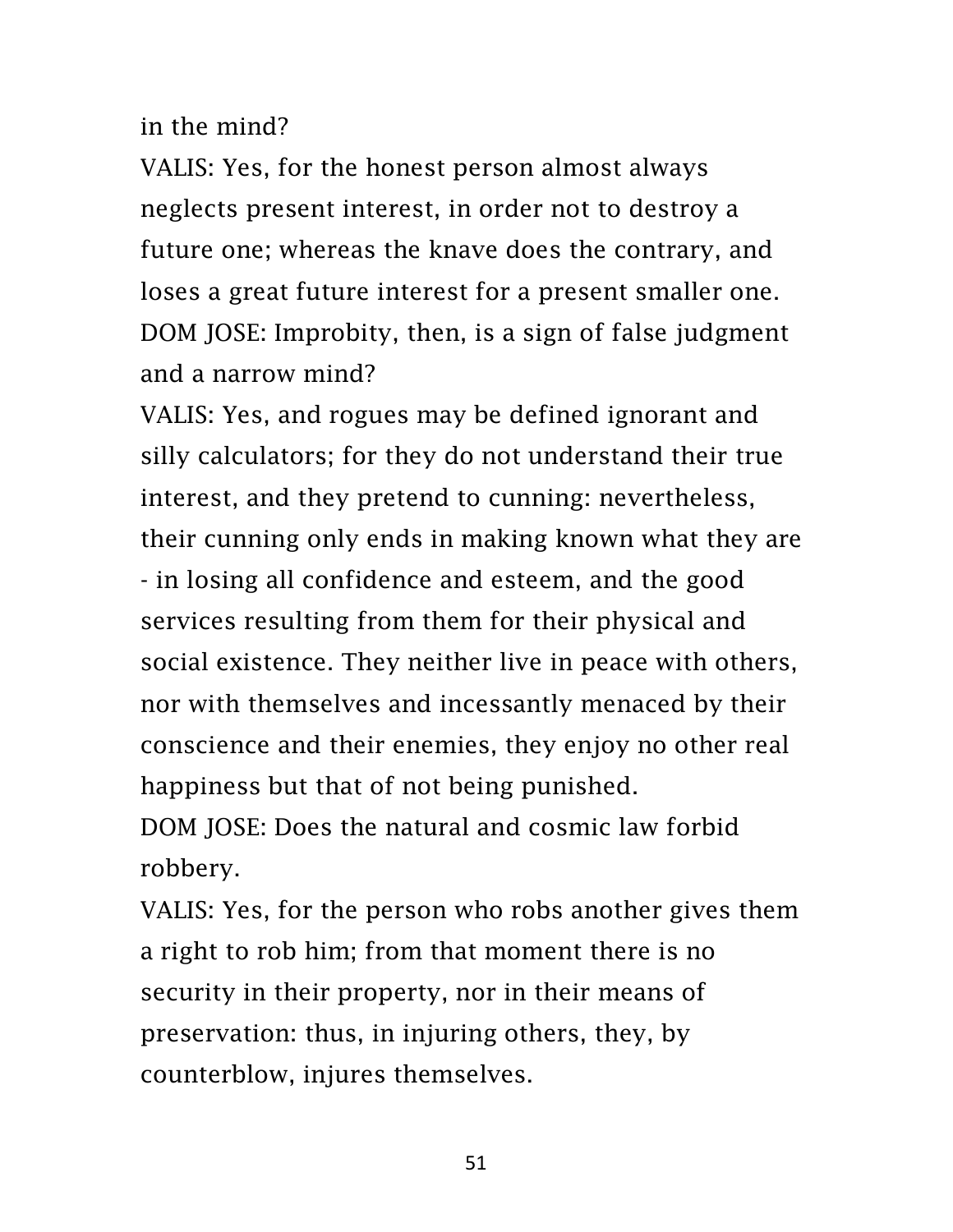in the mind?

VALIS: Yes, for the honest person almost always neglects present interest, in order not to destroy a future one; whereas the knave does the contrary, and loses a great future interest for a present smaller one.

DOM JOSE: Improbity, then, is a sign of false judgment and a narrow mind?

VALIS: Yes, and rogues may be defined ignorant and silly calculators; for they do not understand their true interest, and they pretend to cunning: nevertheless, their cunning only ends in making known what they are - in losing all confidence and esteem, and the good services resulting from them for their physical and social existence. They neither live in peace with others, nor with themselves and incessantly menaced by their conscience and their enemies, they enjoy no other real happiness but that of not being punished.

DOM JOSE: Does the natural and cosmic law forbid robbery.

VALIS: Yes, for the person who robs another gives them a right to rob him; from that moment there is no security in their property, nor in their means of preservation: thus, in injuring others, they, by counterblow, injures themselves.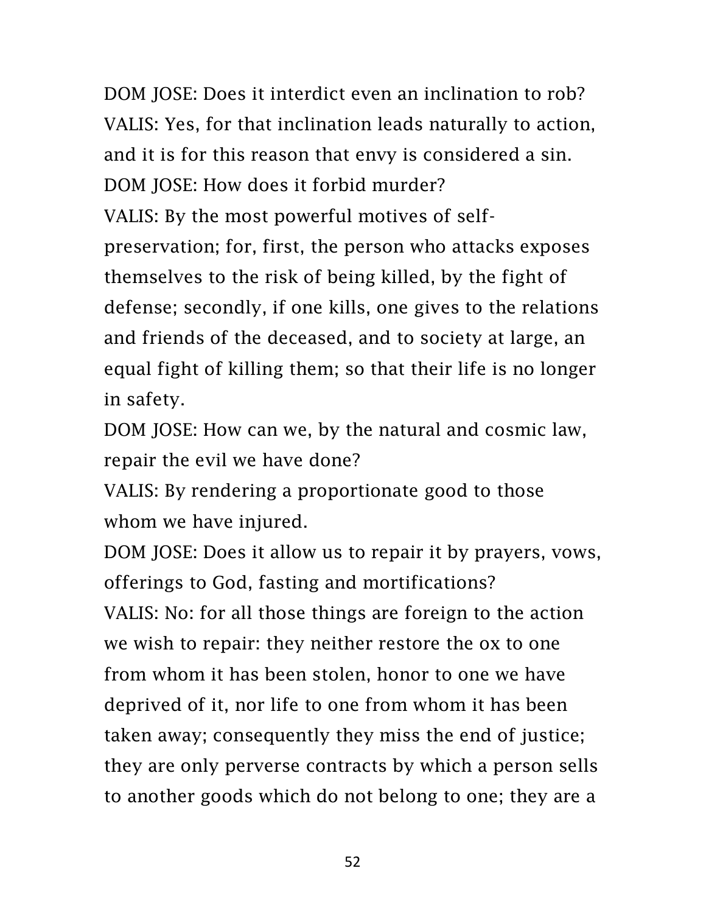DOM JOSE: Does it interdict even an inclination to rob?

VALIS: Yes, for that inclination leads naturally to action, and it is for this reason that envy is considered a sin.

DOM JOSE: How does it forbid murder?

VALIS: By the most powerful motives of self-preservation; for, first, the person who attacks exposes themselves to the risk of being killed, by the fight of defense; secondly, if one kills, one gives to the relations and friends of the deceased, and to society at large, an equal fight of killing them; so that their life is no longer in safety.

DOM JOSE: How can we, by the natural and cosmic law, repair the evil we have done?

VALIS: By rendering a proportionate good to those whom we have injured.

DOM JOSE: Does it allow us to repair it by prayers, vows, offerings to God, fasting and mortifications?

VALIS: No: for all those things are foreign to the action we wish to repair: they neither restore the ox to one from whom it has been stolen, honor to one we have deprived of it, nor life to one from whom it has been taken away; consequently they miss the end of justice; they are only perverse contracts by which a person sells to another goods which do not belong to one; they are a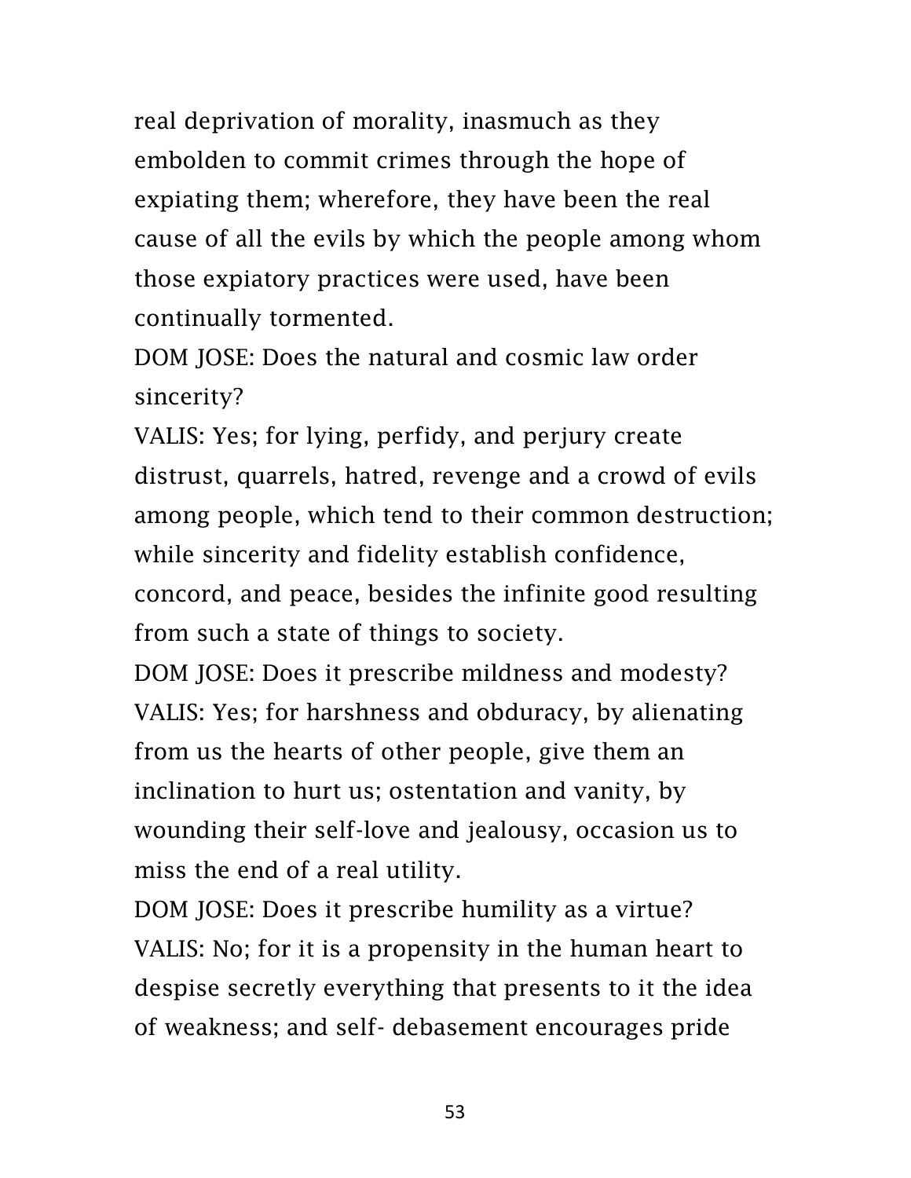real deprivation of morality, inasmuch as they embolden to commit crimes through the hope of expiating them; wherefore, they have been the real cause of all the evils by which the people among whom those expiatory practices were used, have been continually tormented.

DOM JOSE: Does the natural and cosmic law order sincerity?

VALIS: Yes; for lying, perfidy, and perjury create distrust, quarrels, hatred, revenge and a crowd of evils among people, which tend to their common destruction; while sincerity and fidelity establish confidence, concord, and peace, besides the infinite good resulting from such a state of things to society.

DOM JOSE: Does it prescribe mildness and modesty?

VALIS: Yes; for harshness and obduracy, by alienating from us the hearts of other people, give them an inclination to hurt us; ostentation and vanity, by wounding their self-love and jealousy, occasion us to miss the end of a real utility.

DOM JOSE: Does it prescribe humility as a virtue?

VALIS: No; for it is a propensity in the human heart to despise secretly everything that presents to it the idea of weakness; and self- debasement encourages pride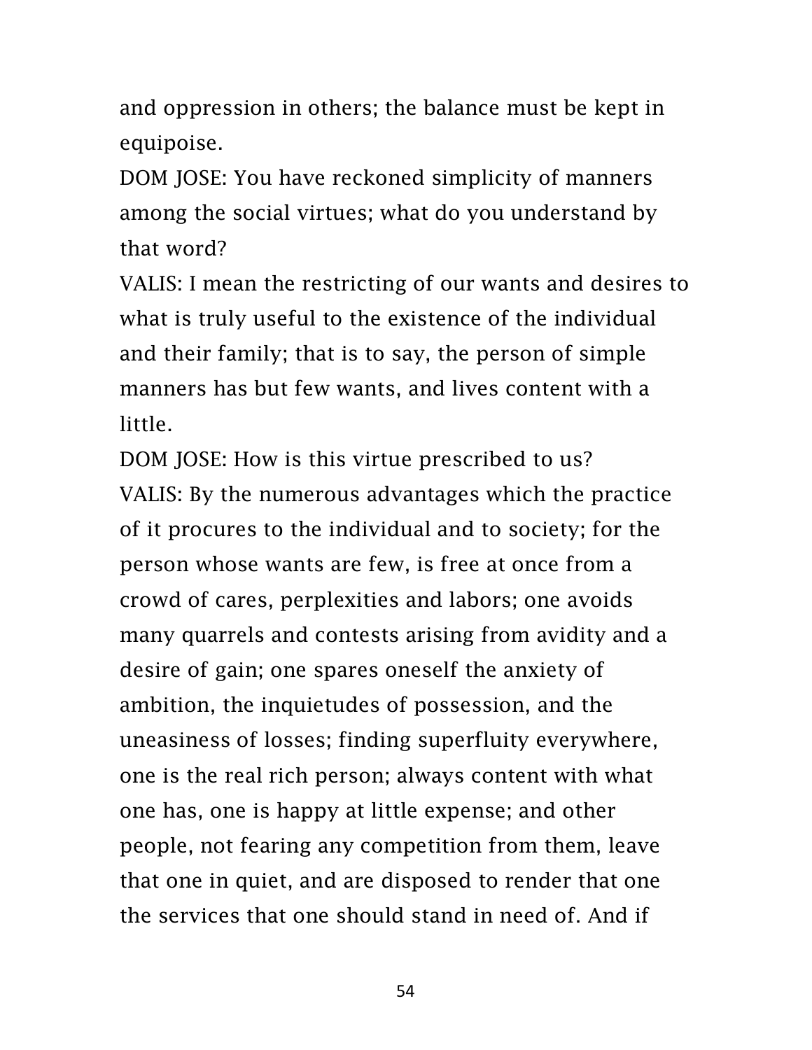and oppression in others; the balance must be kept in equipoise.

DOM JOSE: You have reckoned simplicity of manners among the social virtues; what do you understand by that word?

VALIS: I mean the restricting of our wants and desires to what is truly useful to the existence of the individual and their family; that is to say, the person of simple manners has but few wants, and lives content with a little.

DOM JOSE: How is this virtue prescribed to us?

VALIS: By the numerous advantages which the practice of it procures to the individual and to society; for the person whose wants are few, is free at once from a crowd of cares, perplexities and labors; one avoids many quarrels and contests arising from avidity and a desire of gain; one spares oneself the anxiety of ambition, the inquietudes of possession, and the uneasiness of losses; finding superfluity everywhere, one is the real rich person; always content with what one has, one is happy at little expense; and other people, not fearing any competition from them, leave that one in quiet, and are disposed to render that one the services that one should stand in need of. And if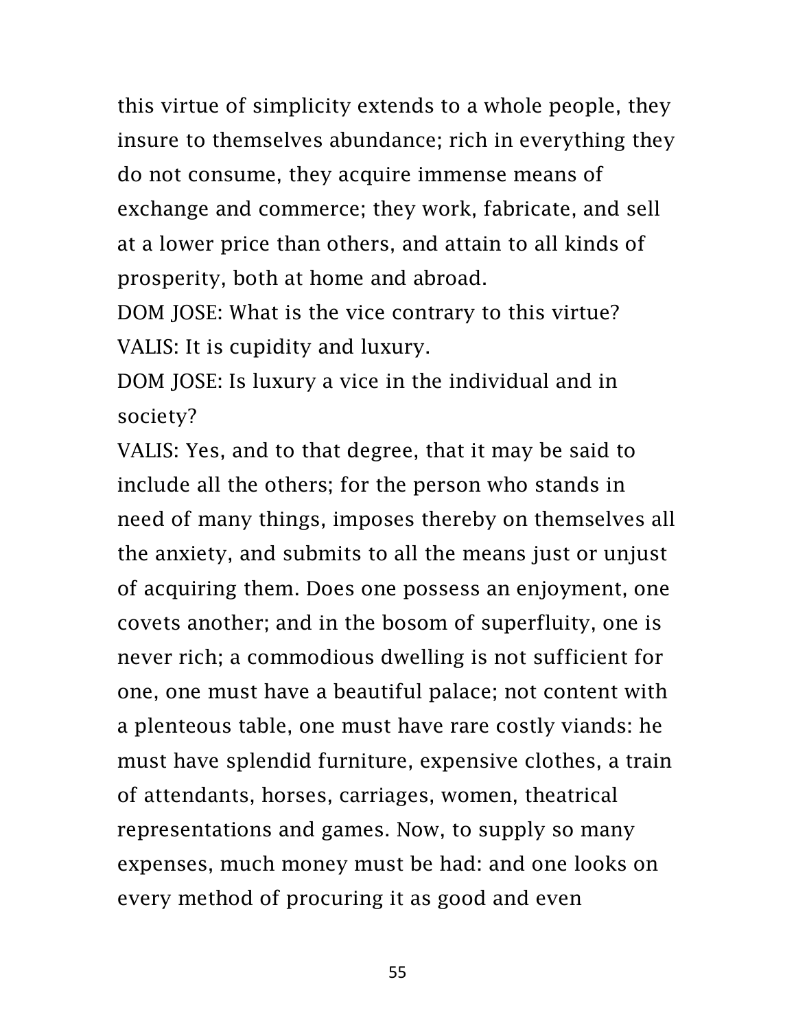this virtue of simplicity extends to a whole people, they insure to themselves abundance; rich in everything they do not consume, they acquire immense means of exchange and commerce; they work, fabricate, and sell at a lower price than others, and attain to all kinds of prosperity, both at home and abroad.

DOM JOSE: What is the vice contrary to this virtue?

VALIS: It is cupidity and luxury.

DOM JOSE: Is luxury a vice in the individual and in society?

VALIS: Yes, and to that degree, that it may be said to include all the others; for the person who stands in need of many things, imposes thereby on themselves all the anxiety, and submits to all the means just or unjust of acquiring them. Does one possess an enjoyment, one covets another; and in the bosom of superfluity, one is never rich; a commodious dwelling is not sufficient for one, one must have a beautiful palace; not content with a plenteous table, one must have rare costly viands: he must have splendid furniture, expensive clothes, a train of attendants, horses, carriages, women, theatrical representations and games. Now, to supply so many expenses, much money must be had: and one looks on every method of procuring it as good and even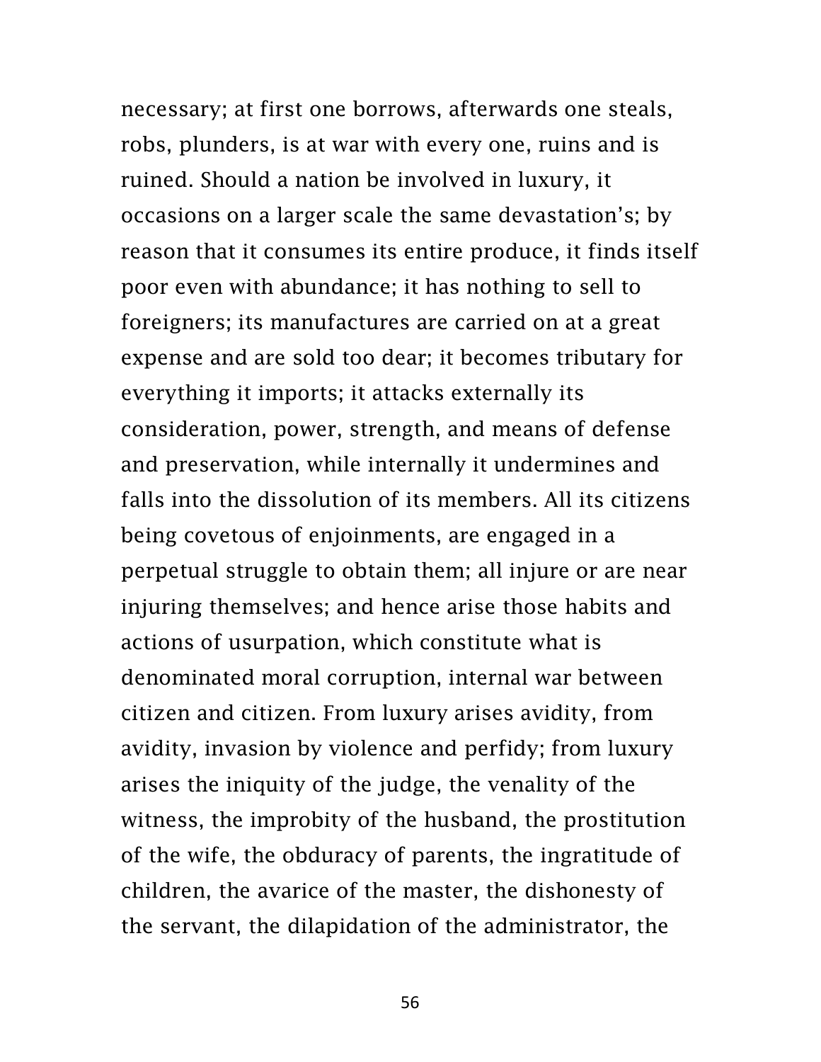necessary; at first one borrows, afterwards one steals, robs, plunders, is at war with every one, ruins and is ruined. Should a nation be involved in luxury, it occasions on a larger scale the same devastation's; by reason that it consumes its entire produce, it finds itself poor even with abundance; it has nothing to sell to foreigners; its manufactures are carried on at a great expense and are sold too dear; it becomes tributary for everything it imports; it attacks externally its consideration, power, strength, and means of defense and preservation, while internally it undermines and falls into the dissolution of its members. All its citizens being covetous of enjoinments, are engaged in a perpetual struggle to obtain them; all injure or are near injuring themselves; and hence arise those habits and actions of usurpation, which constitute what is denominated moral corruption, internal war between citizen and citizen. From luxury arises avidity, from avidity, invasion by violence and perfidy; from luxury arises the iniquity of the judge, the venality of the witness, the improbity of the husband, the prostitution of the wife, the obduracy of parents, the ingratitude of children, the avarice of the master, the dishonesty of the servant, the dilapidation of the administrator, the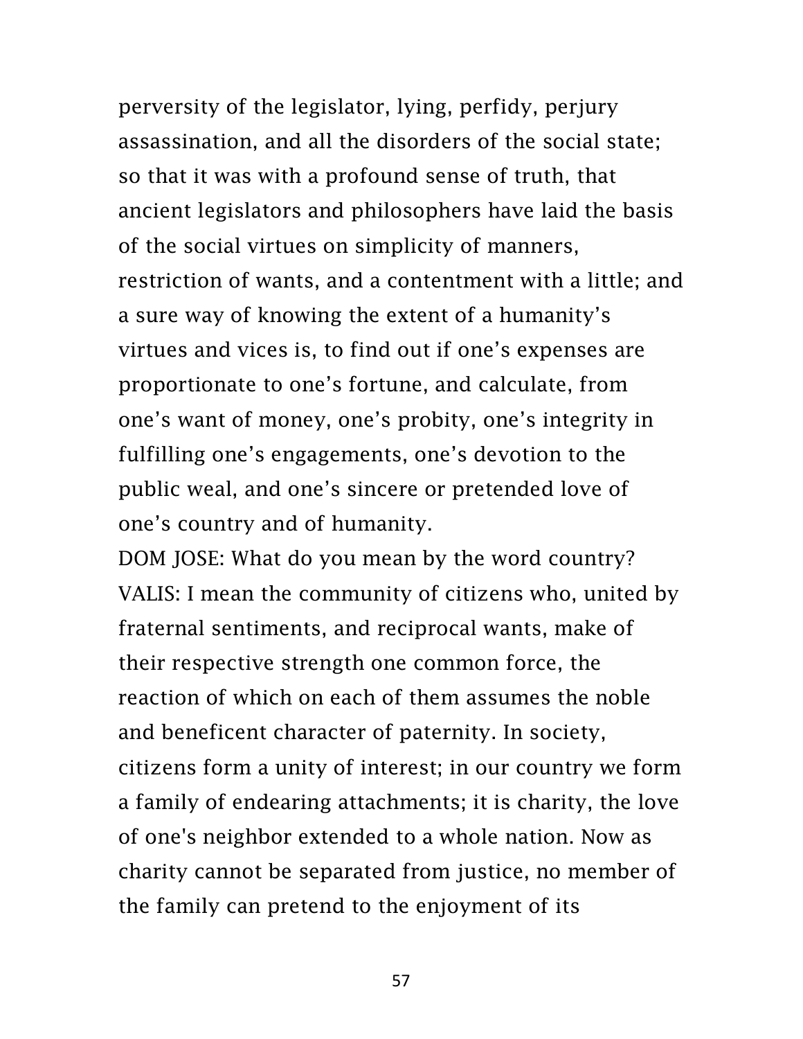perversity of the legislator, lying, perfidy, perjury assassination, and all the disorders of the social state; so that it was with a profound sense of truth, that ancient legislators and philosophers have laid the basis of the social virtues on simplicity of manners, restriction of wants, and a contentment with a little; and a sure way of knowing the extent of a humanity's virtues and vices is, to find out if one's expenses are proportionate to one's fortune, and calculate, from one's want of money, one's probity, one's integrity in fulfilling one's engagements, one's devotion to the public weal, and one's sincere or pretended love of one's country and of humanity.

DOM JOSE: What do you mean by the word country?

VALIS: I mean the community of citizens who, united by fraternal sentiments, and reciprocal wants, make of their respective strength one common force, the reaction of which on each of them assumes the noble and beneficent character of paternity. In society, citizens form a unity of interest; in our country we form a family of endearing attachments; it is charity, the love of one's neighbor extended to a whole nation. Now as charity cannot be separated from justice, no member of the family can pretend to the enjoyment of its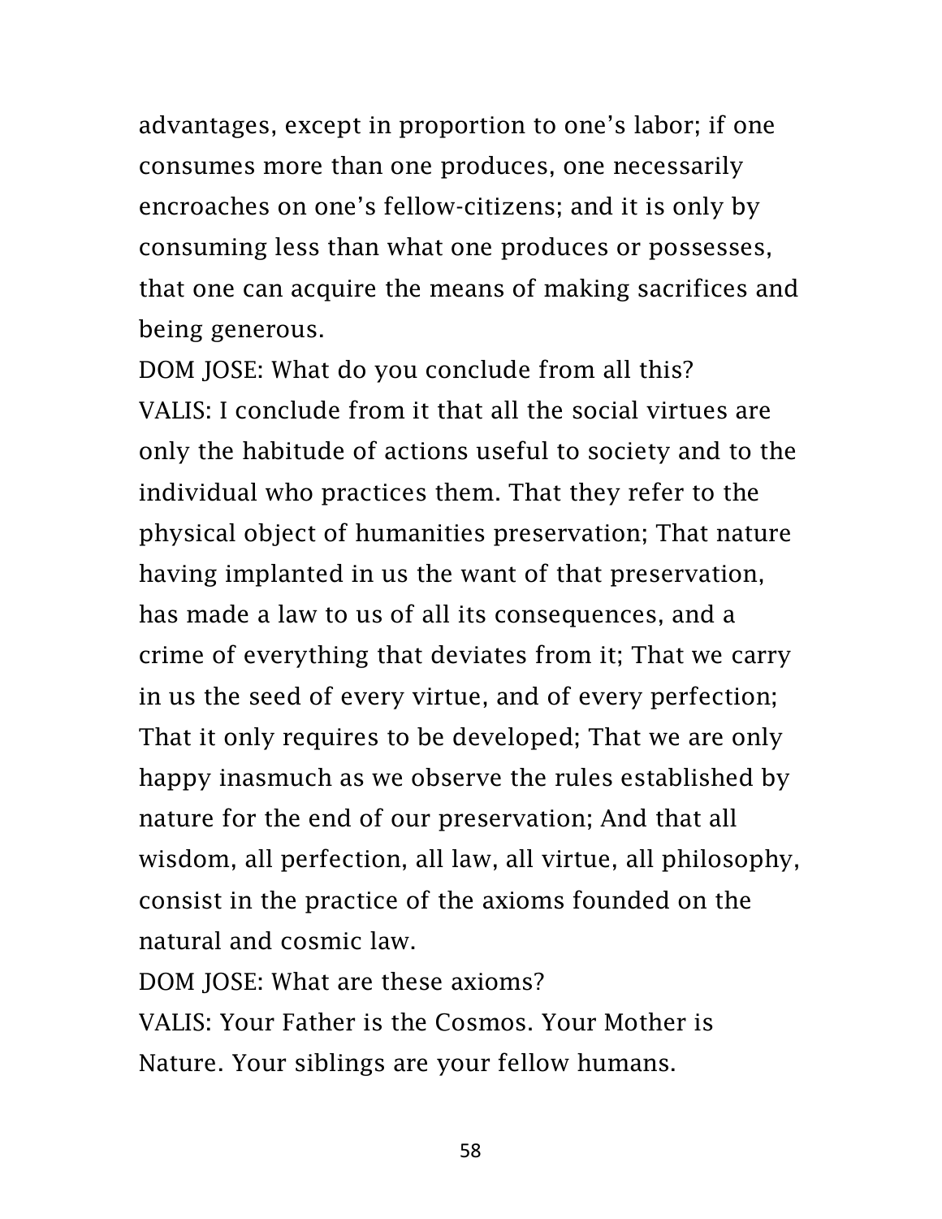advantages, except in proportion to one's labor; if one consumes more than one produces, one necessarily encroaches on one's fellow-citizens; and it is only by consuming less than what one produces or possesses, that one can acquire the means of making sacrifices and being generous.

DOM JOSE: What do you conclude from all this?

VALIS: I conclude from it that all the social virtues are only the habitude of actions useful to society and to the individual who practices them. That they refer to the physical object of humanities preservation; That nature having implanted in us the want of that preservation, has made a law to us of all its consequences, and a crime of everything that deviates from it; That we carry in us the seed of every virtue, and of every perfection; That it only requires to be developed; That we are only happy inasmuch as we observe the rules established by nature for the end of our preservation; And that all wisdom, all perfection, all law, all virtue, all philosophy, consist in the practice of the axioms founded on the natural and cosmic law.

DOM JOSE: What are these axioms?

VALIS: Your Father is the Cosmos. Your Mother is Nature. Your siblings are your fellow humans.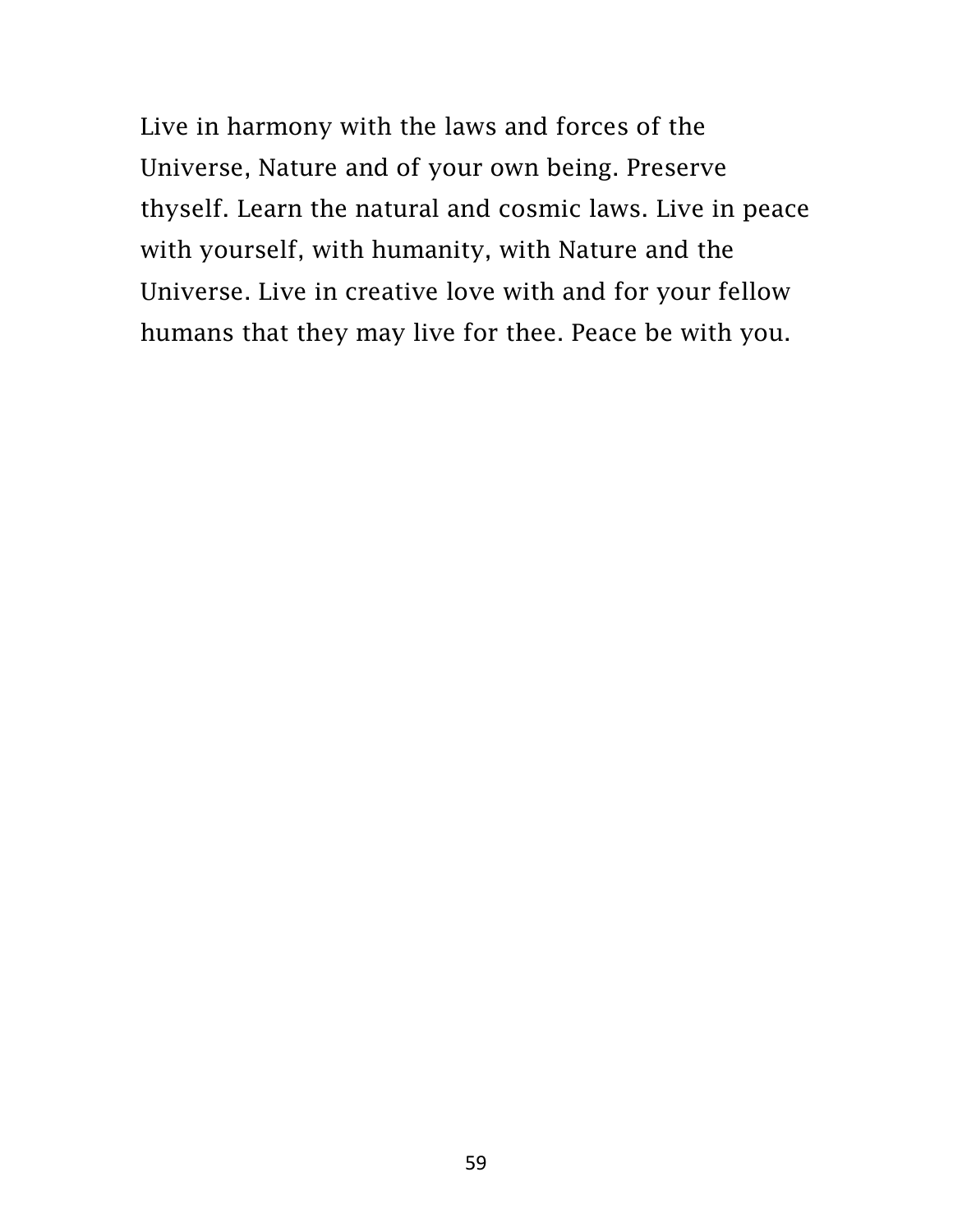Live in harmony with the laws and forces of the Universe, Nature and of your own being. Preserve thyself. Learn the natural and cosmic laws. Live in peace with yourself, with humanity, with Nature and the Universe. Live in creative love with and for your fellow humans that they may live for thee. Peace be with you.